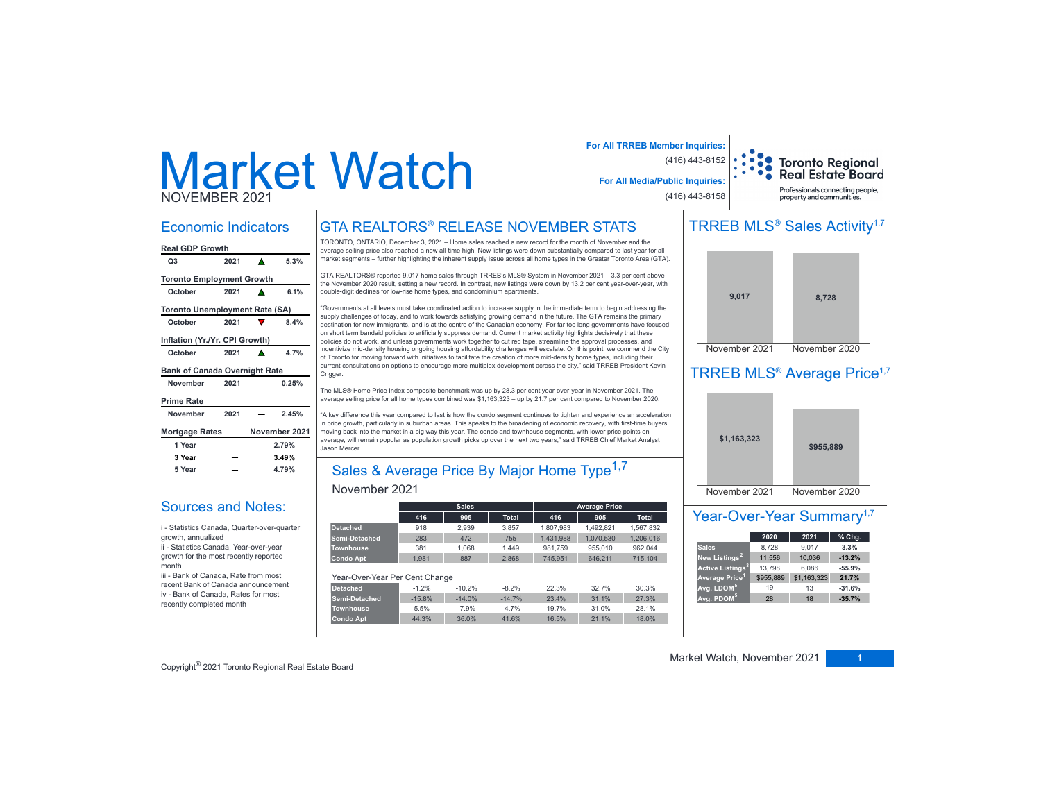# Market Watch

NOVEMBER 2021

**For All TRREB Member Inquiries:** (416) 443-8152

**For All Media/Public Inquiries:** (416) 443-8158

Toronto Regional Real Estate Board — Professionals connecting people, property and communities.

## Economic Indicators

**Real GDP Growth**

| Q3 | 2021 | ▲ | 5.3% |
|---|---|---|---|

**Toronto Employment Growth**

| October | 2021 | ▲ | 6.1% |
|---|---|---|---|

**Toronto Unemployment Rate (SA)**

| October | 2021 | ▼ | 8.4% |
|---|---|---|---|

**Inflation (Yr./Yr. CPI Growth)**

| October | 2021 | ▲ | 4.7% |
|---|---|---|---|

**Bank of Canada Overnight Rate**

| November | 2021 | — | 0.25% |
|---|---|---|---|

**Prime Rate**

| November | 2021 | — | 2.45% |
|---|---|---|---|

| Mortgage Rates | | November 2021 |
|---|---|---|
| 1 Year | — | 2.79% |
| 3 Year | — | 3.49% |
| 5 Year | — | 4.79% |

## Sources and Notes:

i - Statistics Canada, Quarter-over-quarter growth, annualized

ii - Statistics Canada, Year-over-year growth for the most recently reported month

iii - Bank of Canada, Rate from most recent Bank of Canada announcement

iv - Bank of Canada, Rates for most recently completed month

## GTA REALTORS® RELEASE NOVEMBER STATS

TORONTO, ONTARIO, December 3, 2021 – Home sales reached a new record for the month of November and the average selling price also reached a new all-time high. New listings were down substantially compared to last year for all market segments – further highlighting the inherent supply issue across all home types in the Greater Toronto Area (GTA).

GTA REALTORS® reported 9,017 home sales through TRREB's MLS® System in November 2021 – 3.3 per cent above the November 2020 result, setting a new record. In contrast, new listings were down by 13.2 per cent year-over-year, with double-digit declines for low-rise home types, and condominium apartments.

"Governments at all levels must take coordinated action to increase supply in the immediate term to begin addressing the supply challenges of today, and to work towards satisfying growing demand in the future. The GTA remains the primary destination for new immigrants, and is at the centre of the Canadian economy. For far too long governments have focused on short term bandaid policies to artificially suppress demand. Current market activity highlights decisively that these policies do not work, and unless governments work together to cut red tape, streamline the approval processes, and incentivize mid-density housing ongoing housing affordability challenges will escalate. On this point, we commend the City of Toronto for moving forward with initiatives to facilitate the creation of more mid-density home types, including their current consultations on options to encourage more multiplex development across the city," said TRREB President Kevin Crigger.

The MLS® Home Price Index composite benchmark was up by 28.3 per cent year-over-year in November 2021. The average selling price for all home types combined was $1,163,323 – up by 21.7 per cent compared to November 2020.

"A key difference this year compared to last is how the condo segment continues to tighten and experience an acceleration in price growth, particularly in suburban areas. This speaks to the broadening of economic recovery, with first-time buyers moving back into the market in a big way this year. The condo and townhouse segments, with lower price points on average, will remain popular as population growth picks up over the next two years," said TRREB Chief Market Analyst Jason Mercer.

## Sales & Average Price By Major Home Type[1,7]

November 2021

| | Sales | | | Average Price | | |
|---|---|---|---|---|---|---|
| | 416 | 905 | Total | 416 | 905 | Total |
| Detached | 918 | 2,939 | 3,857 | 1,807,983 | 1,492,821 | 1,567,832 |
| Semi-Detached | 283 | 472 | 755 | 1,431,988 | 1,070,530 | 1,206,016 |
| Townhouse | 381 | 1,068 | 1,449 | 981,759 | 955,010 | 962,044 |
| Condo Apt | 1,981 | 887 | 2,868 | 745,951 | 646,211 | 715,104 |

Year-Over-Year Per Cent Change

| | 416 | 905 | Total | 416 | 905 | Total |
|---|---|---|---|---|---|---|
| Detached | -1.2% | -10.2% | -8.2% | 22.3% | 32.7% | 30.3% |
| Semi-Detached | -15.8% | -14.0% | -14.7% | 23.4% | 31.1% | 27.3% |
| Townhouse | 5.5% | -7.9% | -4.7% | 19.7% | 31.0% | 28.1% |
| Condo Apt | 44.3% | 36.0% | 41.6% | 16.5% | 21.1% | 18.0% |

## TRREB MLS® Sales Activity[1,7]

| November 2021 | November 2020 |
|---|---|
| 9,017 | 8,728 |

## TRREB MLS® Average Price[1,7]

| November 2021 | November 2020 |
|---|---|
| $1,163,323 | $955,889 |

## Year-Over-Year Summary[1,7]

| | 2020 | 2021 | % Chg. |
|---|---|---|---|
| Sales | 8,728 | 9,017 | 3.3% |
| New Listings[2] | 11,556 | 10,036 | -13.2% |
| Active Listings[3] | 13,798 | 6,086 | -55.9% |
| Average Price[1] | $955,889 | $1,163,323 | 21.7% |
| Avg. LDOM[5] | 19 | 13 | -31.6% |
| Avg. PDOM[5] | 28 | 18 | -35.7% |

Copyright® 2021 Toronto Regional Real Estate Board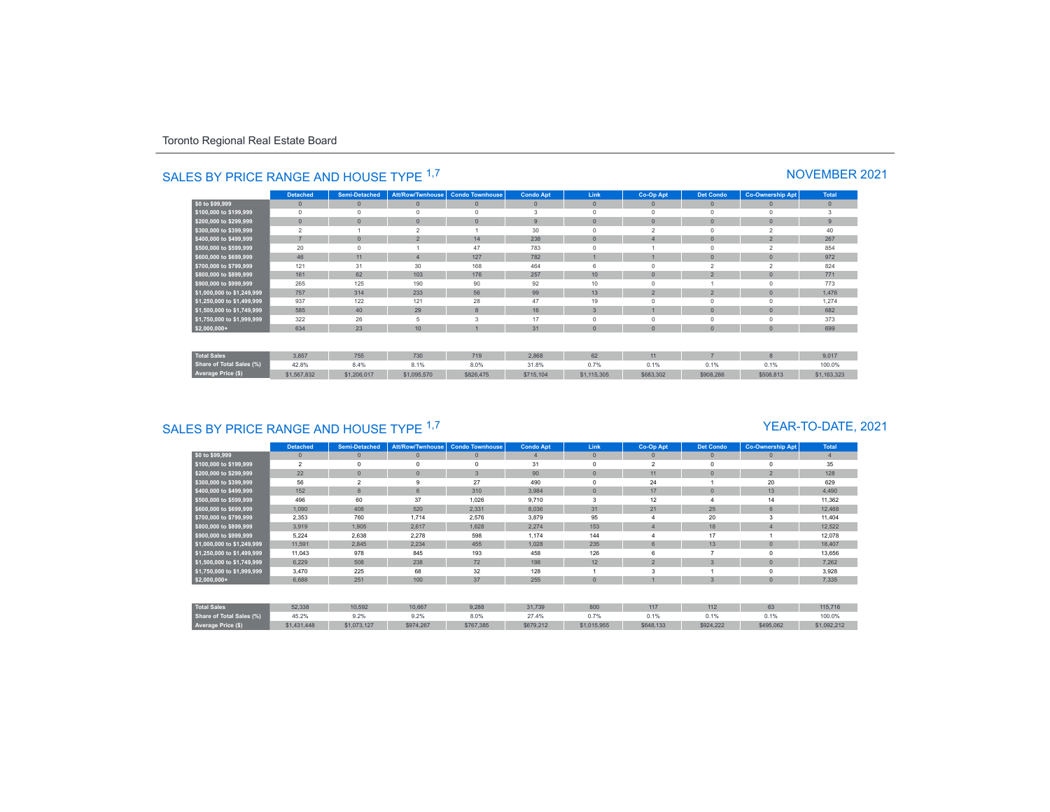Toronto Regional Real Estate Board

## SALES BY PRICE RANGE AND HOUSE TYPE [1,7]

## NOVEMBER 2021

| | Detached | Semi-Detached | Att/Row/Twnhouse | Condo Townhouse | Condo Apt | Link | Co-Op Apt | Det Condo | Co-Ownership Apt | Total |
|---|---|---|---|---|---|---|---|---|---|---|
| $0 to $99,999 | 0 | 0 | 0 | 0 | 0 | 0 | 0 | 0 | 0 | 0 |
| $100,000 to $199,999 | 0 | 0 | 0 | 0 | 3 | 0 | 0 | 0 | 0 | 3 |
| $200,000 to $299,999 | 0 | 0 | 0 | 0 | 9 | 0 | 0 | 0 | 0 | 9 |
| $300,000 to $399,999 | 2 | 1 | 2 | 1 | 30 | 0 | 2 | 0 | 2 | 40 |
| $400,000 to $499,999 | 7 | 0 | 2 | 14 | 238 | 0 | 4 | 0 | 2 | 267 |
| $500,000 to $599,999 | 20 | 0 | 1 | 47 | 783 | 0 | 1 | 0 | 2 | 854 |
| $600,000 to $699,999 | 46 | 11 | 4 | 127 | 782 | 1 | 1 | 0 | 0 | 972 |
| $700,000 to $799,999 | 121 | 31 | 30 | 168 | 464 | 6 | 0 | 2 | 2 | 824 |
| $800,000 to $899,999 | 161 | 62 | 103 | 176 | 257 | 10 | 0 | 2 | 0 | 771 |
| $900,000 to $999,999 | 265 | 125 | 190 | 90 | 92 | 10 | 0 | 1 | 0 | 773 |
| $1,000,000 to $1,249,999 | 757 | 314 | 233 | 56 | 99 | 13 | 2 | 2 | 0 | 1,476 |
| $1,250,000 to $1,499,999 | 937 | 122 | 121 | 28 | 47 | 19 | 0 | 0 | 0 | 1,274 |
| $1,500,000 to $1,749,999 | 585 | 40 | 29 | 8 | 16 | 3 | 1 | 0 | 0 | 682 |
| $1,750,000 to $1,999,999 | 322 | 26 | 5 | 3 | 17 | 0 | 0 | 0 | 0 | 373 |
| $2,000,000+ | 634 | 23 | 10 | 1 | 31 | 0 | 0 | 0 | 0 | 699 |
| Total Sales | 3,857 | 755 | 730 | 719 | 2,868 | 62 | 11 | 7 | 8 | 9,017 |
| Share of Total Sales (%) | 42.8% | 8.4% | 8.1% | 8.0% | 31.8% | 0.7% | 0.1% | 0.1% | 0.1% | 100.0% |
| Average Price ($) | $1,567,832 | $1,206,017 | $1,095,570 | $826,475 | $715,104 | $1,115,305 | $683,302 | $908,286 | $508,813 | $1,163,323 |

## SALES BY PRICE RANGE AND HOUSE TYPE [1,7]

## YEAR-TO-DATE, 2021

| | Detached | Semi-Detached | Att/Row/Twnhouse | Condo Townhouse | Condo Apt | Link | Co-Op Apt | Det Condo | Co-Ownership Apt | Total |
|---|---|---|---|---|---|---|---|---|---|---|
| $0 to $99,999 | 0 | 0 | 0 | 0 | 4 | 0 | 0 | 0 | 0 | 4 |
| $100,000 to $199,999 | 2 | 0 | 0 | 0 | 31 | 0 | 2 | 0 | 0 | 35 |
| $200,000 to $299,999 | 22 | 0 | 0 | 3 | 90 | 0 | 11 | 0 | 2 | 128 |
| $300,000 to $399,999 | 56 | 2 | 9 | 27 | 490 | 0 | 24 | 1 | 20 | 629 |
| $400,000 to $499,999 | 152 | 8 | 6 | 310 | 3,984 | 0 | 17 | 0 | 13 | 4,490 |
| $500,000 to $599,999 | 496 | 60 | 37 | 1,026 | 9,710 | 3 | 12 | 4 | 14 | 11,362 |
| $600,000 to $699,999 | 1,090 | 408 | 520 | 2,331 | 8,036 | 31 | 21 | 25 | 6 | 12,468 |
| $700,000 to $799,999 | 2,353 | 760 | 1,714 | 2,576 | 3,879 | 95 | 4 | 20 | 3 | 11,404 |
| $800,000 to $899,999 | 3,919 | 1,905 | 2,617 | 1,628 | 2,274 | 153 | 4 | 18 | 4 | 12,522 |
| $900,000 to $999,999 | 5,224 | 2,638 | 2,278 | 598 | 1,174 | 144 | 4 | 17 | 1 | 12,078 |
| $1,000,000 to $1,249,999 | 11,591 | 2,845 | 2,234 | 455 | 1,028 | 235 | 6 | 13 | 0 | 18,407 |
| $1,250,000 to $1,499,999 | 11,043 | 978 | 845 | 193 | 458 | 126 | 6 | 7 | 0 | 13,656 |
| $1,500,000 to $1,749,999 | 6,229 | 508 | 238 | 72 | 198 | 12 | 2 | 3 | 0 | 7,262 |
| $1,750,000 to $1,999,999 | 3,470 | 225 | 68 | 32 | 128 | 1 | 3 | 1 | 0 | 3,928 |
| $2,000,000+ | 6,688 | 251 | 100 | 37 | 255 | 0 | 1 | 3 | 0 | 7,335 |
| Total Sales | 52,338 | 10,592 | 10,667 | 9,288 | 31,739 | 800 | 117 | 112 | 63 | 115,716 |
| Share of Total Sales (%) | 45.2% | 9.2% | 9.2% | 8.0% | 27.4% | 0.7% | 0.1% | 0.1% | 0.1% | 100.0% |
| Average Price ($) | $1,431,448 | $1,073,127 | $974,267 | $767,385 | $679,212 | $1,015,955 | $648,133 | $924,222 | $495,062 | $1,092,212 |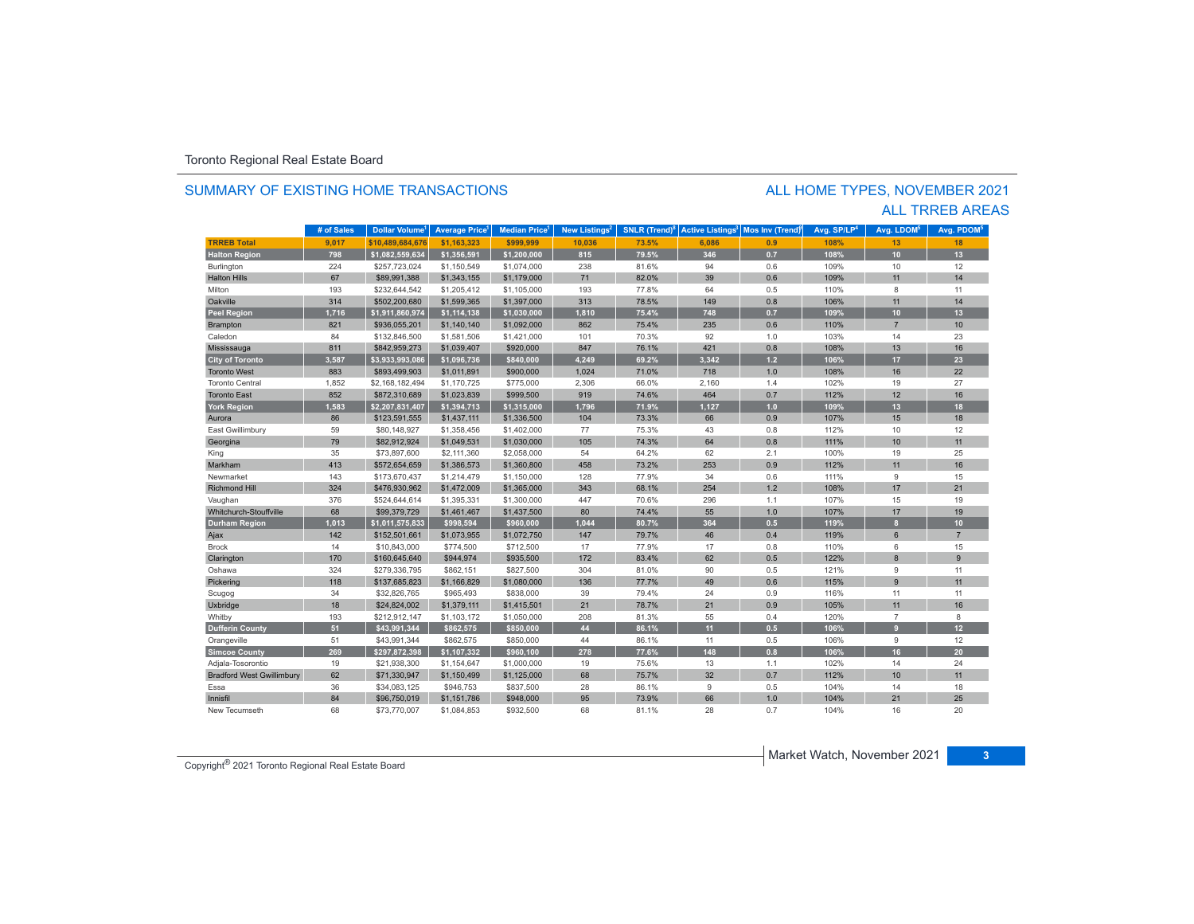Toronto Regional Real Estate Board

## SUMMARY OF EXISTING HOME TRANSACTIONS

## ALL HOME TYPES, NOVEMBER 2021
## ALL TRREB AREAS

| | # of Sales | Dollar Volume[1] | Average Price[1] | Median Price[1] | New Listings[2] | SNLR (Trend)[8] | Active Listings[3] | Mos Inv (Trend)[9] | Avg. SP/LP[4] | Avg. LDOM[5] | Avg. PDOM[5] |
|---|---|---|---|---|---|---|---|---|---|---|---|
| **TRREB Total** | **9,017** | **$10,489,684,676** | **$1,163,323** | **$999,999** | **10,036** | **73.5%** | **6,086** | **0.9** | **108%** | **13** | **18** |
| **Halton Region** | **798** | **$1,082,559,634** | **$1,356,591** | **$1,200,000** | **815** | **79.5%** | **346** | **0.7** | **108%** | **10** | **13** |
| Burlington | 224 | $257,723,024 | $1,150,549 | $1,074,000 | 238 | 81.6% | 94 | 0.6 | 109% | 10 | 12 |
| Halton Hills | 67 | $89,991,388 | $1,343,155 | $1,179,000 | 71 | 82.0% | 39 | 0.6 | 109% | 11 | 14 |
| Milton | 193 | $232,644,542 | $1,205,412 | $1,105,000 | 193 | 77.8% | 64 | 0.5 | 110% | 8 | 11 |
| Oakville | 314 | $502,200,680 | $1,599,365 | $1,397,000 | 313 | 78.5% | 149 | 0.8 | 106% | 11 | 14 |
| **Peel Region** | **1,716** | **$1,911,860,974** | **$1,114,138** | **$1,030,000** | **1,810** | **75.4%** | **748** | **0.7** | **109%** | **10** | **13** |
| Brampton | 821 | $936,055,201 | $1,140,140 | $1,092,000 | 862 | 75.4% | 235 | 0.6 | 110% | 7 | 10 |
| Caledon | 84 | $132,846,500 | $1,581,506 | $1,421,000 | 101 | 70.3% | 92 | 1.0 | 103% | 14 | 23 |
| Mississauga | 811 | $842,959,273 | $1,039,407 | $920,000 | 847 | 76.1% | 421 | 0.8 | 108% | 13 | 16 |
| **City of Toronto** | **3,587** | **$3,933,993,086** | **$1,096,736** | **$840,000** | **4,249** | **69.2%** | **3,342** | **1.2** | **106%** | **17** | **23** |
| Toronto West | 883 | $893,499,903 | $1,011,891 | $900,000 | 1,024 | 71.0% | 718 | 1.0 | 108% | 16 | 22 |
| Toronto Central | 1,852 | $2,168,182,494 | $1,170,725 | $775,000 | 2,306 | 66.0% | 2,160 | 1.4 | 102% | 19 | 27 |
| Toronto East | 852 | $872,310,689 | $1,023,839 | $999,500 | 919 | 74.6% | 464 | 0.7 | 112% | 12 | 16 |
| **York Region** | **1,583** | **$2,207,831,407** | **$1,394,713** | **$1,315,000** | **1,796** | **71.9%** | **1,127** | **1.0** | **109%** | **13** | **18** |
| Aurora | 86 | $123,591,555 | $1,437,111 | $1,336,500 | 104 | 73.3% | 66 | 0.9 | 107% | 15 | 18 |
| East Gwillimbury | 59 | $80,148,927 | $1,358,456 | $1,402,000 | 77 | 75.3% | 43 | 0.8 | 112% | 10 | 12 |
| Georgina | 79 | $82,912,924 | $1,049,531 | $1,030,000 | 105 | 74.3% | 64 | 0.8 | 111% | 10 | 11 |
| King | 35 | $73,897,600 | $2,111,360 | $2,058,000 | 54 | 64.2% | 62 | 2.1 | 100% | 19 | 25 |
| Markham | 413 | $572,654,659 | $1,386,573 | $1,360,800 | 458 | 73.2% | 253 | 0.9 | 112% | 11 | 16 |
| Newmarket | 143 | $173,670,437 | $1,214,479 | $1,150,000 | 128 | 77.9% | 34 | 0.6 | 111% | 9 | 15 |
| Richmond Hill | 324 | $476,930,962 | $1,472,009 | $1,365,000 | 343 | 68.1% | 254 | 1.2 | 108% | 17 | 21 |
| Vaughan | 376 | $524,644,614 | $1,395,331 | $1,300,000 | 447 | 70.6% | 296 | 1.1 | 107% | 15 | 19 |
| Whitchurch-Stouffville | 68 | $99,379,729 | $1,461,467 | $1,437,500 | 80 | 74.4% | 55 | 1.0 | 107% | 17 | 19 |
| **Durham Region** | **1,013** | **$1,011,575,833** | **$998,594** | **$960,000** | **1,044** | **80.7%** | **364** | **0.5** | **119%** | **8** | **10** |
| Ajax | 142 | $152,501,661 | $1,073,955 | $1,072,750 | 147 | 79.7% | 46 | 0.4 | 119% | 6 | 7 |
| Brock | 14 | $10,843,000 | $774,500 | $712,500 | 17 | 77.9% | 17 | 0.8 | 110% | 6 | 15 |
| Clarington | 170 | $160,645,640 | $944,974 | $935,500 | 172 | 83.4% | 62 | 0.5 | 122% | 8 | 9 |
| Oshawa | 324 | $279,336,795 | $862,151 | $827,500 | 304 | 81.0% | 90 | 0.5 | 121% | 9 | 11 |
| Pickering | 118 | $137,685,823 | $1,166,829 | $1,080,000 | 136 | 77.7% | 49 | 0.6 | 115% | 9 | 11 |
| Scugog | 34 | $32,826,765 | $965,493 | $838,000 | 39 | 79.4% | 24 | 0.9 | 116% | 11 | 11 |
| Uxbridge | 18 | $24,824,002 | $1,379,111 | $1,415,501 | 21 | 78.7% | 21 | 0.9 | 105% | 11 | 16 |
| Whitby | 193 | $212,912,147 | $1,103,172 | $1,050,000 | 208 | 81.3% | 55 | 0.4 | 120% | 7 | 8 |
| **Dufferin County** | **51** | **$43,991,344** | **$862,575** | **$850,000** | **44** | **86.1%** | **11** | **0.5** | **106%** | **9** | **12** |
| Orangeville | 51 | $43,991,344 | $862,575 | $850,000 | 44 | 86.1% | 11 | 0.5 | 106% | 9 | 12 |
| **Simcoe County** | **269** | **$297,872,398** | **$1,107,332** | **$960,100** | **278** | **77.6%** | **148** | **0.8** | **106%** | **16** | **20** |
| Adjala-Tosorontio | 19 | $21,938,300 | $1,154,647 | $1,000,000 | 19 | 75.6% | 13 | 1.1 | 102% | 14 | 24 |
| Bradford West Gwillimbury | 62 | $71,330,947 | $1,150,499 | $1,125,000 | 68 | 75.7% | 32 | 0.7 | 112% | 10 | 11 |
| Essa | 36 | $34,083,125 | $946,753 | $837,500 | 28 | 86.1% | 9 | 0.5 | 104% | 14 | 18 |
| Innisfil | 84 | $96,750,019 | $1,151,786 | $948,000 | 95 | 73.9% | 66 | 1.0 | 104% | 21 | 25 |
| New Tecumseth | 68 | $73,770,007 | $1,084,853 | $932,500 | 68 | 81.1% | 28 | 0.7 | 104% | 16 | 20 |

Copyright® 2021 Toronto Regional Real Estate Board

Market Watch, November 2021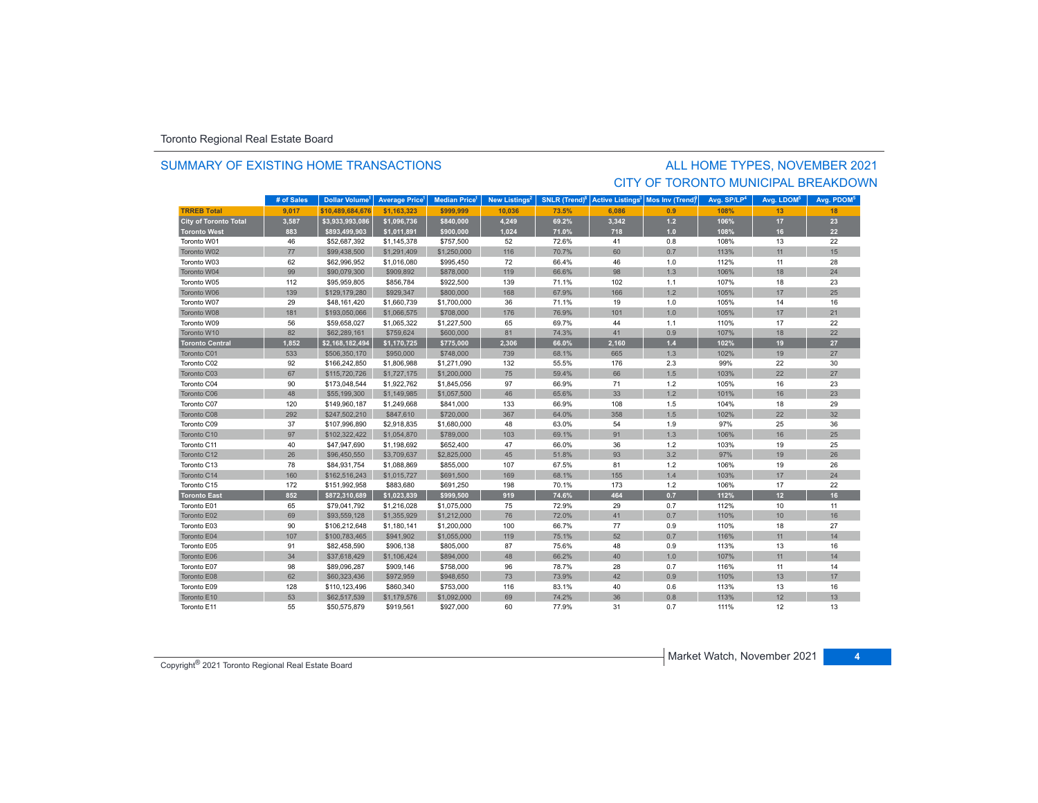Toronto Regional Real Estate Board

## SUMMARY OF EXISTING HOME TRANSACTIONS

## ALL HOME TYPES, NOVEMBER 2021
## CITY OF TORONTO MUNICIPAL BREAKDOWN

| | # of Sales | Dollar Volume[1] | Average Price[1] | Median Price[1] | New Listings[2] | SNLR (Trend)[8] | Active Listings[3] | Mos Inv (Trend)[9] | Avg. SP/LP[4] | Avg. LDOM[5] | Avg. PDOM[5] |
|---|---|---|---|---|---|---|---|---|---|---|---|
| **TRREB Total** | **9,017** | **$10,489,684,676** | **$1,163,323** | **$999,999** | **10,036** | **73.5%** | **6,086** | **0.9** | **108%** | **13** | **18** |
| **City of Toronto Total** | **3,587** | **$3,933,993,086** | **$1,096,736** | **$840,000** | **4,249** | **69.2%** | **3,342** | **1.2** | **106%** | **17** | **23** |
| **Toronto West** | **883** | **$893,499,903** | **$1,011,891** | **$900,000** | **1,024** | **71.0%** | **718** | **1.0** | **108%** | **16** | **22** |
| Toronto W01 | 46 | $52,687,392 | $1,145,378 | $757,500 | 52 | 72.6% | 41 | 0.8 | 108% | 13 | 22 |
| Toronto W02 | 77 | $99,438,500 | $1,291,409 | $1,250,000 | 116 | 70.7% | 60 | 0.7 | 113% | 11 | 15 |
| Toronto W03 | 62 | $62,996,952 | $1,016,080 | $995,450 | 72 | 66.4% | 46 | 1.0 | 112% | 11 | 28 |
| Toronto W04 | 99 | $90,079,300 | $909,892 | $878,000 | 119 | 66.6% | 98 | 1.3 | 106% | 18 | 24 |
| Toronto W05 | 112 | $95,959,805 | $856,784 | $922,500 | 139 | 71.1% | 102 | 1.1 | 107% | 18 | 23 |
| Toronto W06 | 139 | $129,179,280 | $929,347 | $800,000 | 168 | 67.9% | 166 | 1.2 | 105% | 17 | 25 |
| Toronto W07 | 29 | $48,161,420 | $1,660,739 | $1,700,000 | 36 | 71.1% | 19 | 1.0 | 105% | 14 | 16 |
| Toronto W08 | 181 | $193,050,066 | $1,066,575 | $708,000 | 176 | 76.9% | 101 | 1.0 | 105% | 17 | 21 |
| Toronto W09 | 56 | $59,658,027 | $1,065,322 | $1,227,500 | 65 | 69.7% | 44 | 1.1 | 110% | 17 | 22 |
| Toronto W10 | 82 | $62,289,161 | $759,624 | $600,000 | 81 | 74.3% | 41 | 0.9 | 107% | 18 | 22 |
| **Toronto Central** | **1,852** | **$2,168,182,494** | **$1,170,725** | **$775,000** | **2,306** | **66.0%** | **2,160** | **1.4** | **102%** | **19** | **27** |
| Toronto C01 | 533 | $506,350,170 | $950,000 | $748,000 | 739 | 68.1% | 665 | 1.3 | 102% | 19 | 27 |
| Toronto C02 | 92 | $166,242,850 | $1,806,988 | $1,271,090 | 132 | 55.5% | 176 | 2.3 | 99% | 22 | 30 |
| Toronto C03 | 67 | $115,720,726 | $1,727,175 | $1,200,000 | 75 | 59.4% | 66 | 1.5 | 103% | 22 | 27 |
| Toronto C04 | 90 | $173,048,544 | $1,922,762 | $1,845,056 | 97 | 66.9% | 71 | 1.2 | 105% | 16 | 23 |
| Toronto C06 | 48 | $55,199,300 | $1,149,985 | $1,057,500 | 46 | 65.6% | 33 | 1.2 | 101% | 16 | 23 |
| Toronto C07 | 120 | $149,960,187 | $1,249,668 | $841,000 | 133 | 66.9% | 108 | 1.5 | 104% | 18 | 29 |
| Toronto C08 | 292 | $247,502,210 | $847,610 | $720,000 | 367 | 64.0% | 358 | 1.5 | 102% | 22 | 32 |
| Toronto C09 | 37 | $107,996,890 | $2,918,835 | $1,680,000 | 48 | 63.0% | 54 | 1.9 | 97% | 25 | 36 |
| Toronto C10 | 97 | $102,322,422 | $1,054,870 | $789,000 | 103 | 69.1% | 91 | 1.3 | 106% | 16 | 25 |
| Toronto C11 | 40 | $47,947,690 | $1,198,692 | $652,400 | 47 | 66.0% | 36 | 1.2 | 103% | 19 | 25 |
| Toronto C12 | 26 | $96,450,550 | $3,709,637 | $2,825,000 | 45 | 51.8% | 93 | 3.2 | 97% | 19 | 26 |
| Toronto C13 | 78 | $84,931,754 | $1,088,869 | $855,000 | 107 | 67.5% | 81 | 1.2 | 106% | 19 | 26 |
| Toronto C14 | 160 | $162,516,243 | $1,015,727 | $691,500 | 169 | 68.1% | 155 | 1.4 | 103% | 17 | 24 |
| Toronto C15 | 172 | $151,992,958 | $883,680 | $691,250 | 198 | 70.1% | 173 | 1.2 | 106% | 17 | 22 |
| **Toronto East** | **852** | **$872,310,689** | **$1,023,839** | **$999,500** | **919** | **74.6%** | **464** | **0.7** | **112%** | **12** | **16** |
| Toronto E01 | 65 | $79,041,792 | $1,216,028 | $1,075,000 | 75 | 72.9% | 29 | 0.7 | 112% | 10 | 11 |
| Toronto E02 | 69 | $93,559,128 | $1,355,929 | $1,212,000 | 76 | 72.0% | 41 | 0.7 | 110% | 10 | 16 |
| Toronto E03 | 90 | $106,212,648 | $1,180,141 | $1,200,000 | 100 | 66.7% | 77 | 0.9 | 110% | 18 | 27 |
| Toronto E04 | 107 | $100,783,465 | $941,902 | $1,055,000 | 119 | 75.1% | 52 | 0.7 | 116% | 11 | 14 |
| Toronto E05 | 91 | $82,458,590 | $906,138 | $805,000 | 87 | 75.6% | 48 | 0.9 | 113% | 13 | 16 |
| Toronto E06 | 34 | $37,618,429 | $1,106,424 | $894,000 | 48 | 66.2% | 40 | 1.0 | 107% | 11 | 14 |
| Toronto E07 | 98 | $89,096,287 | $909,146 | $758,000 | 96 | 78.7% | 28 | 0.7 | 116% | 11 | 14 |
| Toronto E08 | 62 | $60,323,436 | $972,959 | $948,650 | 73 | 73.9% | 42 | 0.9 | 110% | 13 | 17 |
| Toronto E09 | 128 | $110,123,496 | $860,340 | $753,000 | 116 | 83.1% | 40 | 0.6 | 113% | 13 | 16 |
| Toronto E10 | 53 | $62,517,539 | $1,179,576 | $1,092,000 | 69 | 74.2% | 36 | 0.8 | 113% | 12 | 13 |
| Toronto E11 | 55 | $50,575,879 | $919,561 | $927,000 | 60 | 77.9% | 31 | 0.7 | 111% | 12 | 13 |

Copyright® 2021 Toronto Regional Real Estate Board

Market Watch, November 2021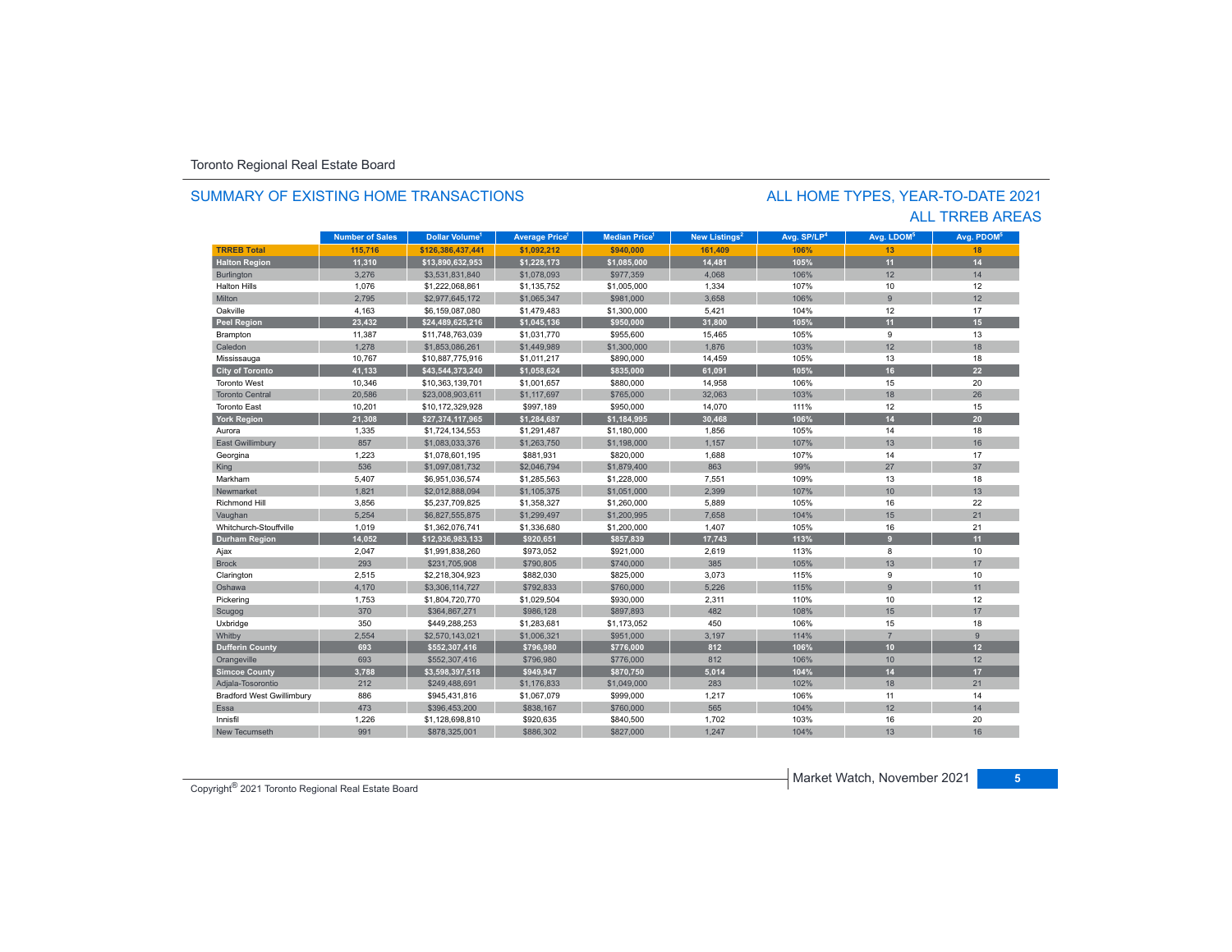Toronto Regional Real Estate Board

## SUMMARY OF EXISTING HOME TRANSACTIONS

## ALL HOME TYPES, YEAR-TO-DATE 2021
## ALL TRREB AREAS

| | Number of Sales | Dollar Volume[1] | Average Price[1] | Median Price[1] | New Listings[2] | Avg. SP/LP[4] | Avg. LDOM[5] | Avg. PDOM[5] |
|---|---|---|---|---|---|---|---|---|
| **TRREB Total** | **115,716** | **$126,386,437,441** | **$1,092,212** | **$940,000** | **161,409** | **106%** | **13** | **18** |
| **Halton Region** | **11,310** | **$13,890,632,953** | **$1,228,173** | **$1,085,000** | **14,481** | **105%** | **11** | **14** |
| Burlington | 3,276 | $3,531,831,840 | $1,078,093 | $977,359 | 4,068 | 106% | 12 | 14 |
| Halton Hills | 1,076 | $1,222,068,861 | $1,135,752 | $1,005,000 | 1,334 | 107% | 10 | 12 |
| Milton | 2,795 | $2,977,645,172 | $1,065,347 | $981,000 | 3,658 | 106% | 9 | 12 |
| Oakville | 4,163 | $6,159,087,080 | $1,479,483 | $1,300,000 | 5,421 | 104% | 12 | 17 |
| **Peel Region** | **23,432** | **$24,489,625,216** | **$1,045,136** | **$950,000** | **31,800** | **105%** | **11** | **15** |
| Brampton | 11,387 | $11,748,763,039 | $1,031,770 | $955,600 | 15,465 | 105% | 9 | 13 |
| Caledon | 1,278 | $1,853,086,261 | $1,449,989 | $1,300,000 | 1,876 | 103% | 12 | 18 |
| Mississauga | 10,767 | $10,887,775,916 | $1,011,217 | $890,000 | 14,459 | 105% | 13 | 18 |
| **City of Toronto** | **41,133** | **$43,544,373,240** | **$1,058,624** | **$835,000** | **61,091** | **105%** | **16** | **22** |
| Toronto West | 10,346 | $10,363,139,701 | $1,001,657 | $880,000 | 14,958 | 106% | 15 | 20 |
| Toronto Central | 20,586 | $23,008,903,611 | $1,117,697 | $765,000 | 32,063 | 103% | 18 | 26 |
| Toronto East | 10,201 | $10,172,329,928 | $997,189 | $950,000 | 14,070 | 111% | 12 | 15 |
| **York Region** | **21,308** | **$27,374,117,965** | **$1,284,687** | **$1,184,995** | **30,468** | **106%** | **14** | **20** |
| Aurora | 1,335 | $1,724,134,553 | $1,291,487 | $1,180,000 | 1,856 | 105% | 14 | 18 |
| East Gwillimbury | 857 | $1,083,033,376 | $1,263,750 | $1,198,000 | 1,157 | 107% | 13 | 16 |
| Georgina | 1,223 | $1,078,601,195 | $881,931 | $820,000 | 1,688 | 107% | 14 | 17 |
| King | 536 | $1,097,081,732 | $2,046,794 | $1,879,400 | 863 | 99% | 27 | 37 |
| Markham | 5,407 | $6,951,036,574 | $1,285,563 | $1,228,000 | 7,551 | 109% | 13 | 18 |
| Newmarket | 1,821 | $2,012,888,094 | $1,105,375 | $1,051,000 | 2,399 | 107% | 10 | 13 |
| Richmond Hill | 3,856 | $5,237,709,825 | $1,358,327 | $1,260,000 | 5,889 | 105% | 16 | 22 |
| Vaughan | 5,254 | $6,827,555,875 | $1,299,497 | $1,200,995 | 7,658 | 104% | 15 | 21 |
| Whitchurch-Stouffville | 1,019 | $1,362,076,741 | $1,336,680 | $1,200,000 | 1,407 | 105% | 16 | 21 |
| **Durham Region** | **14,052** | **$12,936,983,133** | **$920,651** | **$857,839** | **17,743** | **113%** | **9** | **11** |
| Ajax | 2,047 | $1,991,838,260 | $973,052 | $921,000 | 2,619 | 113% | 8 | 10 |
| Brock | 293 | $231,705,908 | $790,805 | $740,000 | 385 | 105% | 13 | 17 |
| Clarington | 2,515 | $2,218,304,923 | $882,030 | $825,000 | 3,073 | 115% | 9 | 10 |
| Oshawa | 4,170 | $3,306,114,727 | $792,833 | $760,000 | 5,226 | 115% | 9 | 11 |
| Pickering | 1,753 | $1,804,720,770 | $1,029,504 | $930,000 | 2,311 | 110% | 10 | 12 |
| Scugog | 370 | $364,867,271 | $986,128 | $897,893 | 482 | 108% | 15 | 17 |
| Uxbridge | 350 | $449,288,253 | $1,283,681 | $1,173,052 | 450 | 106% | 15 | 18 |
| Whitby | 2,554 | $2,570,143,021 | $1,006,321 | $951,000 | 3,197 | 114% | 7 | 9 |
| **Dufferin County** | **693** | **$552,307,416** | **$796,980** | **$776,000** | **812** | **106%** | **10** | **12** |
| Orangeville | 693 | $552,307,416 | $796,980 | $776,000 | 812 | 106% | 10 | 12 |
| **Simcoe County** | **3,788** | **$3,598,397,518** | **$949,947** | **$870,750** | **5,014** | **104%** | **14** | **17** |
| Adjala-Tosorontio | 212 | $249,488,691 | $1,176,833 | $1,049,000 | 283 | 102% | 18 | 21 |
| Bradford West Gwillimbury | 886 | $945,431,816 | $1,067,079 | $999,000 | 1,217 | 106% | 11 | 14 |
| Essa | 473 | $396,453,200 | $838,167 | $760,000 | 565 | 104% | 12 | 14 |
| Innisfil | 1,226 | $1,128,698,810 | $920,635 | $840,500 | 1,702 | 103% | 16 | 20 |
| New Tecumseth | 991 | $878,325,001 | $886,302 | $827,000 | 1,247 | 104% | 13 | 16 |

Copyright® 2021 Toronto Regional Real Estate Board

Market Watch, November 2021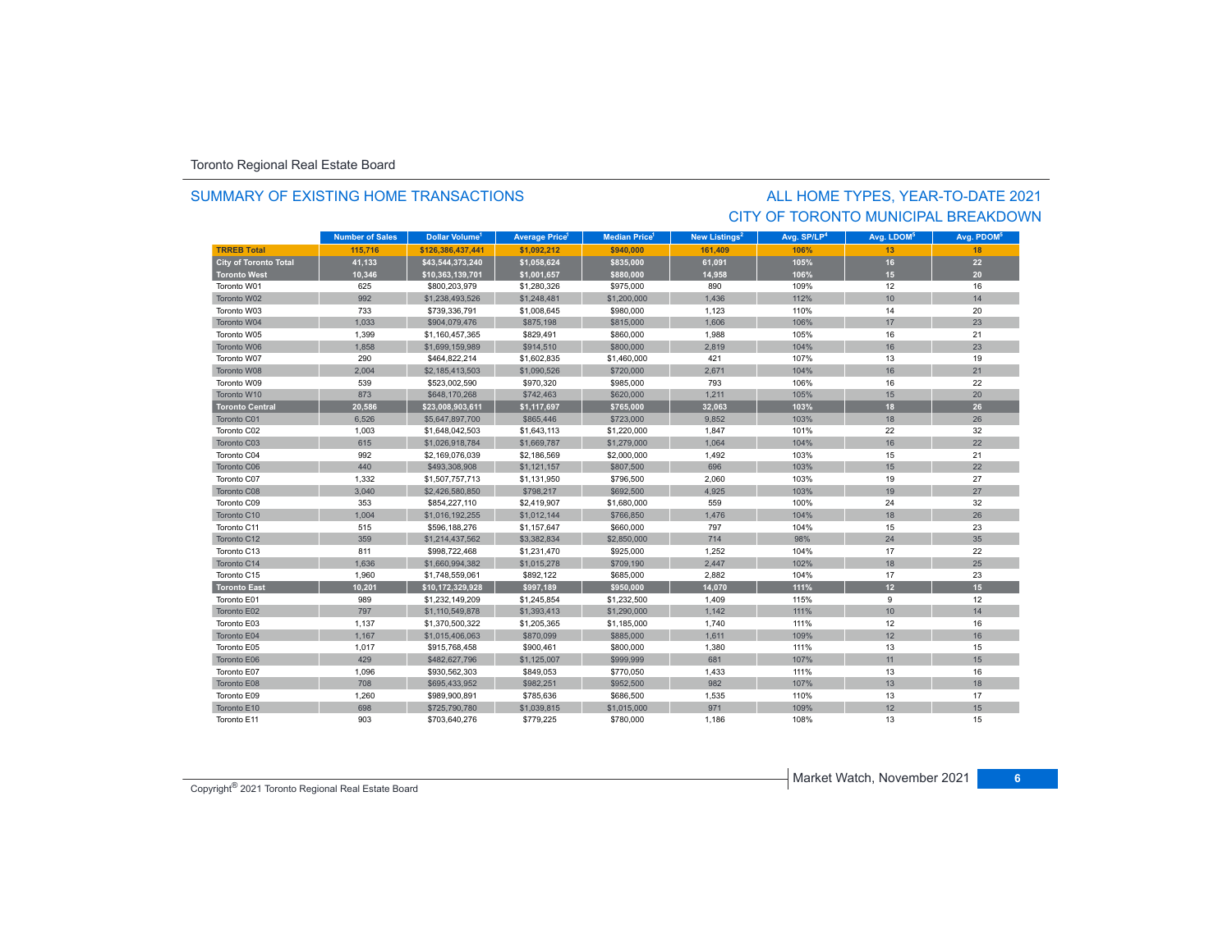Toronto Regional Real Estate Board

## SUMMARY OF EXISTING HOME TRANSACTIONS

## ALL HOME TYPES, YEAR-TO-DATE 2021
## CITY OF TORONTO MUNICIPAL BREAKDOWN

| | Number of Sales | Dollar Volume[1] | Average Price[1] | Median Price[1] | New Listings[2] | Avg. SP/LP[4] | Avg. LDOM[5] | Avg. PDOM[5] |
|---|---|---|---|---|---|---|---|---|
| **TRREB Total** | **115,716** | **$126,386,437,441** | **$1,092,212** | **$940,000** | **161,409** | **106%** | **13** | **18** |
| **City of Toronto Total** | **41,133** | **$43,544,373,240** | **$1,058,624** | **$835,000** | **61,091** | **105%** | **16** | **22** |
| **Toronto West** | **10,346** | **$10,363,139,701** | **$1,001,657** | **$880,000** | **14,958** | **106%** | **15** | **20** |
| Toronto W01 | 625 | $800,203,979 | $1,280,326 | $975,000 | 890 | 109% | 12 | 16 |
| Toronto W02 | 992 | $1,238,493,526 | $1,248,481 | $1,200,000 | 1,436 | 112% | 10 | 14 |
| Toronto W03 | 733 | $739,336,791 | $1,008,645 | $980,000 | 1,123 | 110% | 14 | 20 |
| Toronto W04 | 1,033 | $904,079,476 | $875,198 | $815,000 | 1,606 | 106% | 17 | 23 |
| Toronto W05 | 1,399 | $1,160,457,365 | $829,491 | $860,000 | 1,988 | 105% | 16 | 21 |
| Toronto W06 | 1,858 | $1,699,159,989 | $914,510 | $800,000 | 2,819 | 104% | 16 | 23 |
| Toronto W07 | 290 | $464,822,214 | $1,602,835 | $1,460,000 | 421 | 107% | 13 | 19 |
| Toronto W08 | 2,004 | $2,185,413,503 | $1,090,526 | $720,000 | 2,671 | 104% | 16 | 21 |
| Toronto W09 | 539 | $523,002,590 | $970,320 | $985,000 | 793 | 106% | 16 | 22 |
| Toronto W10 | 873 | $648,170,268 | $742,463 | $620,000 | 1,211 | 105% | 15 | 20 |
| **Toronto Central** | **20,586** | **$23,008,903,611** | **$1,117,697** | **$765,000** | **32,063** | **103%** | **18** | **26** |
| Toronto C01 | 6,526 | $5,647,897,700 | $865,446 | $723,000 | 9,852 | 103% | 18 | 26 |
| Toronto C02 | 1,003 | $1,648,042,503 | $1,643,113 | $1,220,000 | 1,847 | 101% | 22 | 32 |
| Toronto C03 | 615 | $1,026,918,784 | $1,669,787 | $1,279,000 | 1,064 | 104% | 16 | 22 |
| Toronto C04 | 992 | $2,169,076,039 | $2,186,569 | $2,000,000 | 1,492 | 103% | 15 | 21 |
| Toronto C06 | 440 | $493,308,908 | $1,121,157 | $807,500 | 696 | 103% | 15 | 22 |
| Toronto C07 | 1,332 | $1,507,757,713 | $1,131,950 | $796,500 | 2,060 | 103% | 19 | 27 |
| Toronto C08 | 3,040 | $2,426,580,850 | $798,217 | $692,500 | 4,925 | 103% | 19 | 27 |
| Toronto C09 | 353 | $854,227,110 | $2,419,907 | $1,680,000 | 559 | 100% | 24 | 32 |
| Toronto C10 | 1,004 | $1,016,192,255 | $1,012,144 | $766,850 | 1,476 | 104% | 18 | 26 |
| Toronto C11 | 515 | $596,188,276 | $1,157,647 | $660,000 | 797 | 104% | 15 | 23 |
| Toronto C12 | 359 | $1,214,437,562 | $3,382,834 | $2,850,000 | 714 | 98% | 24 | 35 |
| Toronto C13 | 811 | $998,722,468 | $1,231,470 | $925,000 | 1,252 | 104% | 17 | 22 |
| Toronto C14 | 1,636 | $1,660,994,382 | $1,015,278 | $709,190 | 2,447 | 102% | 18 | 25 |
| Toronto C15 | 1,960 | $1,748,559,061 | $892,122 | $685,000 | 2,882 | 104% | 17 | 23 |
| **Toronto East** | **10,201** | **$10,172,329,928** | **$997,189** | **$950,000** | **14,070** | **111%** | **12** | **15** |
| Toronto E01 | 989 | $1,232,149,209 | $1,245,854 | $1,232,500 | 1,409 | 115% | 9 | 12 |
| Toronto E02 | 797 | $1,110,549,878 | $1,393,413 | $1,290,000 | 1,142 | 111% | 10 | 14 |
| Toronto E03 | 1,137 | $1,370,500,322 | $1,205,365 | $1,185,000 | 1,740 | 111% | 12 | 16 |
| Toronto E04 | 1,167 | $1,015,406,063 | $870,099 | $885,000 | 1,611 | 109% | 12 | 16 |
| Toronto E05 | 1,017 | $915,768,458 | $900,461 | $800,000 | 1,380 | 111% | 13 | 15 |
| Toronto E06 | 429 | $482,627,796 | $1,125,007 | $999,999 | 681 | 107% | 11 | 15 |
| Toronto E07 | 1,096 | $930,562,303 | $849,053 | $770,050 | 1,433 | 111% | 13 | 16 |
| Toronto E08 | 708 | $695,433,952 | $982,251 | $952,500 | 982 | 107% | 13 | 18 |
| Toronto E09 | 1,260 | $989,900,891 | $785,636 | $686,500 | 1,535 | 110% | 13 | 17 |
| Toronto E10 | 698 | $725,790,780 | $1,039,815 | $1,015,000 | 971 | 109% | 12 | 15 |
| Toronto E11 | 903 | $703,640,276 | $779,225 | $780,000 | 1,186 | 108% | 13 | 15 |

Copyright® 2021 Toronto Regional Real Estate Board

Market Watch, November 2021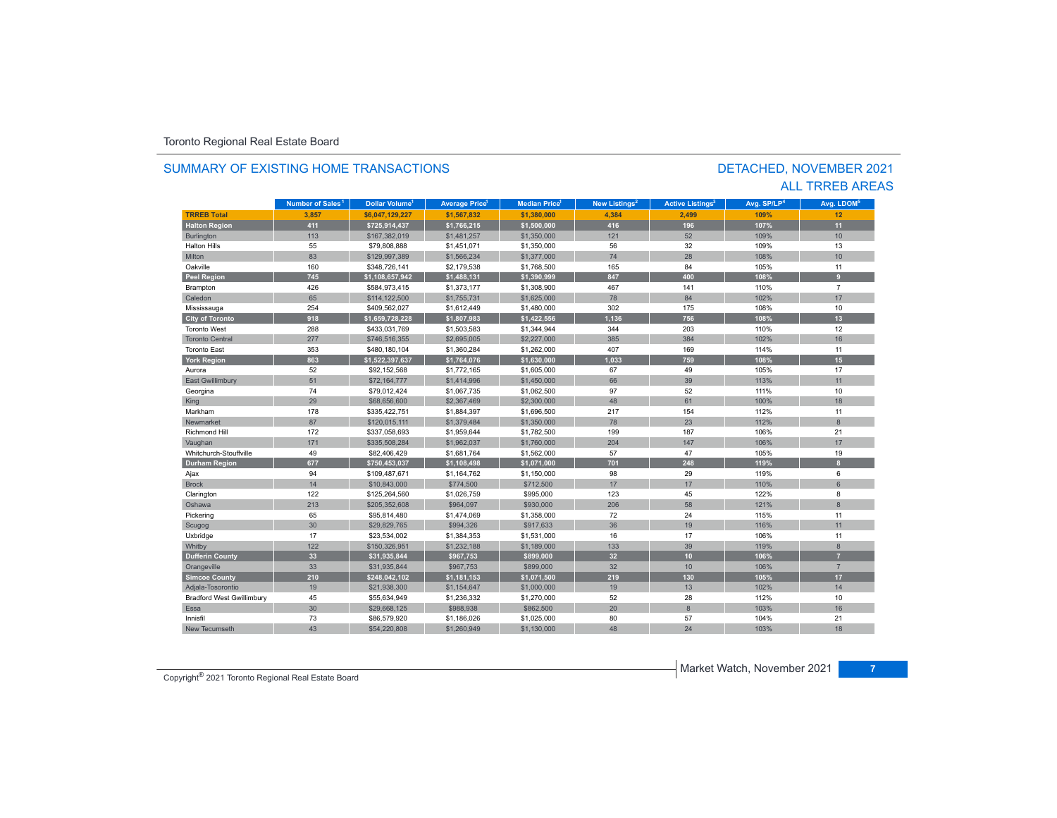Toronto Regional Real Estate Board

## SUMMARY OF EXISTING HOME TRANSACTIONS

## DETACHED, NOVEMBER 2021
## ALL TRREB AREAS

| | Number of Sales[1] | Dollar Volume[1] | Average Price[1] | Median Price[1] | New Listings[2] | Active Listings[3] | Avg. SP/LP[4] | Avg. LDOM[5] |
|---|---|---|---|---|---|---|---|---|
| **TRREB Total** | **3,857** | **$6,047,129,227** | **$1,567,832** | **$1,380,000** | **4,384** | **2,499** | **109%** | **12** |
| **Halton Region** | **411** | **$725,914,437** | **$1,766,215** | **$1,500,000** | **416** | **196** | **107%** | **11** |
| Burlington | 113 | $167,382,019 | $1,481,257 | $1,350,000 | 121 | 52 | 109% | 10 |
| Halton Hills | 55 | $79,808,888 | $1,451,071 | $1,350,000 | 56 | 32 | 109% | 13 |
| Milton | 83 | $129,997,389 | $1,566,234 | $1,377,000 | 74 | 28 | 108% | 10 |
| Oakville | 160 | $348,726,141 | $2,179,538 | $1,768,500 | 165 | 84 | 105% | 11 |
| **Peel Region** | **745** | **$1,108,657,942** | **$1,488,131** | **$1,390,999** | **847** | **400** | **108%** | **9** |
| Brampton | 426 | $584,973,415 | $1,373,177 | $1,308,900 | 467 | 141 | 110% | 7 |
| Caledon | 65 | $114,122,500 | $1,755,731 | $1,625,000 | 78 | 84 | 102% | 17 |
| Mississauga | 254 | $409,562,027 | $1,612,449 | $1,480,000 | 302 | 175 | 108% | 10 |
| **City of Toronto** | **918** | **$1,659,728,228** | **$1,807,983** | **$1,422,556** | **1,136** | **756** | **108%** | **13** |
| Toronto West | 288 | $433,031,769 | $1,503,583 | $1,344,944 | 344 | 203 | 110% | 12 |
| Toronto Central | 277 | $746,516,355 | $2,695,005 | $2,227,000 | 385 | 384 | 102% | 16 |
| Toronto East | 353 | $480,180,104 | $1,360,284 | $1,262,000 | 407 | 169 | 114% | 11 |
| **York Region** | **863** | **$1,522,397,637** | **$1,764,076** | **$1,630,000** | **1,033** | **759** | **108%** | **15** |
| Aurora | 52 | $92,152,568 | $1,772,165 | $1,605,000 | 67 | 49 | 105% | 17 |
| East Gwillimbury | 51 | $72,164,777 | $1,414,996 | $1,450,000 | 66 | 39 | 113% | 11 |
| Georgina | 74 | $79,012,424 | $1,067,735 | $1,062,500 | 97 | 52 | 111% | 10 |
| King | 29 | $68,656,600 | $2,367,469 | $2,300,000 | 48 | 61 | 100% | 18 |
| Markham | 178 | $335,422,751 | $1,884,397 | $1,696,500 | 217 | 154 | 112% | 11 |
| Newmarket | 87 | $120,015,111 | $1,379,484 | $1,350,000 | 78 | 23 | 112% | 8 |
| Richmond Hill | 172 | $337,058,693 | $1,959,644 | $1,782,500 | 199 | 187 | 106% | 21 |
| Vaughan | 171 | $335,508,284 | $1,962,037 | $1,760,000 | 204 | 147 | 106% | 17 |
| Whitchurch-Stouffville | 49 | $82,406,429 | $1,681,764 | $1,562,000 | 57 | 47 | 105% | 19 |
| **Durham Region** | **677** | **$750,453,037** | **$1,108,498** | **$1,071,000** | **701** | **248** | **119%** | **8** |
| Ajax | 94 | $109,487,671 | $1,164,762 | $1,150,000 | 98 | 29 | 119% | 6 |
| Brock | 14 | $10,843,000 | $774,500 | $712,500 | 17 | 17 | 110% | 6 |
| Clarington | 122 | $125,264,560 | $1,026,759 | $995,000 | 123 | 45 | 122% | 8 |
| Oshawa | 213 | $205,352,608 | $964,097 | $930,000 | 206 | 58 | 121% | 8 |
| Pickering | 65 | $95,814,480 | $1,474,069 | $1,358,000 | 72 | 24 | 115% | 11 |
| Scugog | 30 | $29,829,765 | $994,326 | $917,633 | 36 | 19 | 116% | 11 |
| Uxbridge | 17 | $23,534,002 | $1,384,353 | $1,531,000 | 16 | 17 | 106% | 11 |
| Whitby | 122 | $150,326,951 | $1,232,188 | $1,189,000 | 133 | 39 | 119% | 8 |
| **Dufferin County** | **33** | **$31,935,844** | **$967,753** | **$899,000** | **32** | **10** | **106%** | **7** |
| Orangeville | 33 | $31,935,844 | $967,753 | $899,000 | 32 | 10 | 106% | 7 |
| **Simcoe County** | **210** | **$248,042,102** | **$1,181,153** | **$1,071,500** | **219** | **130** | **105%** | **17** |
| Adjala-Tosorontio | 19 | $21,938,300 | $1,154,647 | $1,000,000 | 19 | 13 | 102% | 14 |
| Bradford West Gwillimbury | 45 | $55,634,949 | $1,236,332 | $1,270,000 | 52 | 28 | 112% | 10 |
| Essa | 30 | $29,668,125 | $988,938 | $862,500 | 20 | 8 | 103% | 16 |
| Innisfil | 73 | $86,579,920 | $1,186,026 | $1,025,000 | 80 | 57 | 104% | 21 |
| New Tecumseth | 43 | $54,220,808 | $1,260,949 | $1,130,000 | 48 | 24 | 103% | 18 |

Copyright® 2021 Toronto Regional Real Estate Board

Market Watch, November 2021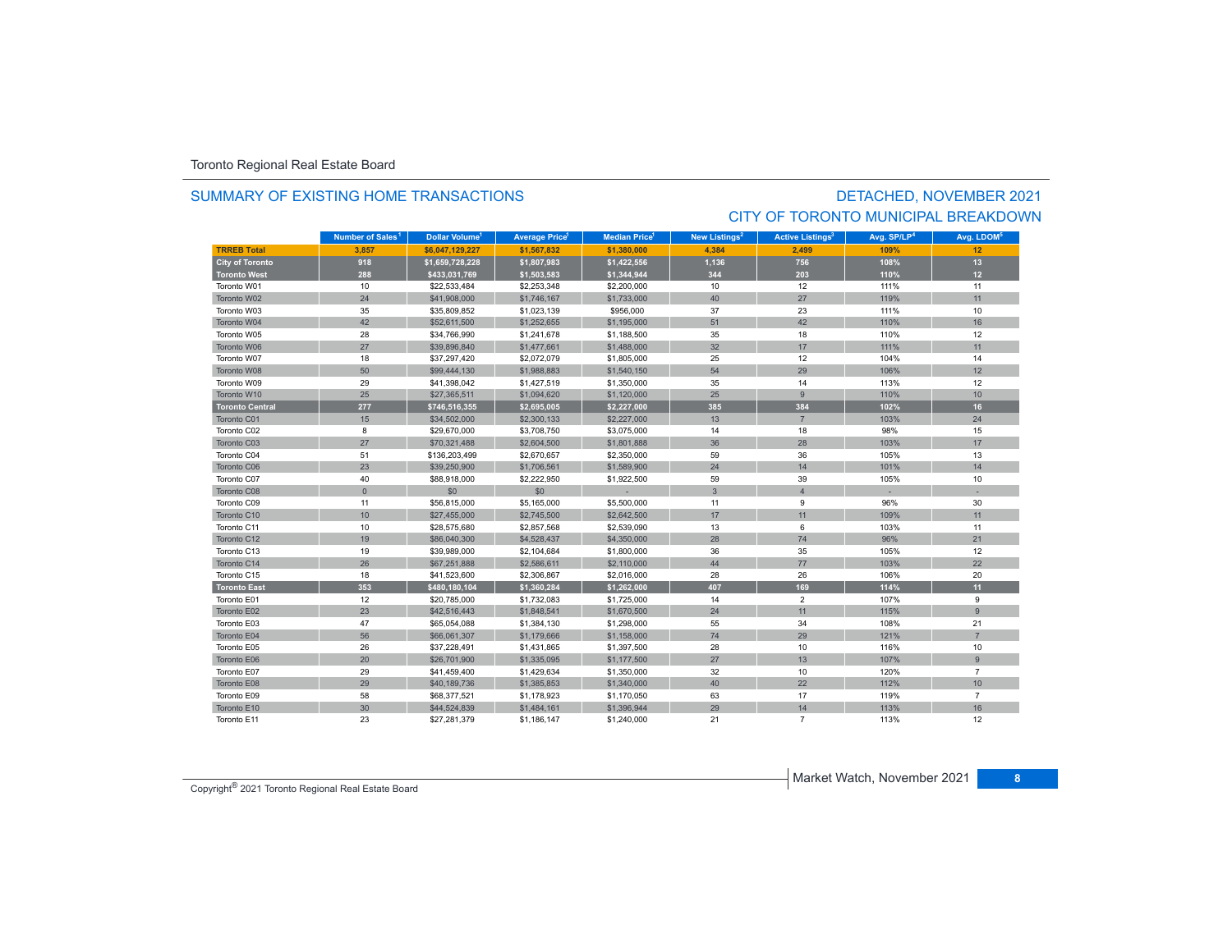Toronto Regional Real Estate Board

## SUMMARY OF EXISTING HOME TRANSACTIONS

## DETACHED, NOVEMBER 2021
## CITY OF TORONTO MUNICIPAL BREAKDOWN

| | Number of Sales[1] | Dollar Volume[1] | Average Price[1] | Median Price[1] | New Listings[2] | Active Listings[3] | Avg. SP/LP[4] | Avg. LDOM[5] |
|---|---|---|---|---|---|---|---|---|
| **TRREB Total** | **3,857** | **$6,047,129,227** | **$1,567,832** | **$1,380,000** | **4,384** | **2,499** | **109%** | **12** |
| **City of Toronto** | **918** | **$1,659,728,228** | **$1,807,983** | **$1,422,556** | **1,136** | **756** | **108%** | **13** |
| **Toronto West** | **288** | **$433,031,769** | **$1,503,583** | **$1,344,944** | **344** | **203** | **110%** | **12** |
| Toronto W01 | 10 | $22,533,484 | $2,253,348 | $2,200,000 | 10 | 12 | 111% | 11 |
| Toronto W02 | 24 | $41,908,000 | $1,746,167 | $1,733,000 | 40 | 27 | 119% | 11 |
| Toronto W03 | 35 | $35,809,852 | $1,023,139 | $956,000 | 37 | 23 | 111% | 10 |
| Toronto W04 | 42 | $52,611,500 | $1,252,655 | $1,195,000 | 51 | 42 | 110% | 16 |
| Toronto W05 | 28 | $34,766,990 | $1,241,678 | $1,188,500 | 35 | 18 | 110% | 12 |
| Toronto W06 | 27 | $39,896,840 | $1,477,661 | $1,488,000 | 32 | 17 | 111% | 11 |
| Toronto W07 | 18 | $37,297,420 | $2,072,079 | $1,805,000 | 25 | 12 | 104% | 14 |
| Toronto W08 | 50 | $99,444,130 | $1,988,883 | $1,540,150 | 54 | 29 | 106% | 12 |
| Toronto W09 | 29 | $41,398,042 | $1,427,519 | $1,350,000 | 35 | 14 | 113% | 12 |
| Toronto W10 | 25 | $27,365,511 | $1,094,620 | $1,120,000 | 25 | 9 | 110% | 10 |
| **Toronto Central** | **277** | **$746,516,355** | **$2,695,005** | **$2,227,000** | **385** | **384** | **102%** | **16** |
| Toronto C01 | 15 | $34,502,000 | $2,300,133 | $2,227,000 | 13 | 7 | 103% | 24 |
| Toronto C02 | 8 | $29,670,000 | $3,708,750 | $3,075,000 | 14 | 18 | 98% | 15 |
| Toronto C03 | 27 | $70,321,488 | $2,604,500 | $1,801,888 | 36 | 28 | 103% | 17 |
| Toronto C04 | 51 | $136,203,499 | $2,670,657 | $2,350,000 | 59 | 36 | 105% | 13 |
| Toronto C06 | 23 | $39,250,900 | $1,706,561 | $1,589,900 | 24 | 14 | 101% | 14 |
| Toronto C07 | 40 | $88,918,000 | $2,222,950 | $1,922,500 | 59 | 39 | 105% | 10 |
| Toronto C08 | 0 | $0 | $0 | - | 3 | 4 | - | - |
| Toronto C09 | 11 | $56,815,000 | $5,165,000 | $5,500,000 | 11 | 9 | 96% | 30 |
| Toronto C10 | 10 | $27,455,000 | $2,745,500 | $2,642,500 | 17 | 11 | 109% | 11 |
| Toronto C11 | 10 | $28,575,680 | $2,857,568 | $2,539,090 | 13 | 6 | 103% | 11 |
| Toronto C12 | 19 | $86,040,300 | $4,528,437 | $4,350,000 | 28 | 74 | 96% | 21 |
| Toronto C13 | 19 | $39,989,000 | $2,104,684 | $1,800,000 | 36 | 35 | 105% | 12 |
| Toronto C14 | 26 | $67,251,888 | $2,586,611 | $2,110,000 | 44 | 77 | 103% | 22 |
| Toronto C15 | 18 | $41,523,600 | $2,306,867 | $2,016,000 | 28 | 26 | 106% | 20 |
| **Toronto East** | **353** | **$480,180,104** | **$1,360,284** | **$1,262,000** | **407** | **169** | **114%** | **11** |
| Toronto E01 | 12 | $20,785,000 | $1,732,083 | $1,725,000 | 14 | 2 | 107% | 9 |
| Toronto E02 | 23 | $42,516,443 | $1,848,541 | $1,670,500 | 24 | 11 | 115% | 9 |
| Toronto E03 | 47 | $65,054,088 | $1,384,130 | $1,298,000 | 55 | 34 | 108% | 21 |
| Toronto E04 | 56 | $66,061,307 | $1,179,666 | $1,158,000 | 74 | 29 | 121% | 7 |
| Toronto E05 | 26 | $37,228,491 | $1,431,865 | $1,397,500 | 28 | 10 | 116% | 10 |
| Toronto E06 | 20 | $26,701,900 | $1,335,095 | $1,177,500 | 27 | 13 | 107% | 9 |
| Toronto E07 | 29 | $41,459,400 | $1,429,634 | $1,350,000 | 32 | 10 | 120% | 7 |
| Toronto E08 | 29 | $40,189,736 | $1,385,853 | $1,340,000 | 40 | 22 | 112% | 10 |
| Toronto E09 | 58 | $68,377,521 | $1,178,923 | $1,170,050 | 63 | 17 | 119% | 7 |
| Toronto E10 | 30 | $44,524,839 | $1,484,161 | $1,396,944 | 29 | 14 | 113% | 16 |
| Toronto E11 | 23 | $27,281,379 | $1,186,147 | $1,240,000 | 21 | 7 | 113% | 12 |

Copyright® 2021 Toronto Regional Real Estate Board

Market Watch, November 2021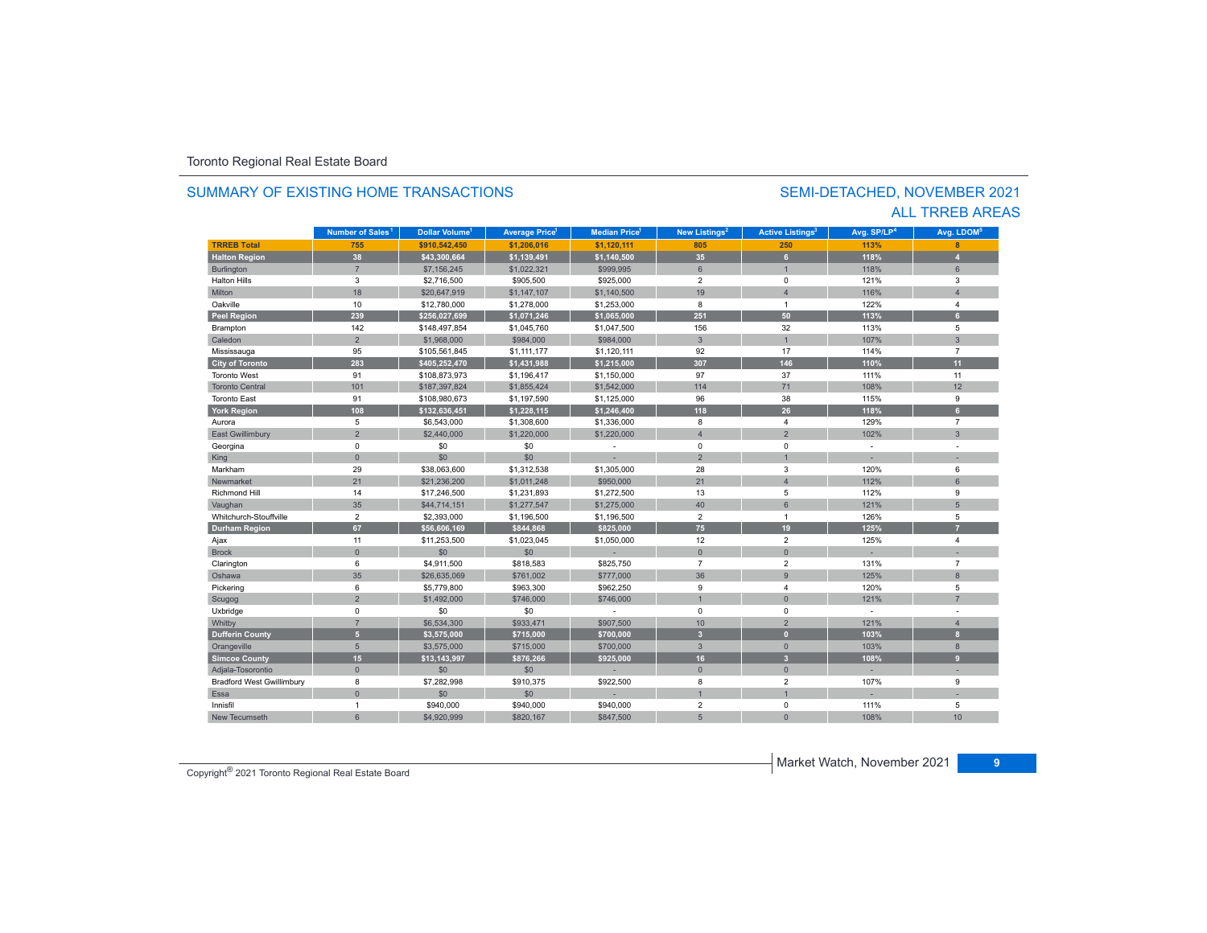Toronto Regional Real Estate Board

## SUMMARY OF EXISTING HOME TRANSACTIONS

## SEMI-DETACHED, NOVEMBER 2021
## ALL TRREB AREAS

| | Number of Sales[1] | Dollar Volume[1] | Average Price[1] | Median Price[1] | New Listings[2] | Active Listings[3] | Avg. SP/LP[4] | Avg. LDOM[5] |
|---|---|---|---|---|---|---|---|---|
| **TRREB Total** | **755** | **$910,542,450** | **$1,206,016** | **$1,120,111** | **805** | **250** | **113%** | **8** |
| **Halton Region** | **38** | **$43,300,664** | **$1,139,491** | **$1,140,500** | **35** | **6** | **118%** | **4** |
| Burlington | 7 | $7,156,245 | $1,022,321 | $999,995 | 6 | 1 | 118% | 6 |
| Halton Hills | 3 | $2,716,500 | $905,500 | $925,000 | 2 | 0 | 121% | 3 |
| Milton | 18 | $20,647,919 | $1,147,107 | $1,140,500 | 19 | 4 | 116% | 4 |
| Oakville | 10 | $12,780,000 | $1,278,000 | $1,253,000 | 8 | 1 | 122% | 4 |
| **Peel Region** | **239** | **$256,027,699** | **$1,071,246** | **$1,065,000** | **251** | **50** | **113%** | **6** |
| Brampton | 142 | $148,497,854 | $1,045,760 | $1,047,500 | 156 | 32 | 113% | 5 |
| Caledon | 2 | $1,968,000 | $984,000 | $984,000 | 3 | 1 | 107% | 3 |
| Mississauga | 95 | $105,561,845 | $1,111,177 | $1,120,111 | 92 | 17 | 114% | 7 |
| **City of Toronto** | **283** | **$405,252,470** | **$1,431,988** | **$1,215,000** | **307** | **146** | **110%** | **11** |
| Toronto West | 91 | $108,873,973 | $1,196,417 | $1,150,000 | 97 | 37 | 111% | 11 |
| Toronto Central | 101 | $187,397,824 | $1,855,424 | $1,542,000 | 114 | 71 | 108% | 12 |
| Toronto East | 91 | $108,980,673 | $1,197,590 | $1,125,000 | 96 | 38 | 115% | 9 |
| **York Region** | **108** | **$132,636,451** | **$1,228,115** | **$1,246,400** | **118** | **26** | **118%** | **6** |
| Aurora | 5 | $6,543,000 | $1,308,600 | $1,336,000 | 8 | 4 | 129% | 7 |
| East Gwillimbury | 2 | $2,440,000 | $1,220,000 | $1,220,000 | 4 | 2 | 102% | 3 |
| Georgina | 0 | $0 | $0 | - | 0 | 0 | - | - |
| King | 0 | $0 | $0 | - | 2 | 1 | - | - |
| Markham | 29 | $38,063,600 | $1,312,538 | $1,305,000 | 28 | 3 | 120% | 6 |
| Newmarket | 21 | $21,236,200 | $1,011,248 | $950,000 | 21 | 4 | 112% | 6 |
| Richmond Hill | 14 | $17,246,500 | $1,231,893 | $1,272,500 | 13 | 5 | 112% | 9 |
| Vaughan | 35 | $44,714,151 | $1,277,547 | $1,275,000 | 40 | 6 | 121% | 5 |
| Whitchurch-Stouffville | 2 | $2,393,000 | $1,196,500 | $1,196,500 | 2 | 1 | 126% | 5 |
| **Durham Region** | **67** | **$56,606,169** | **$844,868** | **$825,000** | **75** | **19** | **125%** | **7** |
| Ajax | 11 | $11,253,500 | $1,023,045 | $1,050,000 | 12 | 2 | 125% | 4 |
| Brock | 0 | $0 | $0 | - | 0 | 0 | - | - |
| Clarington | 6 | $4,911,500 | $818,583 | $825,750 | 7 | 2 | 131% | 7 |
| Oshawa | 35 | $26,635,069 | $761,002 | $777,000 | 36 | 9 | 125% | 8 |
| Pickering | 6 | $5,779,800 | $963,300 | $962,250 | 9 | 4 | 120% | 5 |
| Scugog | 2 | $1,492,000 | $746,000 | $746,000 | 1 | 0 | 121% | 7 |
| Uxbridge | 0 | $0 | $0 | - | 0 | 0 | - | - |
| Whitby | 7 | $6,534,300 | $933,471 | $907,500 | 10 | 2 | 121% | 4 |
| **Dufferin County** | **5** | **$3,575,000** | **$715,000** | **$700,000** | **3** | **0** | **103%** | **8** |
| Orangeville | 5 | $3,575,000 | $715,000 | $700,000 | 3 | 0 | 103% | 8 |
| **Simcoe County** | **15** | **$13,143,997** | **$876,266** | **$925,000** | **16** | **3** | **108%** | **9** |
| Adjala-Tosorontio | 0 | $0 | $0 | - | 0 | 0 | - | - |
| Bradford West Gwillimbury | 8 | $7,282,998 | $910,375 | $922,500 | 8 | 2 | 107% | 9 |
| Essa | 0 | $0 | $0 | - | 1 | 1 | - | - |
| Innisfil | 1 | $940,000 | $940,000 | $940,000 | 2 | 0 | 111% | 5 |
| New Tecumseth | 6 | $4,920,999 | $820,167 | $847,500 | 5 | 0 | 108% | 10 |

Copyright® 2021 Toronto Regional Real Estate Board

Market Watch, November 2021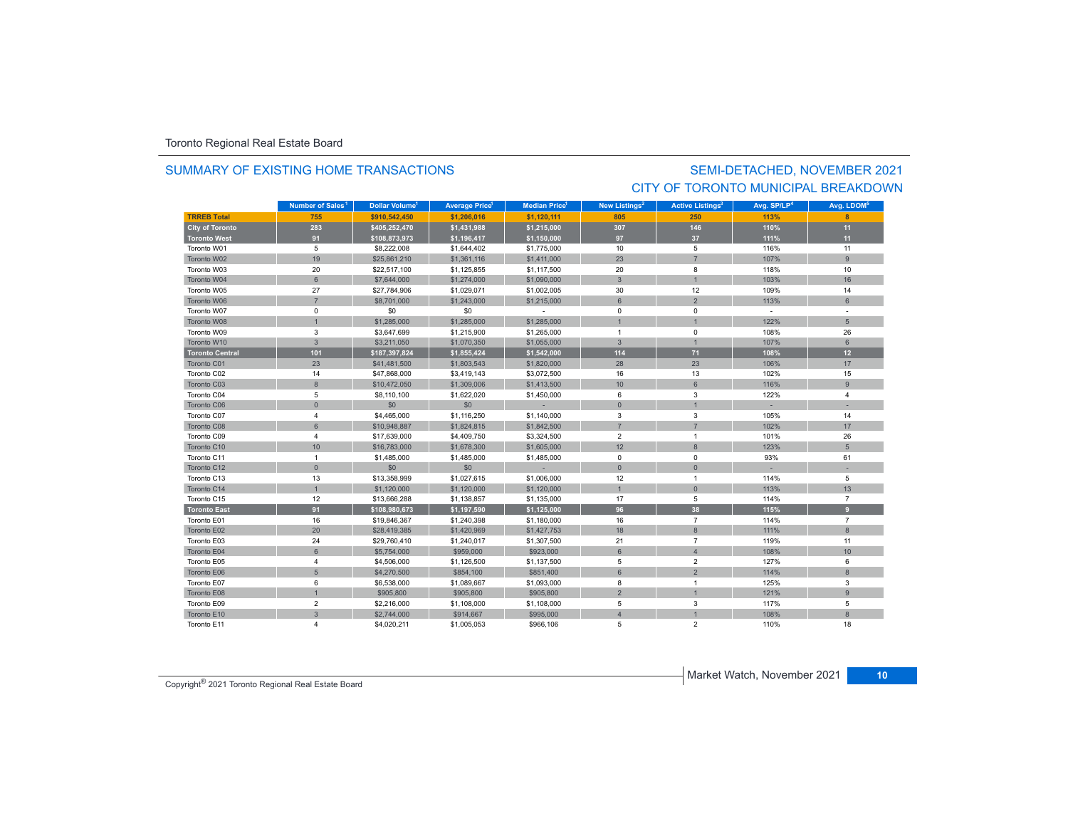Toronto Regional Real Estate Board

## SUMMARY OF EXISTING HOME TRANSACTIONS

## SEMI-DETACHED, NOVEMBER 2021
## CITY OF TORONTO MUNICIPAL BREAKDOWN

| | Number of Sales[1] | Dollar Volume[1] | Average Price[1] | Median Price[1] | New Listings[2] | Active Listings[3] | Avg. SP/LP[4] | Avg. LDOM[5] |
|---|---|---|---|---|---|---|---|---|
| **TRREB Total** | **755** | **$910,542,450** | **$1,206,016** | **$1,120,111** | **805** | **250** | **113%** | **8** |
| **City of Toronto** | **283** | **$405,252,470** | **$1,431,988** | **$1,215,000** | **307** | **146** | **110%** | **11** |
| **Toronto West** | **91** | **$108,873,973** | **$1,196,417** | **$1,150,000** | **97** | **37** | **111%** | **11** |
| Toronto W01 | 5 | $8,222,008 | $1,644,402 | $1,775,000 | 10 | 5 | 116% | 11 |
| Toronto W02 | 19 | $25,861,210 | $1,361,116 | $1,411,000 | 23 | 7 | 107% | 9 |
| Toronto W03 | 20 | $22,517,100 | $1,125,855 | $1,117,500 | 20 | 8 | 118% | 10 |
| Toronto W04 | 6 | $7,644,000 | $1,274,000 | $1,090,000 | 3 | 1 | 103% | 16 |
| Toronto W05 | 27 | $27,784,906 | $1,029,071 | $1,002,005 | 30 | 12 | 109% | 14 |
| Toronto W06 | 7 | $8,701,000 | $1,243,000 | $1,215,000 | 6 | 2 | 113% | 6 |
| Toronto W07 | 0 | $0 | $0 | - | 0 | 0 | - | - |
| Toronto W08 | 1 | $1,285,000 | $1,285,000 | $1,285,000 | 1 | 1 | 122% | 5 |
| Toronto W09 | 3 | $3,647,699 | $1,215,900 | $1,265,000 | 1 | 0 | 108% | 26 |
| Toronto W10 | 3 | $3,211,050 | $1,070,350 | $1,055,000 | 3 | 1 | 107% | 6 |
| **Toronto Central** | **101** | **$187,397,824** | **$1,855,424** | **$1,542,000** | **114** | **71** | **108%** | **12** |
| Toronto C01 | 23 | $41,481,500 | $1,803,543 | $1,820,000 | 28 | 23 | 106% | 17 |
| Toronto C02 | 14 | $47,868,000 | $3,419,143 | $3,072,500 | 16 | 13 | 102% | 15 |
| Toronto C03 | 8 | $10,472,050 | $1,309,006 | $1,413,500 | 10 | 6 | 116% | 9 |
| Toronto C04 | 5 | $8,110,100 | $1,622,020 | $1,450,000 | 6 | 3 | 122% | 4 |
| Toronto C06 | 0 | $0 | $0 | - | 0 | 1 | - | - |
| Toronto C07 | 4 | $4,465,000 | $1,116,250 | $1,140,000 | 3 | 3 | 105% | 14 |
| Toronto C08 | 6 | $10,948,887 | $1,824,815 | $1,842,500 | 7 | 7 | 102% | 17 |
| Toronto C09 | 4 | $17,639,000 | $4,409,750 | $3,324,500 | 2 | 1 | 101% | 26 |
| Toronto C10 | 10 | $16,783,000 | $1,678,300 | $1,605,000 | 12 | 8 | 123% | 5 |
| Toronto C11 | 1 | $1,485,000 | $1,485,000 | $1,485,000 | 0 | 0 | 93% | 61 |
| Toronto C12 | 0 | $0 | $0 | - | 0 | 0 | - | - |
| Toronto C13 | 13 | $13,358,999 | $1,027,615 | $1,006,000 | 12 | 1 | 114% | 5 |
| Toronto C14 | 1 | $1,120,000 | $1,120,000 | $1,120,000 | 1 | 0 | 113% | 13 |
| Toronto C15 | 12 | $13,666,288 | $1,138,857 | $1,135,000 | 17 | 5 | 114% | 7 |
| **Toronto East** | **91** | **$108,980,673** | **$1,197,590** | **$1,125,000** | **96** | **38** | **115%** | **9** |
| Toronto E01 | 16 | $19,846,367 | $1,240,398 | $1,180,000 | 16 | 7 | 114% | 7 |
| Toronto E02 | 20 | $28,419,385 | $1,420,969 | $1,427,753 | 18 | 8 | 111% | 8 |
| Toronto E03 | 24 | $29,760,410 | $1,240,017 | $1,307,500 | 21 | 7 | 119% | 11 |
| Toronto E04 | 6 | $5,754,000 | $959,000 | $923,000 | 6 | 4 | 108% | 10 |
| Toronto E05 | 4 | $4,506,000 | $1,126,500 | $1,137,500 | 5 | 2 | 127% | 6 |
| Toronto E06 | 5 | $4,270,500 | $854,100 | $851,400 | 6 | 2 | 114% | 8 |
| Toronto E07 | 6 | $6,538,000 | $1,089,667 | $1,093,000 | 8 | 1 | 125% | 3 |
| Toronto E08 | 1 | $905,800 | $905,800 | $905,800 | 2 | 1 | 121% | 9 |
| Toronto E09 | 2 | $2,216,000 | $1,108,000 | $1,108,000 | 5 | 3 | 117% | 5 |
| Toronto E10 | 3 | $2,744,000 | $914,667 | $995,000 | 4 | 1 | 108% | 8 |
| Toronto E11 | 4 | $4,020,211 | $1,005,053 | $966,106 | 5 | 2 | 110% | 18 |

Copyright® 2021 Toronto Regional Real Estate Board

Market Watch, November 2021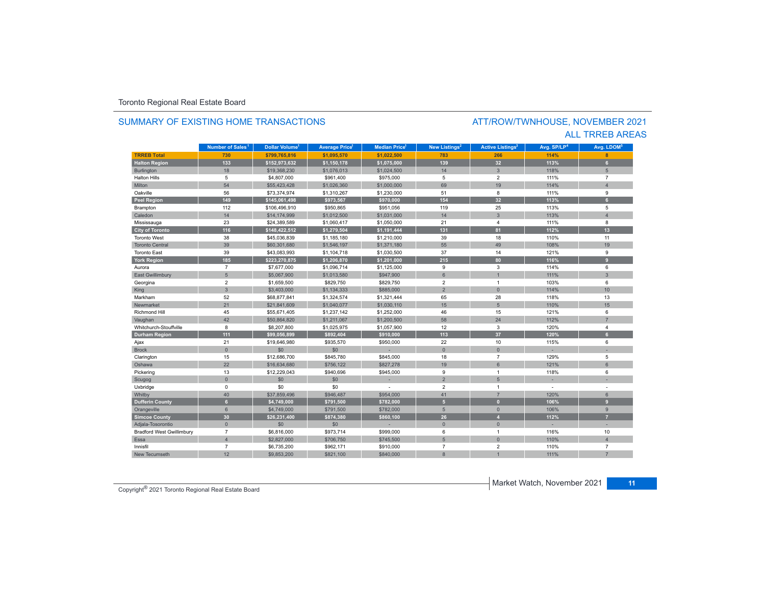Toronto Regional Real Estate Board

## SUMMARY OF EXISTING HOME TRANSACTIONS

## ATT/ROW/TWNHOUSE, NOVEMBER 2021
## ALL TRREB AREAS

| | Number of Sales[1] | Dollar Volume[1] | Average Price[1] | Median Price[1] | New Listings[2] | Active Listings[3] | Avg. SP/LP[4] | Avg. LDOM[5] |
|---|---|---|---|---|---|---|---|---|
| **TRREB Total** | **730** | **$799,765,816** | **$1,095,570** | **$1,022,500** | **783** | **266** | **114%** | **8** |
| **Halton Region** | **133** | **$152,973,632** | **$1,150,178** | **$1,075,000** | **139** | **32** | **113%** | **6** |
| Burlington | 18 | $19,368,230 | $1,076,013 | $1,024,500 | 14 | 3 | 118% | 5 |
| Halton Hills | 5 | $4,807,000 | $961,400 | $975,000 | 5 | 2 | 111% | 7 |
| Milton | 54 | $55,423,428 | $1,026,360 | $1,000,000 | 69 | 19 | 114% | 4 |
| Oakville | 56 | $73,374,974 | $1,310,267 | $1,230,000 | 51 | 8 | 111% | 9 |
| **Peel Region** | **149** | **$145,061,498** | **$973,567** | **$970,000** | **154** | **32** | **113%** | **6** |
| Brampton | 112 | $106,496,910 | $950,865 | $951,056 | 119 | 25 | 113% | 5 |
| Caledon | 14 | $14,174,999 | $1,012,500 | $1,031,000 | 14 | 3 | 113% | 4 |
| Mississauga | 23 | $24,389,589 | $1,060,417 | $1,050,000 | 21 | 4 | 111% | 8 |
| **City of Toronto** | **116** | **$148,422,512** | **$1,279,504** | **$1,191,444** | **131** | **81** | **112%** | **13** |
| Toronto West | 38 | $45,036,839 | $1,185,180 | $1,210,000 | 39 | 18 | 110% | 11 |
| Toronto Central | 39 | $60,301,680 | $1,546,197 | $1,371,180 | 55 | 49 | 108% | 19 |
| Toronto East | 39 | $43,083,993 | $1,104,718 | $1,030,500 | 37 | 14 | 121% | 9 |
| **York Region** | **185** | **$223,270,875** | **$1,206,870** | **$1,201,000** | **215** | **80** | **116%** | **9** |
| Aurora | 7 | $7,677,000 | $1,096,714 | $1,125,000 | 9 | 3 | 114% | 6 |
| East Gwillimbury | 5 | $5,067,900 | $1,013,580 | $947,900 | 6 | 1 | 111% | 3 |
| Georgina | 2 | $1,659,500 | $829,750 | $829,750 | 2 | 1 | 103% | 6 |
| King | 3 | $3,403,000 | $1,134,333 | $885,000 | 2 | 0 | 114% | 10 |
| Markham | 52 | $68,877,841 | $1,324,574 | $1,321,444 | 65 | 28 | 118% | 13 |
| Newmarket | 21 | $21,841,609 | $1,040,077 | $1,030,110 | 15 | 5 | 110% | 15 |
| Richmond Hill | 45 | $55,671,405 | $1,237,142 | $1,252,000 | 46 | 15 | 121% | 6 |
| Vaughan | 42 | $50,864,820 | $1,211,067 | $1,200,500 | 58 | 24 | 112% | 7 |
| Whitchurch-Stouffville | 8 | $8,207,800 | $1,025,975 | $1,057,900 | 12 | 3 | 120% | 4 |
| **Durham Region** | **111** | **$99,056,899** | **$892,404** | **$910,000** | **113** | **37** | **120%** | **6** |
| Ajax | 21 | $19,646,980 | $935,570 | $950,000 | 22 | 10 | 115% | 6 |
| Brock | 0 | $0 | $0 | - | 0 | 0 | - | - |
| Clarington | 15 | $12,686,700 | $845,780 | $845,000 | 18 | 7 | 129% | 5 |
| Oshawa | 22 | $16,634,680 | $756,122 | $827,278 | 19 | 6 | 121% | 6 |
| Pickering | 13 | $12,229,043 | $940,696 | $945,000 | 9 | 1 | 118% | 6 |
| Scugog | 0 | $0 | $0 | - | 2 | 5 | - | - |
| Uxbridge | 0 | $0 | $0 | - | 2 | 1 | - | - |
| Whitby | 40 | $37,859,496 | $946,487 | $954,000 | 41 | 7 | 120% | 6 |
| **Dufferin County** | **6** | **$4,749,000** | **$791,500** | **$782,000** | **5** | **0** | **106%** | **9** |
| Orangeville | 6 | $4,749,000 | $791,500 | $782,000 | 5 | 0 | 106% | 9 |
| **Simcoe County** | **30** | **$26,231,400** | **$874,380** | **$860,100** | **26** | **4** | **112%** | **7** |
| Adjala-Tosorontio | 0 | $0 | $0 | - | 0 | 0 | - | - |
| Bradford West Gwillimbury | 7 | $6,816,000 | $973,714 | $999,000 | 6 | 1 | 116% | 10 |
| Essa | 4 | $2,827,000 | $706,750 | $745,500 | 5 | 0 | 110% | 4 |
| Innisfil | 7 | $6,735,200 | $962,171 | $910,000 | 7 | 2 | 110% | 7 |
| New Tecumseth | 12 | $9,853,200 | $821,100 | $840,000 | 8 | 1 | 111% | 7 |

Copyright® 2021 Toronto Regional Real Estate Board

Market Watch, November 2021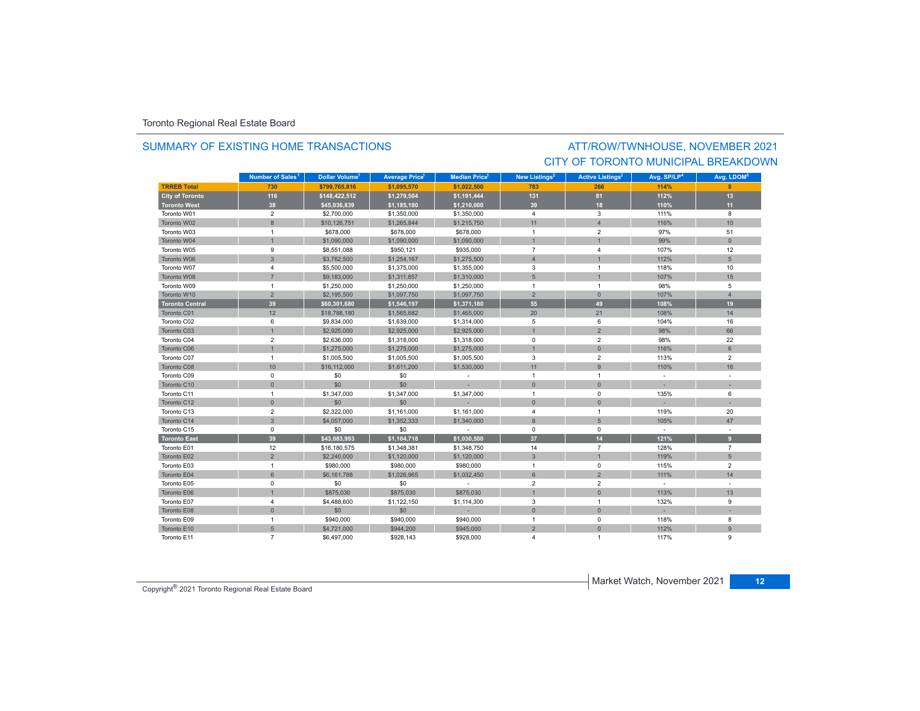Toronto Regional Real Estate Board

## SUMMARY OF EXISTING HOME TRANSACTIONS

## ATT/ROW/TWNHOUSE, NOVEMBER 2021
## CITY OF TORONTO MUNICIPAL BREAKDOWN

| | Number of Sales[1] | Dollar Volume[1] | Average Price[1] | Median Price[1] | New Listings[2] | Active Listings[3] | Avg. SP/LP[4] | Avg. LDOM[5] |
|---|---|---|---|---|---|---|---|---|
| **TRREB Total** | **730** | **$799,765,816** | **$1,095,570** | **$1,022,500** | **783** | **266** | **114%** | **8** |
| **City of Toronto** | **116** | **$148,422,512** | **$1,279,504** | **$1,191,444** | **131** | **81** | **112%** | **13** |
| **Toronto West** | **38** | **$45,036,839** | **$1,185,180** | **$1,210,000** | **39** | **18** | **110%** | **11** |
| Toronto W01 | 2 | $2,700,000 | $1,350,000 | $1,350,000 | 4 | 3 | 111% | 8 |
| Toronto W02 | 8 | $10,126,751 | $1,265,844 | $1,215,750 | 11 | 4 | 116% | 10 |
| Toronto W03 | 1 | $678,000 | $678,000 | $678,000 | 1 | 2 | 97% | 51 |
| Toronto W04 | 1 | $1,090,000 | $1,090,000 | $1,090,000 | 1 | 1 | 99% | 0 |
| Toronto W05 | 9 | $8,551,088 | $950,121 | $935,000 | 7 | 4 | 107% | 12 |
| Toronto W06 | 3 | $3,762,500 | $1,254,167 | $1,275,500 | 4 | 1 | 112% | 5 |
| Toronto W07 | 4 | $5,500,000 | $1,375,000 | $1,355,000 | 3 | 1 | 118% | 10 |
| Toronto W08 | 7 | $9,183,000 | $1,311,857 | $1,310,000 | 5 | 1 | 107% | 15 |
| Toronto W09 | 1 | $1,250,000 | $1,250,000 | $1,250,000 | 1 | 1 | 98% | 5 |
| Toronto W10 | 2 | $2,195,500 | $1,097,750 | $1,097,750 | 2 | 0 | 107% | 4 |
| **Toronto Central** | **39** | **$60,301,680** | **$1,546,197** | **$1,371,180** | **55** | **49** | **108%** | **19** |
| Toronto C01 | 12 | $18,788,180 | $1,565,682 | $1,465,000 | 20 | 21 | 108% | 14 |
| Toronto C02 | 6 | $9,834,000 | $1,639,000 | $1,314,000 | 5 | 6 | 104% | 16 |
| Toronto C03 | 1 | $2,925,000 | $2,925,000 | $2,925,000 | 1 | 2 | 98% | 66 |
| Toronto C04 | 2 | $2,636,000 | $1,318,000 | $1,318,000 | 0 | 2 | 98% | 22 |
| Toronto C06 | 1 | $1,275,000 | $1,275,000 | $1,275,000 | 1 | 0 | 116% | 6 |
| Toronto C07 | 1 | $1,005,500 | $1,005,500 | $1,005,500 | 3 | 2 | 113% | 2 |
| Toronto C08 | 10 | $16,112,000 | $1,611,200 | $1,530,000 | 11 | 9 | 110% | 16 |
| Toronto C09 | 0 | $0 | $0 | - | 1 | 1 | - | - |
| Toronto C10 | 0 | $0 | $0 | - | 0 | 0 | - | - |
| Toronto C11 | 1 | $1,347,000 | $1,347,000 | $1,347,000 | 1 | 0 | 135% | 6 |
| Toronto C12 | 0 | $0 | $0 | - | 0 | 0 | - | - |
| Toronto C13 | 2 | $2,322,000 | $1,161,000 | $1,161,000 | 4 | 1 | 119% | 20 |
| Toronto C14 | 3 | $4,057,000 | $1,352,333 | $1,340,000 | 8 | 5 | 105% | 47 |
| Toronto C15 | 0 | $0 | $0 | - | 0 | 0 | - | - |
| **Toronto East** | **39** | **$43,083,993** | **$1,104,718** | **$1,030,500** | **37** | **14** | **121%** | **9** |
| Toronto E01 | 12 | $16,180,575 | $1,348,381 | $1,348,750 | 14 | 7 | 128% | 7 |
| Toronto E02 | 2 | $2,240,000 | $1,120,000 | $1,120,000 | 3 | 1 | 119% | 5 |
| Toronto E03 | 1 | $980,000 | $980,000 | $980,000 | 1 | 0 | 115% | 2 |
| Toronto E04 | 6 | $6,161,788 | $1,026,965 | $1,032,450 | 6 | 2 | 111% | 14 |
| Toronto E05 | 0 | $0 | $0 | - | 2 | 2 | - | - |
| Toronto E06 | 1 | $875,030 | $875,030 | $875,030 | 1 | 0 | 113% | 13 |
| Toronto E07 | 4 | $4,488,600 | $1,122,150 | $1,114,300 | 3 | 1 | 132% | 9 |
| Toronto E08 | 0 | $0 | $0 | - | 0 | 0 | - | - |
| Toronto E09 | 1 | $940,000 | $940,000 | $940,000 | 1 | 0 | 118% | 8 |
| Toronto E10 | 5 | $4,721,000 | $944,200 | $945,000 | 2 | 0 | 112% | 9 |
| Toronto E11 | 7 | $6,497,000 | $928,143 | $928,000 | 4 | 1 | 117% | 9 |

Copyright® 2021 Toronto Regional Real Estate Board

Market Watch, November 2021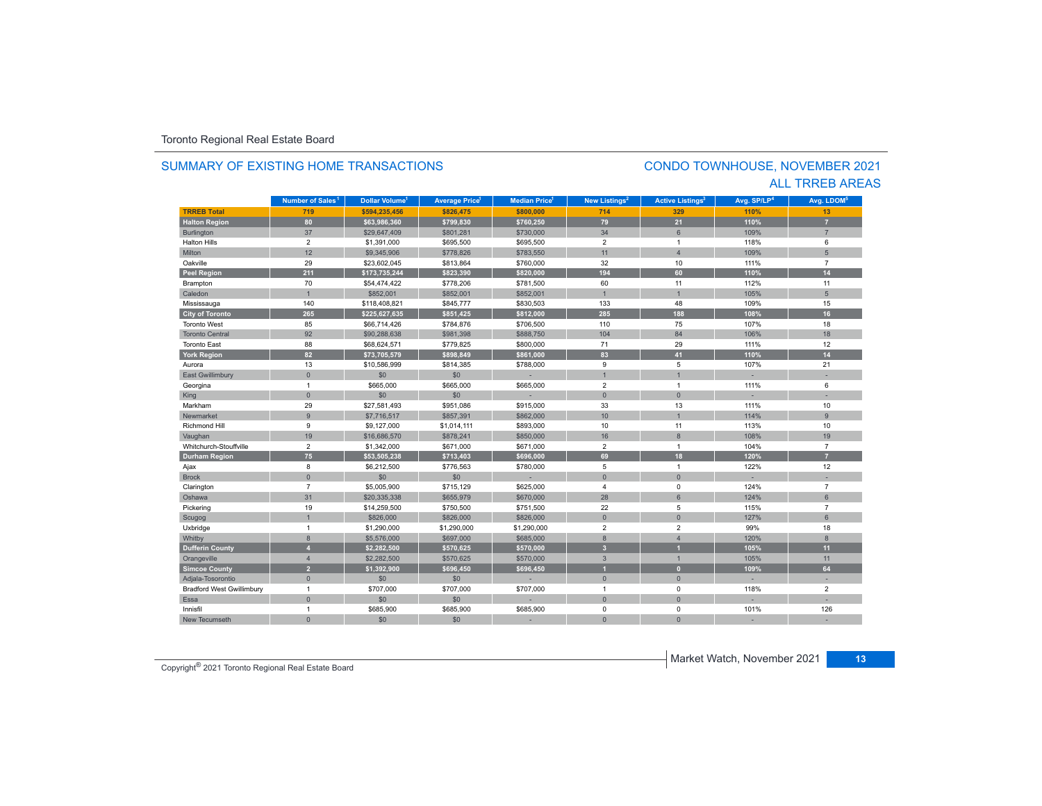Toronto Regional Real Estate Board

## SUMMARY OF EXISTING HOME TRANSACTIONS

## CONDO TOWNHOUSE, NOVEMBER 2021
## ALL TRREB AREAS

| | Number of Sales[1] | Dollar Volume[1] | Average Price[1] | Median Price[1] | New Listings[2] | Active Listings[3] | Avg. SP/LP[4] | Avg. LDOM[5] |
|---|---|---|---|---|---|---|---|---|
| **TRREB Total** | **719** | **$594,235,456** | **$826,475** | **$800,000** | **714** | **329** | **110%** | **13** |
| **Halton Region** | **80** | **$63,986,360** | **$799,830** | **$760,250** | **79** | **21** | **110%** | **7** |
| Burlington | 37 | $29,647,409 | $801,281 | $730,000 | 34 | 6 | 109% | 7 |
| Halton Hills | 2 | $1,391,000 | $695,500 | $695,500 | 2 | 1 | 118% | 6 |
| Milton | 12 | $9,345,906 | $778,826 | $783,550 | 11 | 4 | 109% | 5 |
| Oakville | 29 | $23,602,045 | $813,864 | $760,000 | 32 | 10 | 111% | 7 |
| **Peel Region** | **211** | **$173,735,244** | **$823,390** | **$820,000** | **194** | **60** | **110%** | **14** |
| Brampton | 70 | $54,474,422 | $778,206 | $781,500 | 60 | 11 | 112% | 11 |
| Caledon | 1 | $852,001 | $852,001 | $852,001 | 1 | 1 | 105% | 5 |
| Mississauga | 140 | $118,408,821 | $845,777 | $830,503 | 133 | 48 | 109% | 15 |
| **City of Toronto** | **265** | **$225,627,635** | **$851,425** | **$812,000** | **285** | **188** | **108%** | **16** |
| Toronto West | 85 | $66,714,426 | $784,876 | $706,500 | 110 | 75 | 107% | 18 |
| Toronto Central | 92 | $90,288,638 | $981,398 | $888,750 | 104 | 84 | 106% | 18 |
| Toronto East | 88 | $68,624,571 | $779,825 | $800,000 | 71 | 29 | 111% | 12 |
| **York Region** | **82** | **$73,705,579** | **$898,849** | **$861,000** | **83** | **41** | **110%** | **14** |
| Aurora | 13 | $10,586,999 | $814,385 | $788,000 | 9 | 5 | 107% | 21 |
| East Gwillimbury | 0 | $0 | | - | 1 | 1 | - | - |
| Georgina | 1 | $665,000 | $665,000 | $665,000 | 2 | 1 | 111% | 6 |
| King | 0 | $0 | | - | 0 | 0 | - | - |
| Markham | 29 | $27,581,493 | $951,086 | $915,000 | 33 | 13 | 111% | 10 |
| Newmarket | 9 | $7,716,517 | $857,391 | $862,000 | 10 | 1 | 114% | 9 |
| Richmond Hill | 9 | $9,127,000 | $1,014,111 | $893,000 | 10 | 11 | 113% | 10 |
| Vaughan | 19 | $16,686,570 | $878,241 | $850,000 | 16 | 8 | 108% | 19 |
| Whitchurch-Stouffville | 2 | $1,342,000 | $671,000 | $671,000 | 2 | 1 | 104% | 7 |
| **Durham Region** | **75** | **$53,505,238** | **$713,403** | **$696,000** | **69** | **18** | **120%** | **7** |
| Ajax | 8 | $6,212,500 | $776,563 | $780,000 | 5 | 1 | 122% | 12 |
| Brock | 0 | $0 | $0 | - | 0 | 0 | - | - |
| Clarington | 7 | $5,005,900 | $715,129 | $625,000 | 4 | 0 | 124% | 7 |
| Oshawa | 31 | $20,335,338 | $655,979 | $670,000 | 28 | 6 | 124% | 6 |
| Pickering | 19 | $14,259,500 | $750,500 | $751,500 | 22 | 5 | 115% | 7 |
| Scugog | 1 | $826,000 | $826,000 | $826,000 | 0 | 0 | 127% | 6 |
| Uxbridge | 1 | $1,290,000 | $1,290,000 | $1,290,000 | 2 | 2 | 99% | 18 |
| Whitby | 8 | $5,576,000 | $697,000 | $685,000 | 8 | 4 | 120% | 8 |
| **Dufferin County** | **4** | **$2,282,500** | **$570,625** | **$570,000** | **3** | **1** | **105%** | **11** |
| Orangeville | 4 | $2,282,500 | $570,625 | $570,000 | 3 | 1 | 105% | 11 |
| **Simcoe County** | **2** | **$1,392,900** | **$696,450** | **$696,450** | **1** | **0** | **109%** | **64** |
| Adjala-Tosorontio | 0 | $0 | $0 | - | 0 | 0 | - | - |
| Bradford West Gwillimbury | 1 | $707,000 | $707,000 | $707,000 | 1 | 0 | 118% | 2 |
| Essa | 0 | $0 | $0 | - | 0 | 0 | - | - |
| Innisfil | 1 | $685,900 | $685,900 | $685,900 | 0 | 0 | 101% | 126 |
| New Tecumseth | 0 | $0 | $0 | - | 0 | 0 | - | - |

Copyright® 2021 Toronto Regional Real Estate Board

Market Watch, November 2021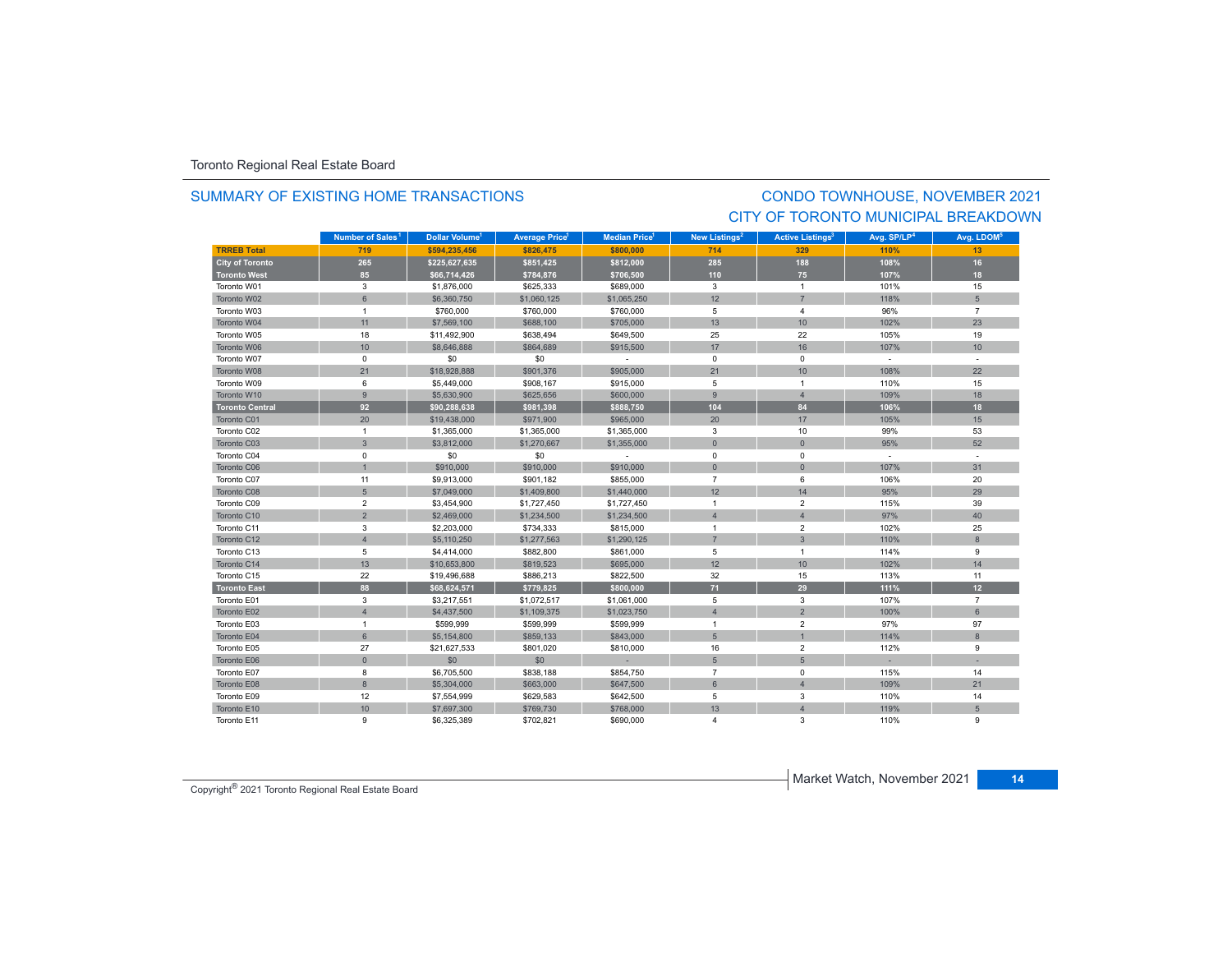Toronto Regional Real Estate Board

## SUMMARY OF EXISTING HOME TRANSACTIONS

## CONDO TOWNHOUSE, NOVEMBER 2021
## CITY OF TORONTO MUNICIPAL BREAKDOWN

| | Number of Sales[1] | Dollar Volume[1] | Average Price[1] | Median Price[1] | New Listings[2] | Active Listings[3] | Avg. SP/LP[4] | Avg. LDOM[5] |
|---|---|---|---|---|---|---|---|---|
| **TRREB Total** | **719** | **$594,235,456** | **$826,475** | **$800,000** | **714** | **329** | **110%** | **13** |
| **City of Toronto** | **265** | **$225,627,635** | **$851,425** | **$812,000** | **285** | **188** | **108%** | **16** |
| **Toronto West** | **85** | **$66,714,426** | **$784,876** | **$706,500** | **110** | **75** | **107%** | **18** |
| Toronto W01 | 3 | $1,876,000 | $625,333 | $689,000 | 3 | 1 | 101% | 15 |
| Toronto W02 | 6 | $6,360,750 | $1,060,125 | $1,065,250 | 12 | 7 | 118% | 5 |
| Toronto W03 | 1 | $760,000 | $760,000 | $760,000 | 5 | 4 | 96% | 7 |
| Toronto W04 | 11 | $7,569,100 | $688,100 | $705,000 | 13 | 10 | 102% | 23 |
| Toronto W05 | 18 | $11,492,900 | $638,494 | $649,500 | 25 | 22 | 105% | 19 |
| Toronto W06 | 10 | $8,646,888 | $864,689 | $915,500 | 17 | 16 | 107% | 10 |
| Toronto W07 | 0 | $0 | $0 | - | 0 | 0 | - | - |
| Toronto W08 | 21 | $18,928,888 | $901,376 | $905,000 | 21 | 10 | 108% | 22 |
| Toronto W09 | 6 | $5,449,000 | $908,167 | $915,000 | 5 | 1 | 110% | 15 |
| Toronto W10 | 9 | $5,630,900 | $625,656 | $600,000 | 9 | 4 | 109% | 18 |
| **Toronto Central** | **92** | **$90,288,638** | **$981,398** | **$888,750** | **104** | **84** | **106%** | **18** |
| Toronto C01 | 20 | $19,438,000 | $971,900 | $965,000 | 20 | 17 | 105% | 15 |
| Toronto C02 | 1 | $1,365,000 | $1,365,000 | $1,365,000 | 3 | 10 | 99% | 53 |
| Toronto C03 | 3 | $3,812,000 | $1,270,667 | $1,355,000 | 0 | 0 | 95% | 52 |
| Toronto C04 | 0 | $0 | $0 | - | 0 | 0 | - | - |
| Toronto C06 | 1 | $910,000 | $910,000 | $910,000 | 0 | 0 | 107% | 31 |
| Toronto C07 | 11 | $9,913,000 | $901,182 | $855,000 | 7 | 6 | 106% | 20 |
| Toronto C08 | 5 | $7,049,000 | $1,409,800 | $1,440,000 | 12 | 14 | 95% | 29 |
| Toronto C09 | 2 | $3,454,900 | $1,727,450 | $1,727,450 | 1 | 2 | 115% | 39 |
| Toronto C10 | 2 | $2,469,000 | $1,234,500 | $1,234,500 | 4 | 4 | 97% | 40 |
| Toronto C11 | 3 | $2,203,000 | $734,333 | $815,000 | 1 | 2 | 102% | 25 |
| Toronto C12 | 4 | $5,110,250 | $1,277,563 | $1,290,125 | 7 | 3 | 110% | 8 |
| Toronto C13 | 5 | $4,414,000 | $882,800 | $861,000 | 5 | 1 | 114% | 9 |
| Toronto C14 | 13 | $10,653,800 | $819,523 | $695,000 | 12 | 10 | 102% | 14 |
| Toronto C15 | 22 | $19,496,688 | $886,213 | $822,500 | 32 | 15 | 113% | 11 |
| **Toronto East** | **88** | **$68,624,571** | **$779,825** | **$800,000** | **71** | **29** | **111%** | **12** |
| Toronto E01 | 3 | $3,217,551 | $1,072,517 | $1,061,000 | 5 | 3 | 107% | 7 |
| Toronto E02 | 4 | $4,437,500 | $1,109,375 | $1,023,750 | 4 | 2 | 100% | 6 |
| Toronto E03 | 1 | $599,999 | $599,999 | $599,999 | 1 | 2 | 97% | 97 |
| Toronto E04 | 6 | $5,154,800 | $859,133 | $843,000 | 5 | 1 | 114% | 8 |
| Toronto E05 | 27 | $21,627,533 | $801,020 | $810,000 | 16 | 2 | 112% | 9 |
| Toronto E06 | 0 | $0 | $0 | - | 5 | 5 | - | - |
| Toronto E07 | 8 | $6,705,500 | $838,188 | $854,750 | 7 | 0 | 115% | 14 |
| Toronto E08 | 8 | $5,304,000 | $663,000 | $647,500 | 6 | 4 | 109% | 21 |
| Toronto E09 | 12 | $7,554,999 | $629,583 | $642,500 | 5 | 3 | 110% | 14 |
| Toronto E10 | 10 | $7,697,300 | $769,730 | $768,000 | 13 | 4 | 119% | 5 |
| Toronto E11 | 9 | $6,325,389 | $702,821 | $690,000 | 4 | 3 | 110% | 9 |

Copyright® 2021 Toronto Regional Real Estate Board

Market Watch, November 2021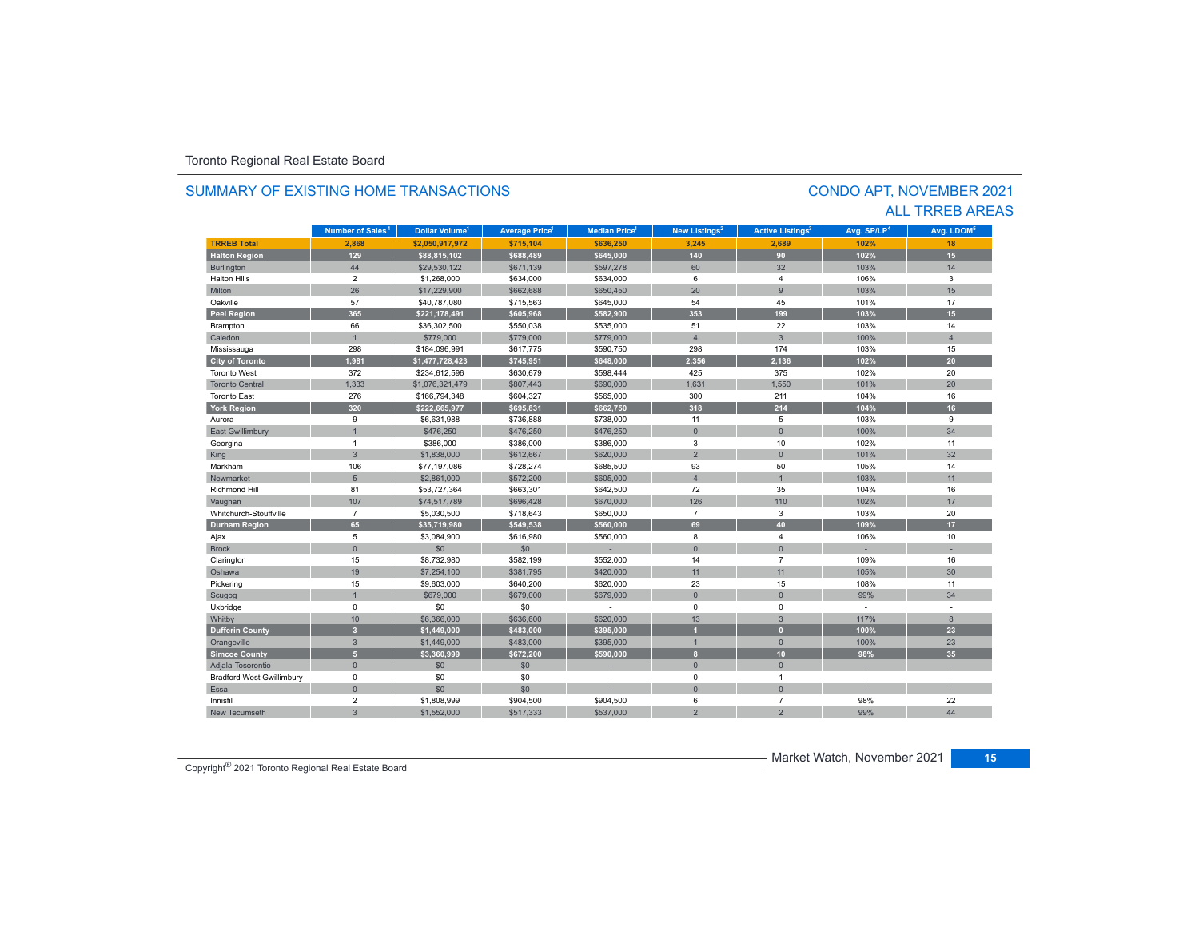Toronto Regional Real Estate Board

## SUMMARY OF EXISTING HOME TRANSACTIONS

## CONDO APT, NOVEMBER 2021
## ALL TRREB AREAS

| | Number of Sales[1] | Dollar Volume[1] | Average Price[1] | Median Price[1] | New Listings[2] | Active Listings[3] | Avg. SP/LP[4] | Avg. LDOM[5] |
|---|---|---|---|---|---|---|---|---|
| **TRREB Total** | **2,868** | **$2,050,917,972** | **$715,104** | **$636,250** | **3,245** | **2,689** | **102%** | **18** |
| **Halton Region** | **129** | **$88,815,102** | **$688,489** | **$645,000** | **140** | **90** | **102%** | **15** |
| Burlington | 44 | $29,530,122 | $671,139 | $597,278 | 60 | 32 | 103% | 14 |
| Halton Hills | 2 | $1,268,000 | $634,000 | $634,000 | 6 | 4 | 106% | 3 |
| Milton | 26 | $17,229,900 | $662,688 | $650,450 | 20 | 9 | 103% | 15 |
| Oakville | 57 | $40,787,080 | $715,563 | $645,000 | 54 | 45 | 101% | 17 |
| **Peel Region** | **365** | **$221,178,491** | **$605,968** | **$582,900** | **353** | **199** | **103%** | **15** |
| Brampton | 66 | $36,302,500 | $550,038 | $535,000 | 51 | 22 | 103% | 14 |
| Caledon | 1 | $779,000 | $779,000 | $779,000 | 4 | 3 | 100% | 4 |
| Mississauga | 298 | $184,096,991 | $617,775 | $590,750 | 298 | 174 | 103% | 15 |
| **City of Toronto** | **1,981** | **$1,477,728,423** | **$745,951** | **$648,000** | **2,356** | **2,136** | **102%** | **20** |
| Toronto West | 372 | $234,612,596 | $630,679 | $598,444 | 425 | 375 | 102% | 20 |
| Toronto Central | 1,333 | $1,076,321,479 | $807,443 | $690,000 | 1,631 | 1,550 | 101% | 20 |
| Toronto East | 276 | $166,794,348 | $604,327 | $565,000 | 300 | 211 | 104% | 16 |
| **York Region** | **320** | **$222,665,977** | **$695,831** | **$662,750** | **318** | **214** | **104%** | **16** |
| Aurora | 9 | $6,631,988 | $736,888 | $738,000 | 11 | 5 | 103% | 9 |
| East Gwillimbury | 1 | $476,250 | $476,250 | $476,250 | 0 | 0 | 100% | 34 |
| Georgina | 1 | $386,000 | $386,000 | $386,000 | 3 | 10 | 102% | 11 |
| King | 3 | $1,838,000 | $612,667 | $620,000 | 2 | 0 | 101% | 32 |
| Markham | 106 | $77,197,086 | $728,274 | $685,500 | 93 | 50 | 105% | 14 |
| Newmarket | 5 | $2,861,000 | $572,200 | $605,000 | 4 | 1 | 103% | 11 |
| Richmond Hill | 81 | $53,727,364 | $663,301 | $642,500 | 72 | 35 | 104% | 16 |
| Vaughan | 107 | $74,517,789 | $696,428 | $670,000 | 126 | 110 | 102% | 17 |
| Whitchurch-Stouffville | 7 | $5,030,500 | $718,643 | $650,000 | 7 | 3 | 103% | 20 |
| **Durham Region** | **65** | **$35,719,980** | **$549,538** | **$560,000** | **69** | **40** | **109%** | **17** |
| Ajax | 5 | $3,084,900 | $616,980 | $560,000 | 8 | 4 | 106% | 10 |
| Brock | 0 | $0 | $0 | - | 0 | 0 | - | - |
| Clarington | 15 | $8,732,980 | $582,199 | $552,000 | 14 | 7 | 109% | 16 |
| Oshawa | 19 | $7,254,100 | $381,795 | $420,000 | 11 | 11 | 105% | 30 |
| Pickering | 15 | $9,603,000 | $640,200 | $620,000 | 23 | 15 | 108% | 11 |
| Scugog | 1 | $679,000 | $679,000 | $679,000 | 0 | 0 | 99% | 34 |
| Uxbridge | 0 | $0 | $0 | - | 0 | 0 | - | - |
| Whitby | 10 | $6,366,000 | $636,600 | $620,000 | 13 | 3 | 117% | 8 |
| **Dufferin County** | **3** | **$1,449,000** | **$483,000** | **$395,000** | **1** | **0** | **100%** | **23** |
| Orangeville | 3 | $1,449,000 | $483,000 | $395,000 | 1 | 0 | 100% | 23 |
| **Simcoe County** | **5** | **$3,360,999** | **$672,200** | **$590,000** | **8** | **10** | **98%** | **35** |
| Adjala-Tosorontio | 0 | $0 | $0 | - | 0 | 0 | - | - |
| Bradford West Gwillimbury | 0 | $0 | $0 | - | 0 | 1 | - | - |
| Essa | 0 | $0 | $0 | - | 0 | 0 | - | - |
| Innisfil | 2 | $1,808,999 | $904,500 | $904,500 | 6 | 7 | 98% | 22 |
| New Tecumseth | 3 | $1,552,000 | $517,333 | $537,000 | 2 | 2 | 99% | 44 |

Copyright® 2021 Toronto Regional Real Estate Board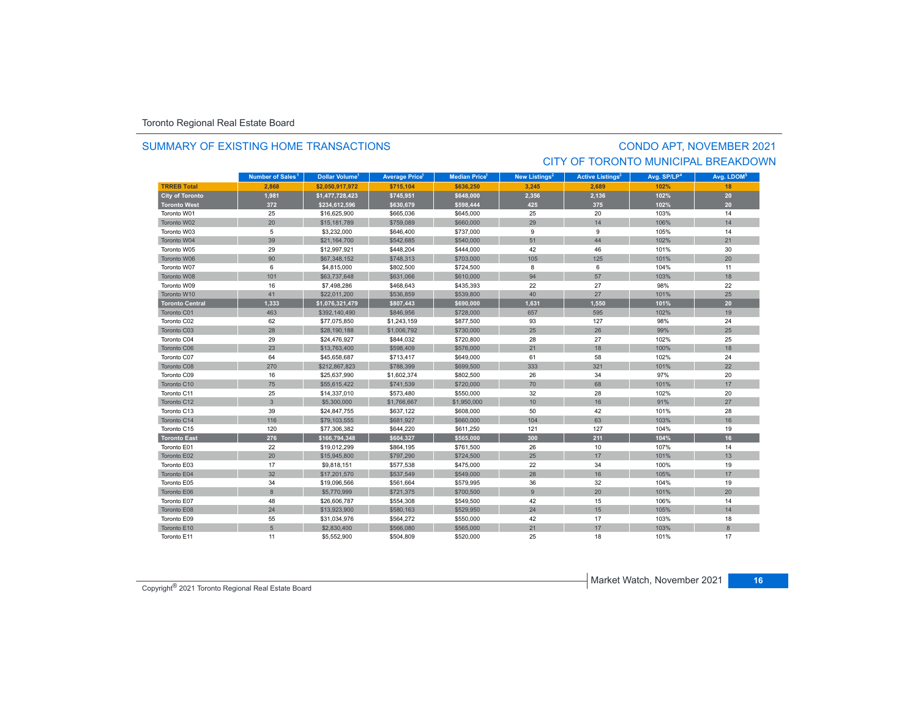Toronto Regional Real Estate Board

## SUMMARY OF EXISTING HOME TRANSACTIONS

## CONDO APT, NOVEMBER 2021
## CITY OF TORONTO MUNICIPAL BREAKDOWN

| | Number of Sales[1] | Dollar Volume[1] | Average Price[1] | Median Price[1] | New Listings[2] | Active Listings[3] | Avg. SP/LP[4] | Avg. LDOM[5] |
|---|---|---|---|---|---|---|---|---|
| **TRREB Total** | **2,868** | **$2,050,917,972** | **$715,104** | **$636,250** | **3,245** | **2,689** | **102%** | **18** |
| **City of Toronto** | **1,981** | **$1,477,728,423** | **$745,951** | **$648,000** | **2,356** | **2,136** | **102%** | **20** |
| **Toronto West** | **372** | **$234,612,596** | **$630,679** | **$598,444** | **425** | **375** | **102%** | **20** |
| Toronto W01 | 25 | $16,625,900 | $665,036 | $645,000 | 25 | 20 | 103% | 14 |
| Toronto W02 | 20 | $15,181,789 | $759,089 | $660,000 | 29 | 14 | 106% | 14 |
| Toronto W03 | 5 | $3,232,000 | $646,400 | $737,000 | 9 | 9 | 105% | 14 |
| Toronto W04 | 39 | $21,164,700 | $542,685 | $540,000 | 51 | 44 | 102% | 21 |
| Toronto W05 | 29 | $12,997,921 | $448,204 | $444,000 | 42 | 46 | 101% | 30 |
| Toronto W06 | 90 | $67,348,152 | $748,313 | $703,000 | 105 | 125 | 101% | 20 |
| Toronto W07 | 6 | $4,815,000 | $802,500 | $724,500 | 8 | 6 | 104% | 11 |
| Toronto W08 | 101 | $63,737,648 | $631,066 | $610,000 | 94 | 57 | 103% | 18 |
| Toronto W09 | 16 | $7,498,286 | $468,643 | $435,393 | 22 | 27 | 98% | 22 |
| Toronto W10 | 41 | $22,011,200 | $536,859 | $539,800 | 40 | 27 | 101% | 25 |
| **Toronto Central** | **1,333** | **$1,076,321,479** | **$807,443** | **$690,000** | **1,631** | **1,550** | **101%** | **20** |
| Toronto C01 | 463 | $392,140,490 | $846,956 | $728,000 | 657 | 595 | 102% | 19 |
| Toronto C02 | 62 | $77,075,850 | $1,243,159 | $877,500 | 93 | 127 | 98% | 24 |
| Toronto C03 | 28 | $28,190,188 | $1,006,792 | $730,000 | 25 | 26 | 99% | 25 |
| Toronto C04 | 29 | $24,476,927 | $844,032 | $720,800 | 28 | 27 | 102% | 25 |
| Toronto C06 | 23 | $13,763,400 | $598,409 | $576,000 | 21 | 18 | 100% | 18 |
| Toronto C07 | 64 | $45,658,687 | $713,417 | $649,000 | 61 | 58 | 102% | 24 |
| Toronto C08 | 270 | $212,867,823 | $788,399 | $699,500 | 333 | 321 | 101% | 22 |
| Toronto C09 | 16 | $25,637,990 | $1,602,374 | $802,500 | 26 | 34 | 97% | 20 |
| Toronto C10 | 75 | $55,615,422 | $741,539 | $720,000 | 70 | 68 | 101% | 17 |
| Toronto C11 | 25 | $14,337,010 | $573,480 | $550,000 | 32 | 28 | 102% | 20 |
| Toronto C12 | 3 | $5,300,000 | $1,766,667 | $1,950,000 | 10 | 16 | 91% | 27 |
| Toronto C13 | 39 | $24,847,755 | $637,122 | $608,000 | 50 | 42 | 101% | 28 |
| Toronto C14 | 116 | $79,103,555 | $681,927 | $660,000 | 104 | 63 | 103% | 16 |
| Toronto C15 | 120 | $77,306,382 | $644,220 | $611,250 | 121 | 127 | 104% | 19 |
| **Toronto East** | **276** | **$166,794,348** | **$604,327** | **$565,000** | **300** | **211** | **104%** | **16** |
| Toronto E01 | 22 | $19,012,299 | $864,195 | $761,500 | 26 | 10 | 107% | 14 |
| Toronto E02 | 20 | $15,945,800 | $797,290 | $724,500 | 25 | 17 | 101% | 13 |
| Toronto E03 | 17 | $9,818,151 | $577,538 | $475,000 | 22 | 34 | 100% | 19 |
| Toronto E04 | 32 | $17,201,570 | $537,549 | $549,000 | 28 | 16 | 105% | 17 |
| Toronto E05 | 34 | $19,096,566 | $561,664 | $579,995 | 36 | 32 | 104% | 19 |
| Toronto E06 | 8 | $5,770,999 | $721,375 | $700,500 | 9 | 20 | 101% | 20 |
| Toronto E07 | 48 | $26,606,787 | $554,308 | $549,500 | 42 | 15 | 106% | 14 |
| Toronto E08 | 24 | $13,923,900 | $580,163 | $529,950 | 24 | 15 | 105% | 14 |
| Toronto E09 | 55 | $31,034,976 | $564,272 | $550,000 | 42 | 17 | 103% | 18 |
| Toronto E10 | 5 | $2,830,400 | $566,080 | $565,000 | 21 | 17 | 103% | 8 |
| Toronto E11 | 11 | $5,552,900 | $504,809 | $520,000 | 25 | 18 | 101% | 17 |

Market Watch, November 2021

Copyright® 2021 Toronto Regional Real Estate Board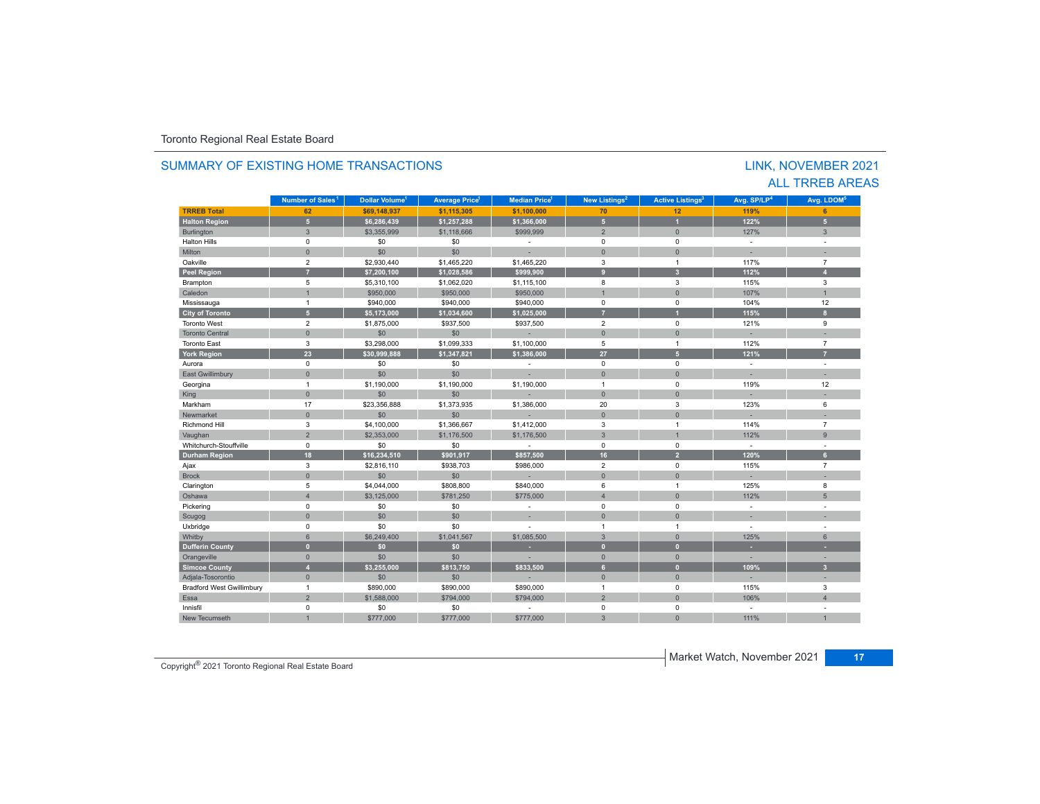Toronto Regional Real Estate Board

## SUMMARY OF EXISTING HOME TRANSACTIONS

## LINK, NOVEMBER 2021
## ALL TRREB AREAS

| | Number of Sales[1] | Dollar Volume[1] | Average Price[1] | Median Price[1] | New Listings[2] | Active Listings[3] | Avg. SP/LP[4] | Avg. LDOM[5] |
|---|---|---|---|---|---|---|---|---|
| **TRREB Total** | **62** | **$69,148,937** | **$1,115,305** | **$1,100,000** | **70** | **12** | **119%** | **6** |
| **Halton Region** | **5** | **$6,286,439** | **$1,257,288** | **$1,366,000** | **5** | **1** | **122%** | **5** |
| Burlington | 3 | $3,355,999 | $1,118,666 | $999,999 | 2 | 0 | 127% | 3 |
| Halton Hills | 0 | $0 | $0 | - | 0 | 0 | - | - |
| Milton | 0 | $0 | $0 | - | 0 | 0 | - | - |
| Oakville | 2 | $2,930,440 | $1,465,220 | $1,465,220 | 3 | 1 | 117% | 7 |
| **Peel Region** | **7** | **$7,200,100** | **$1,028,586** | **$999,900** | **9** | **3** | **112%** | **4** |
| Brampton | 5 | $5,310,100 | $1,062,020 | $1,115,100 | 8 | 3 | 115% | 3 |
| Caledon | 1 | $950,000 | $950,000 | $950,000 | 1 | 0 | 107% | 1 |
| Mississauga | 1 | $940,000 | $940,000 | $940,000 | 0 | 0 | 104% | 12 |
| **City of Toronto** | **5** | **$5,173,000** | **$1,034,600** | **$1,025,000** | **7** | **1** | **115%** | **8** |
| Toronto West | 2 | $1,875,000 | $937,500 | $937,500 | 2 | 0 | 121% | 9 |
| Toronto Central | 0 | $0 | $0 | - | 0 | 0 | - | - |
| Toronto East | 3 | $3,298,000 | $1,099,333 | $1,100,000 | 5 | 1 | 112% | 7 |
| **York Region** | **23** | **$30,999,888** | **$1,347,821** | **$1,386,000** | **27** | **5** | **121%** | **7** |
| Aurora | 0 | $0 | $0 | - | 0 | 0 | - | - |
| East Gwillimbury | 0 | $0 | $0 | - | 0 | 0 | - | - |
| Georgina | 1 | $1,190,000 | $1,190,000 | $1,190,000 | 1 | 0 | 119% | 12 |
| King | 0 | $0 | $0 | - | 0 | 0 | - | - |
| Markham | 17 | $23,356,888 | $1,373,935 | $1,386,000 | 20 | 3 | 123% | 6 |
| Newmarket | 0 | $0 | $0 | - | 0 | 0 | - | - |
| Richmond Hill | 3 | $4,100,000 | $1,366,667 | $1,412,000 | 3 | 1 | 114% | 7 |
| Vaughan | 2 | $2,353,000 | $1,176,500 | $1,176,500 | 3 | 1 | 112% | 9 |
| Whitchurch-Stouffville | 0 | $0 | $0 | - | 0 | 0 | - | - |
| **Durham Region** | **18** | **$16,234,510** | **$901,917** | **$857,500** | **16** | **2** | **120%** | **6** |
| Ajax | 3 | $2,816,110 | $938,703 | $986,000 | 2 | 0 | 115% | 7 |
| Brock | 0 | $0 | $0 | - | 0 | 0 | - | - |
| Clarington | 5 | $4,044,000 | $808,800 | $840,000 | 6 | 1 | 125% | 8 |
| Oshawa | 4 | $3,125,000 | $781,250 | $775,000 | 4 | 0 | 112% | 5 |
| Pickering | 0 | $0 | $0 | - | 0 | 0 | - | - |
| Scugog | 0 | $0 | $0 | - | 0 | 0 | - | - |
| Uxbridge | 0 | $0 | $0 | - | 1 | 1 | - | - |
| Whitby | 6 | $6,249,400 | $1,041,567 | $1,085,500 | 3 | 0 | 125% | 6 |
| **Dufferin County** | **0** | **$0** | **$0** | **-** | **0** | **0** | **-** | **-** |
| Orangeville | 0 | $0 | $0 | - | 0 | 0 | - | - |
| **Simcoe County** | **4** | **$3,255,000** | **$813,750** | **$833,500** | **6** | **0** | **109%** | **3** |
| Adjala-Tosorontio | 0 | $0 | $0 | - | 0 | 0 | - | - |
| Bradford West Gwillimbury | 1 | $890,000 | $890,000 | $890,000 | 1 | 0 | 115% | 3 |
| Essa | 2 | $1,588,000 | $794,000 | $794,000 | 2 | 0 | 106% | 4 |
| Innisfil | 0 | $0 | $0 | - | 0 | 0 | - | - |
| New Tecumseth | 1 | $777,000 | $777,000 | $777,000 | 3 | 0 | 111% | 1 |

Copyright® 2021 Toronto Regional Real Estate Board

Market Watch, November 2021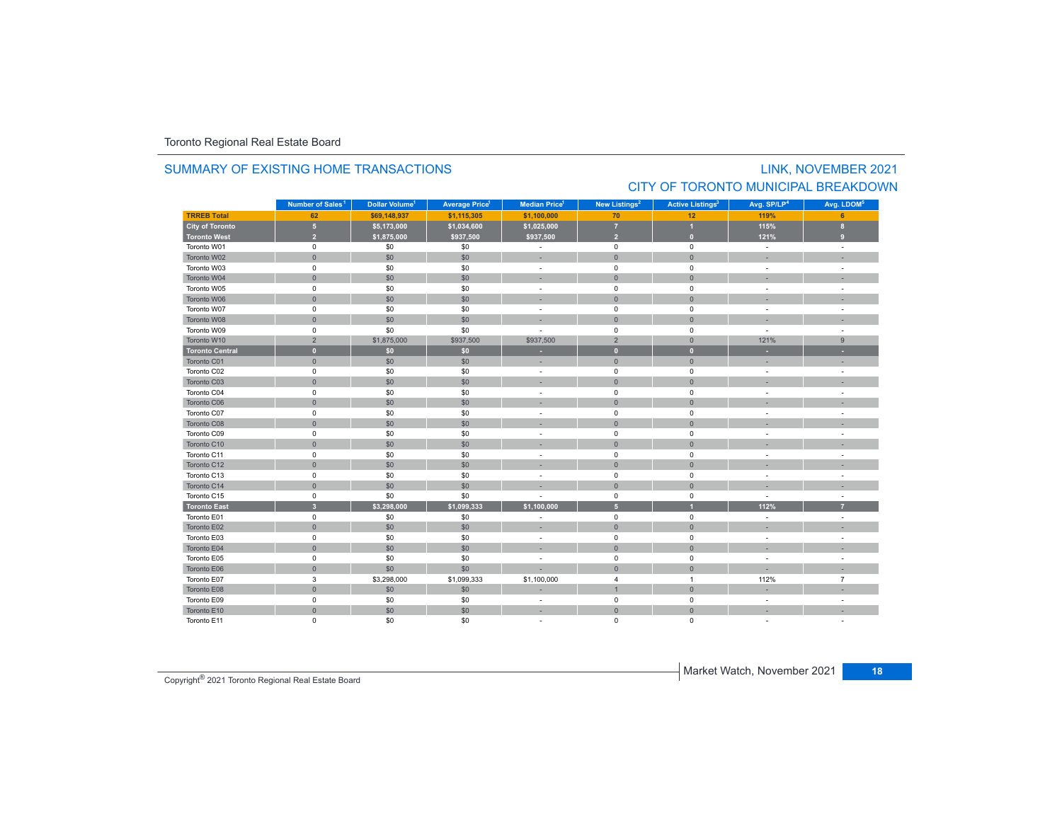Toronto Regional Real Estate Board

## SUMMARY OF EXISTING HOME TRANSACTIONS

## LINK, NOVEMBER 2021
## CITY OF TORONTO MUNICIPAL BREAKDOWN

| | Number of Sales[1] | Dollar Volume[1] | Average Price[1] | Median Price[1] | New Listings[2] | Active Listings[3] | Avg. SP/LP[4] | Avg. LDOM[5] |
|---|---|---|---|---|---|---|---|---|
| **TRREB Total** | **62** | **$69,148,937** | **$1,115,305** | **$1,100,000** | **70** | **12** | **119%** | **6** |
| **City of Toronto** | **5** | **$5,173,000** | **$1,034,600** | **$1,025,000** | **7** | **1** | **115%** | **8** |
| **Toronto West** | **2** | **$1,875,000** | **$937,500** | **$937,500** | **2** | **0** | **121%** | **9** |
| Toronto W01 | 0 | $0 | $0 | - | 0 | 0 | - | - |
| Toronto W02 | 0 | $0 | $0 | - | 0 | 0 | - | - |
| Toronto W03 | 0 | $0 | $0 | - | 0 | 0 | - | - |
| Toronto W04 | 0 | $0 | $0 | - | 0 | 0 | - | - |
| Toronto W05 | 0 | $0 | $0 | - | 0 | 0 | - | - |
| Toronto W06 | 0 | $0 | $0 | - | 0 | 0 | - | - |
| Toronto W07 | 0 | $0 | $0 | - | 0 | 0 | - | - |
| Toronto W08 | 0 | $0 | $0 | - | 0 | 0 | - | - |
| Toronto W09 | 0 | $0 | $0 | - | 0 | 0 | - | - |
| Toronto W10 | 2 | $1,875,000 | $937,500 | $937,500 | 2 | 0 | 121% | 9 |
| **Toronto Central** | **0** | **$0** | **$0** | **-** | **0** | **0** | **-** | **-** |
| Toronto C01 | 0 | $0 | $0 | - | 0 | 0 | - | - |
| Toronto C02 | 0 | $0 | $0 | - | 0 | 0 | - | - |
| Toronto C03 | 0 | $0 | $0 | - | 0 | 0 | - | - |
| Toronto C04 | 0 | $0 | $0 | - | 0 | 0 | - | - |
| Toronto C06 | 0 | $0 | $0 | - | 0 | 0 | - | - |
| Toronto C07 | 0 | $0 | $0 | - | 0 | 0 | - | - |
| Toronto C08 | 0 | $0 | $0 | - | 0 | 0 | - | - |
| Toronto C09 | 0 | $0 | $0 | - | 0 | 0 | - | - |
| Toronto C10 | 0 | $0 | $0 | - | 0 | 0 | - | - |
| Toronto C11 | 0 | $0 | $0 | - | 0 | 0 | - | - |
| Toronto C12 | 0 | $0 | $0 | - | 0 | 0 | - | - |
| Toronto C13 | 0 | $0 | $0 | - | 0 | 0 | - | - |
| Toronto C14 | 0 | $0 | $0 | - | 0 | 0 | - | - |
| Toronto C15 | 0 | $0 | $0 | - | 0 | 0 | - | - |
| **Toronto East** | **3** | **$3,298,000** | **$1,099,333** | **$1,100,000** | **5** | **1** | **112%** | **7** |
| Toronto E01 | 0 | $0 | $0 | - | 0 | 0 | - | - |
| Toronto E02 | 0 | $0 | $0 | - | 0 | 0 | - | - |
| Toronto E03 | 0 | $0 | $0 | - | 0 | 0 | - | - |
| Toronto E04 | 0 | $0 | $0 | - | 0 | 0 | - | - |
| Toronto E05 | 0 | $0 | $0 | - | 0 | 0 | - | - |
| Toronto E06 | 0 | $0 | $0 | - | 0 | 0 | - | - |
| Toronto E07 | 3 | $3,298,000 | $1,099,333 | $1,100,000 | 4 | 1 | 112% | 7 |
| Toronto E08 | 0 | $0 | $0 | - | 1 | 0 | - | - |
| Toronto E09 | 0 | $0 | $0 | - | 0 | 0 | - | - |
| Toronto E10 | 0 | $0 | $0 | - | 0 | 0 | - | - |
| Toronto E11 | 0 | $0 | $0 | - | 0 | 0 | - | - |

Copyright® 2021 Toronto Regional Real Estate Board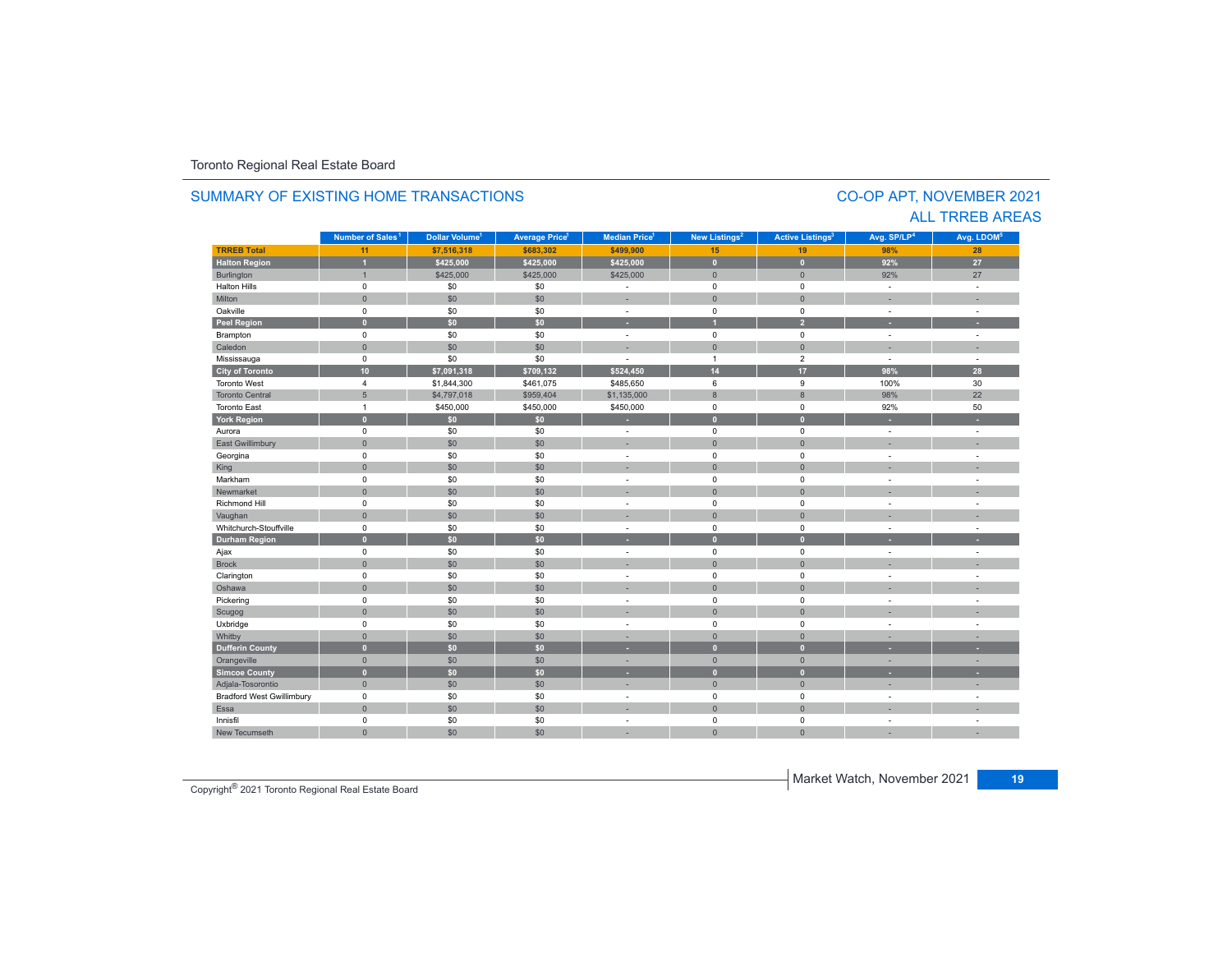Toronto Regional Real Estate Board

## SUMMARY OF EXISTING HOME TRANSACTIONS

## CO-OP APT, NOVEMBER 2021
## ALL TRREB AREAS

| | Number of Sales[1] | Dollar Volume[1] | Average Price[1] | Median Price[1] | New Listings[2] | Active Listings[3] | Avg. SP/LP[4] | Avg. LDOM[5] |
|---|---|---|---|---|---|---|---|---|
| **TRREB Total** | **11** | **$7,516,318** | **$683,302** | **$499,900** | **15** | **19** | **98%** | **28** |
| **Halton Region** | **1** | **$425,000** | **$425,000** | **$425,000** | **0** | **0** | **92%** | **27** |
| Burlington | 1 | $425,000 | $425,000 | $425,000 | 0 | 0 | 92% | 27 |
| Halton Hills | 0 | $0 | $0 | - | 0 | 0 | - | - |
| Milton | 0 | $0 | $0 | - | 0 | 0 | - | - |
| Oakville | 0 | $0 | $0 | - | 0 | 0 | - | - |
| **Peel Region** | **0** | **$0** | **$0** | **-** | **1** | **2** | **-** | **-** |
| Brampton | 0 | $0 | $0 | - | 0 | 0 | - | - |
| Caledon | 0 | $0 | $0 | - | 0 | 0 | - | - |
| Mississauga | 0 | $0 | $0 | - | 1 | 2 | - | - |
| **City of Toronto** | **10** | **$7,091,318** | **$709,132** | **$524,450** | **14** | **17** | **98%** | **28** |
| Toronto West | 4 | $1,844,300 | $461,075 | $485,650 | 6 | 9 | 100% | 30 |
| Toronto Central | 5 | $4,797,018 | $959,404 | $1,135,000 | 8 | 8 | 98% | 22 |
| Toronto East | 1 | $450,000 | $450,000 | $450,000 | 0 | 0 | 92% | 50 |
| **York Region** | **0** | **$0** | **$0** | **-** | **0** | **0** | **-** | **-** |
| Aurora | 0 | $0 | $0 | - | 0 | 0 | - | - |
| East Gwillimbury | 0 | $0 | $0 | - | 0 | 0 | - | - |
| Georgina | 0 | $0 | $0 | - | 0 | 0 | - | - |
| King | 0 | $0 | $0 | - | 0 | 0 | - | - |
| Markham | 0 | $0 | $0 | - | 0 | 0 | - | - |
| Newmarket | 0 | $0 | $0 | - | 0 | 0 | - | - |
| Richmond Hill | 0 | $0 | $0 | - | 0 | 0 | - | - |
| Vaughan | 0 | $0 | $0 | - | 0 | 0 | - | - |
| Whitchurch-Stouffville | 0 | $0 | $0 | - | 0 | 0 | - | - |
| **Durham Region** | **0** | **$0** | **$0** | **-** | **0** | **0** | **-** | **-** |
| Ajax | 0 | $0 | $0 | - | 0 | 0 | - | - |
| Brock | 0 | $0 | $0 | - | 0 | 0 | - | - |
| Clarington | 0 | $0 | $0 | - | 0 | 0 | - | - |
| Oshawa | 0 | $0 | $0 | - | 0 | 0 | - | - |
| Pickering | 0 | $0 | $0 | - | 0 | 0 | - | - |
| Scugog | 0 | $0 | $0 | - | 0 | 0 | - | - |
| Uxbridge | 0 | $0 | $0 | - | 0 | 0 | - | - |
| Whitby | 0 | $0 | $0 | - | 0 | 0 | - | - |
| **Dufferin County** | **0** | **$0** | **$0** | **-** | **0** | **0** | **-** | **-** |
| Orangeville | 0 | $0 | $0 | - | 0 | 0 | - | - |
| **Simcoe County** | **0** | **$0** | **$0** | **-** | **0** | **0** | **-** | **-** |
| Adjala-Tosorontio | 0 | $0 | $0 | - | 0 | 0 | - | - |
| Bradford West Gwillimbury | 0 | $0 | $0 | - | 0 | 0 | - | - |
| Essa | 0 | $0 | $0 | - | 0 | 0 | - | - |
| Innisfil | 0 | $0 | $0 | - | 0 | 0 | - | - |
| New Tecumseth | 0 | $0 | $0 | - | 0 | 0 | - | - |

Copyright® 2021 Toronto Regional Real Estate Board

Market Watch, November 2021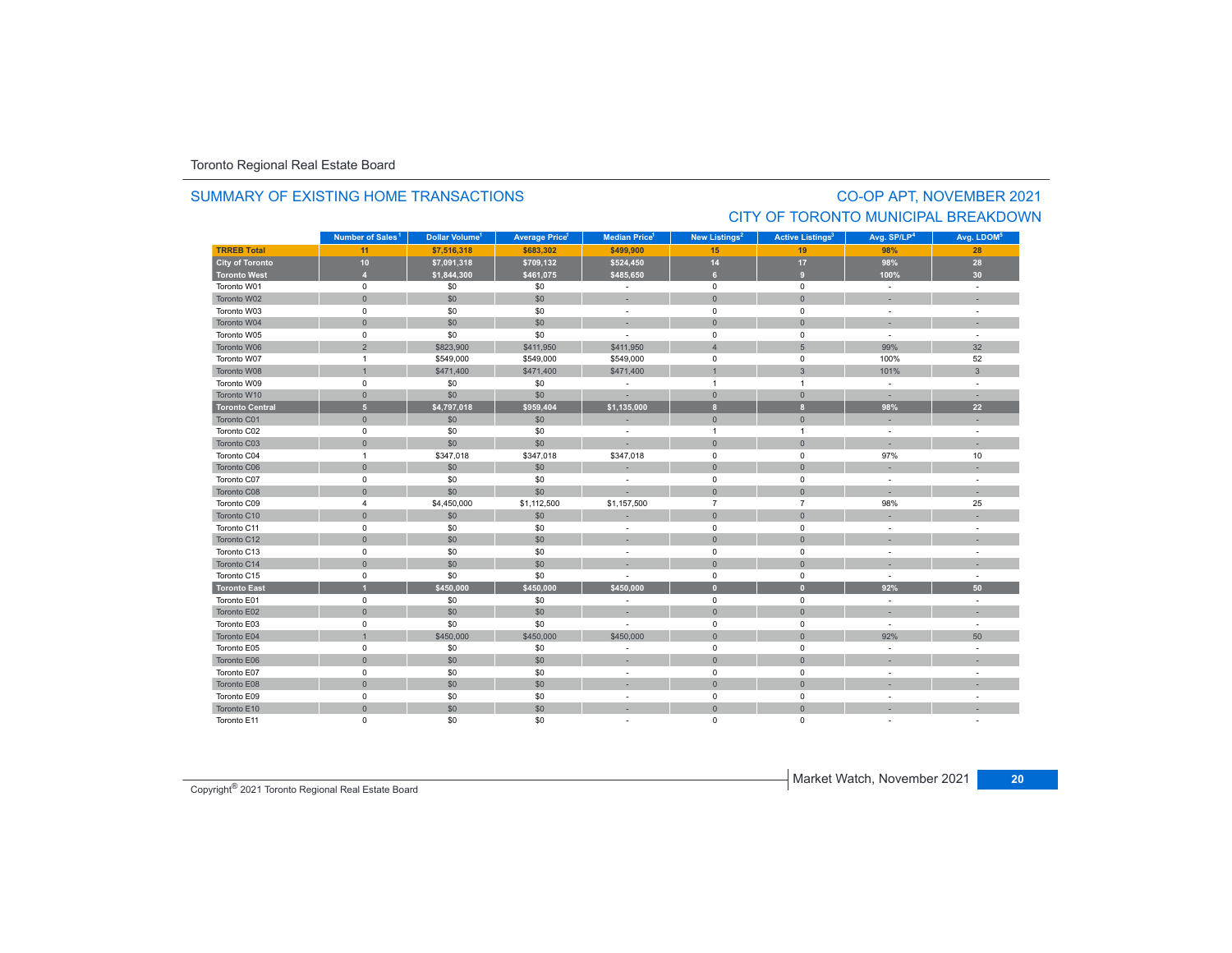Toronto Regional Real Estate Board

## SUMMARY OF EXISTING HOME TRANSACTIONS

## CO-OP APT, NOVEMBER 2021
## CITY OF TORONTO MUNICIPAL BREAKDOWN

| | Number of Sales[1] | Dollar Volume[1] | Average Price[1] | Median Price[1] | New Listings[2] | Active Listings[3] | Avg. SP/LP[4] | Avg. LDOM[5] |
|---|---|---|---|---|---|---|---|---|
| **TRREB Total** | **11** | **$7,516,318** | **$683,302** | **$499,900** | **15** | **19** | **98%** | **28** |
| **City of Toronto** | **10** | **$7,091,318** | **$709,132** | **$524,450** | **14** | **17** | **98%** | **28** |
| **Toronto West** | **4** | **$1,844,300** | **$461,075** | **$485,650** | **6** | **9** | **100%** | **30** |
| Toronto W01 | 0 | $0 | $0 | - | 0 | 0 | - | - |
| Toronto W02 | 0 | $0 | $0 | - | 0 | 0 | - | - |
| Toronto W03 | 0 | $0 | $0 | - | 0 | 0 | - | - |
| Toronto W04 | 0 | $0 | $0 | - | 0 | 0 | - | - |
| Toronto W05 | 0 | $0 | $0 | - | 0 | 0 | - | - |
| Toronto W06 | 2 | $823,900 | $411,950 | $411,950 | 4 | 5 | 99% | 32 |
| Toronto W07 | 1 | $549,000 | $549,000 | $549,000 | 0 | 0 | 100% | 52 |
| Toronto W08 | 1 | $471,400 | $471,400 | $471,400 | 1 | 3 | 101% | 3 |
| Toronto W09 | 0 | $0 | $0 | - | 1 | 1 | - | - |
| Toronto W10 | 0 | $0 | $0 | - | 0 | 0 | - | - |
| **Toronto Central** | **5** | **$4,797,018** | **$959,404** | **$1,135,000** | **8** | **8** | **98%** | **22** |
| Toronto C01 | 0 | $0 | $0 | - | 0 | 0 | - | - |
| Toronto C02 | 0 | $0 | $0 | - | 1 | 1 | - | - |
| Toronto C03 | 0 | $0 | $0 | - | 0 | 0 | - | - |
| Toronto C04 | 1 | $347,018 | $347,018 | $347,018 | 0 | 0 | 97% | 10 |
| Toronto C06 | 0 | $0 | $0 | - | 0 | 0 | - | - |
| Toronto C07 | 0 | $0 | $0 | - | 0 | 0 | - | - |
| Toronto C08 | 0 | $0 | $0 | - | 0 | 0 | - | - |
| Toronto C09 | 4 | $4,450,000 | $1,112,500 | $1,157,500 | 7 | 7 | 98% | 25 |
| Toronto C10 | 0 | $0 | $0 | - | 0 | 0 | - | - |
| Toronto C11 | 0 | $0 | $0 | - | 0 | 0 | - | - |
| Toronto C12 | 0 | $0 | $0 | - | 0 | 0 | - | - |
| Toronto C13 | 0 | $0 | $0 | - | 0 | 0 | - | - |
| Toronto C14 | 0 | $0 | $0 | - | 0 | 0 | - | - |
| Toronto C15 | 0 | $0 | $0 | - | 0 | 0 | - | - |
| **Toronto East** | **1** | **$450,000** | **$450,000** | **$450,000** | **0** | **0** | **92%** | **50** |
| Toronto E01 | 0 | $0 | $0 | - | 0 | 0 | - | - |
| Toronto E02 | 0 | $0 | $0 | - | 0 | 0 | - | - |
| Toronto E03 | 0 | $0 | $0 | - | 0 | 0 | - | - |
| Toronto E04 | 1 | $450,000 | $450,000 | $450,000 | 0 | 0 | 92% | 50 |
| Toronto E05 | 0 | $0 | $0 | - | 0 | 0 | - | - |
| Toronto E06 | 0 | $0 | $0 | - | 0 | 0 | - | - |
| Toronto E07 | 0 | $0 | $0 | - | 0 | 0 | - | - |
| Toronto E08 | 0 | $0 | $0 | - | 0 | 0 | - | - |
| Toronto E09 | 0 | $0 | $0 | - | 0 | 0 | - | - |
| Toronto E10 | 0 | $0 | $0 | - | 0 | 0 | - | - |
| Toronto E11 | 0 | $0 | $0 | - | 0 | 0 | - | - |

Copyright® 2021 Toronto Regional Real Estate Board

Market Watch, November 2021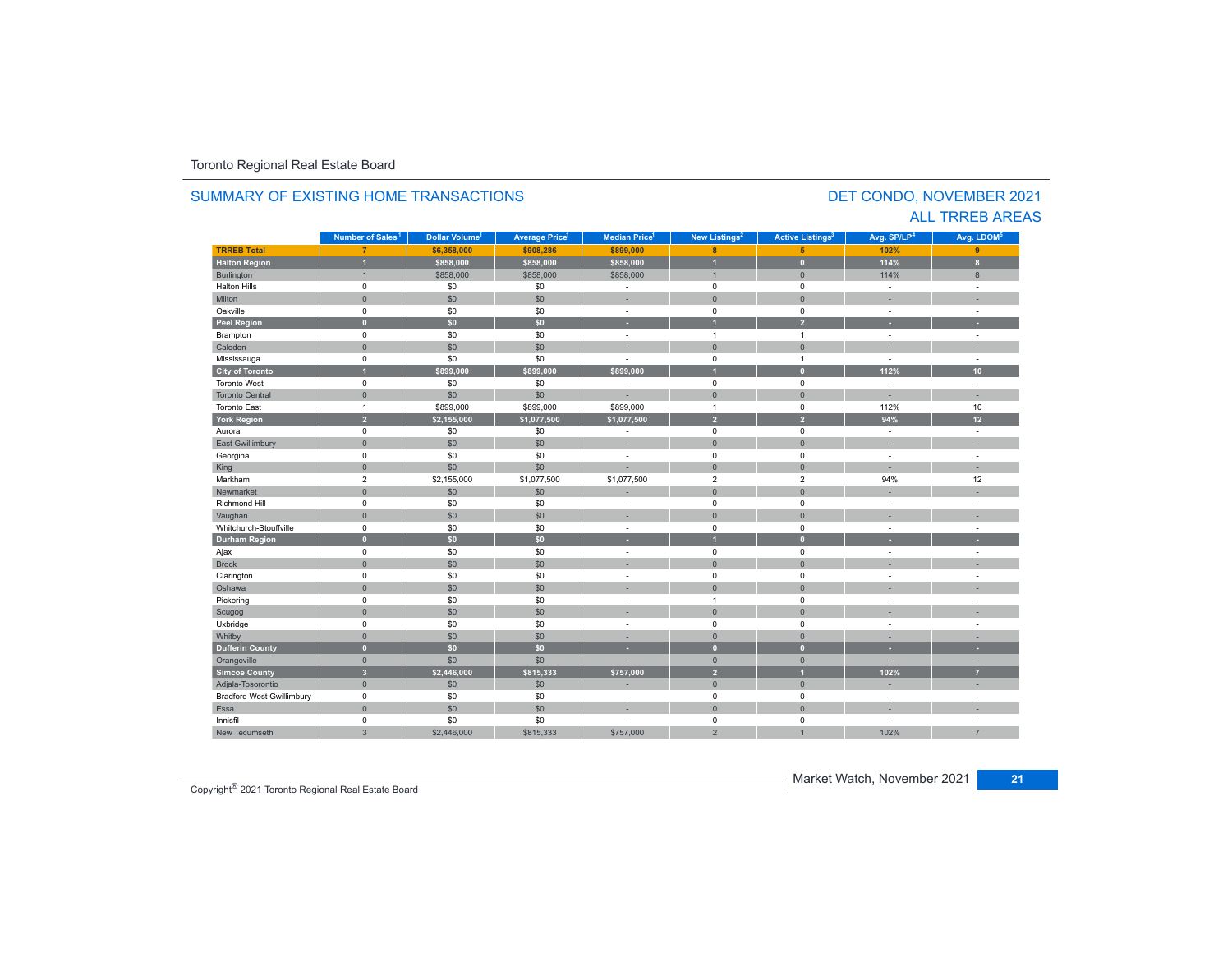Toronto Regional Real Estate Board

## SUMMARY OF EXISTING HOME TRANSACTIONS

## DET CONDO, NOVEMBER 2021
## ALL TRREB AREAS

| | Number of Sales[1] | Dollar Volume[1] | Average Price[1] | Median Price[1] | New Listings[2] | Active Listings[3] | Avg. SP/LP[4] | Avg. LDOM[5] |
|---|---|---|---|---|---|---|---|---|
| **TRREB Total** | **7** | **$6,358,000** | **$908,286** | **$899,000** | **8** | **5** | **102%** | **9** |
| **Halton Region** | **1** | **$858,000** | **$858,000** | **$858,000** | **1** | **0** | **114%** | **8** |
| Burlington | 1 | $858,000 | $858,000 | $858,000 | 1 | 0 | 114% | 8 |
| Halton Hills | 0 | $0 | $0 | - | 0 | 0 | - | - |
| Milton | 0 | $0 | $0 | - | 0 | 0 | - | - |
| Oakville | 0 | $0 | $0 | - | 0 | 0 | - | - |
| **Peel Region** | **0** | **$0** | **$0** | **-** | **1** | **2** | **-** | **-** |
| Brampton | 0 | $0 | $0 | - | 1 | 1 | - | - |
| Caledon | 0 | $0 | $0 | - | 0 | 0 | - | - |
| Mississauga | 0 | $0 | $0 | - | 0 | 1 | - | - |
| **City of Toronto** | **1** | **$899,000** | **$899,000** | **$899,000** | **1** | **0** | **112%** | **10** |
| Toronto West | 0 | $0 | $0 | - | 0 | 0 | - | - |
| Toronto Central | 0 | $0 | $0 | - | 0 | 0 | - | - |
| Toronto East | 1 | $899,000 | $899,000 | $899,000 | 1 | 0 | 112% | 10 |
| **York Region** | **2** | **$2,155,000** | **$1,077,500** | **$1,077,500** | **2** | **2** | **94%** | **12** |
| Aurora | 0 | $0 | $0 | - | 0 | 0 | - | - |
| East Gwillimbury | 0 | $0 | $0 | - | 0 | 0 | - | - |
| Georgina | 0 | $0 | $0 | - | 0 | 0 | - | - |
| King | 0 | $0 | $0 | - | 0 | 0 | - | - |
| Markham | 2 | $2,155,000 | $1,077,500 | $1,077,500 | 2 | 2 | 94% | 12 |
| Newmarket | 0 | $0 | $0 | - | 0 | 0 | - | - |
| Richmond Hill | 0 | $0 | $0 | - | 0 | 0 | - | - |
| Vaughan | 0 | $0 | $0 | - | 0 | 0 | - | - |
| Whitchurch-Stouffville | 0 | $0 | $0 | - | 0 | 0 | - | - |
| **Durham Region** | **0** | **$0** | **$0** | **-** | **1** | **0** | **-** | **-** |
| Ajax | 0 | $0 | $0 | - | 0 | 0 | - | - |
| Brock | 0 | $0 | $0 | - | 0 | 0 | - | - |
| Clarington | 0 | $0 | $0 | - | 0 | 0 | - | - |
| Oshawa | 0 | $0 | $0 | - | 0 | 0 | - | - |
| Pickering | 0 | $0 | $0 | - | 1 | 0 | - | - |
| Scugog | 0 | $0 | $0 | - | 0 | 0 | - | - |
| Uxbridge | 0 | $0 | $0 | - | 0 | 0 | - | - |
| Whitby | 0 | $0 | $0 | - | 0 | 0 | - | - |
| **Dufferin County** | **0** | **$0** | **$0** | **-** | **0** | **0** | **-** | **-** |
| Orangeville | 0 | $0 | $0 | - | 0 | 0 | - | - |
| **Simcoe County** | **3** | **$2,446,000** | **$815,333** | **$757,000** | **2** | **1** | **102%** | **7** |
| Adjala-Tosorontio | 0 | $0 | $0 | - | 0 | 0 | - | - |
| Bradford West Gwillimbury | 0 | $0 | $0 | - | 0 | 0 | - | - |
| Essa | 0 | $0 | $0 | - | 0 | 0 | - | - |
| Innisfil | 0 | $0 | $0 | - | 0 | 0 | - | - |
| New Tecumseth | 3 | $2,446,000 | $815,333 | $757,000 | 2 | 1 | 102% | 7 |

Copyright® 2021 Toronto Regional Real Estate Board

Market Watch, November 2021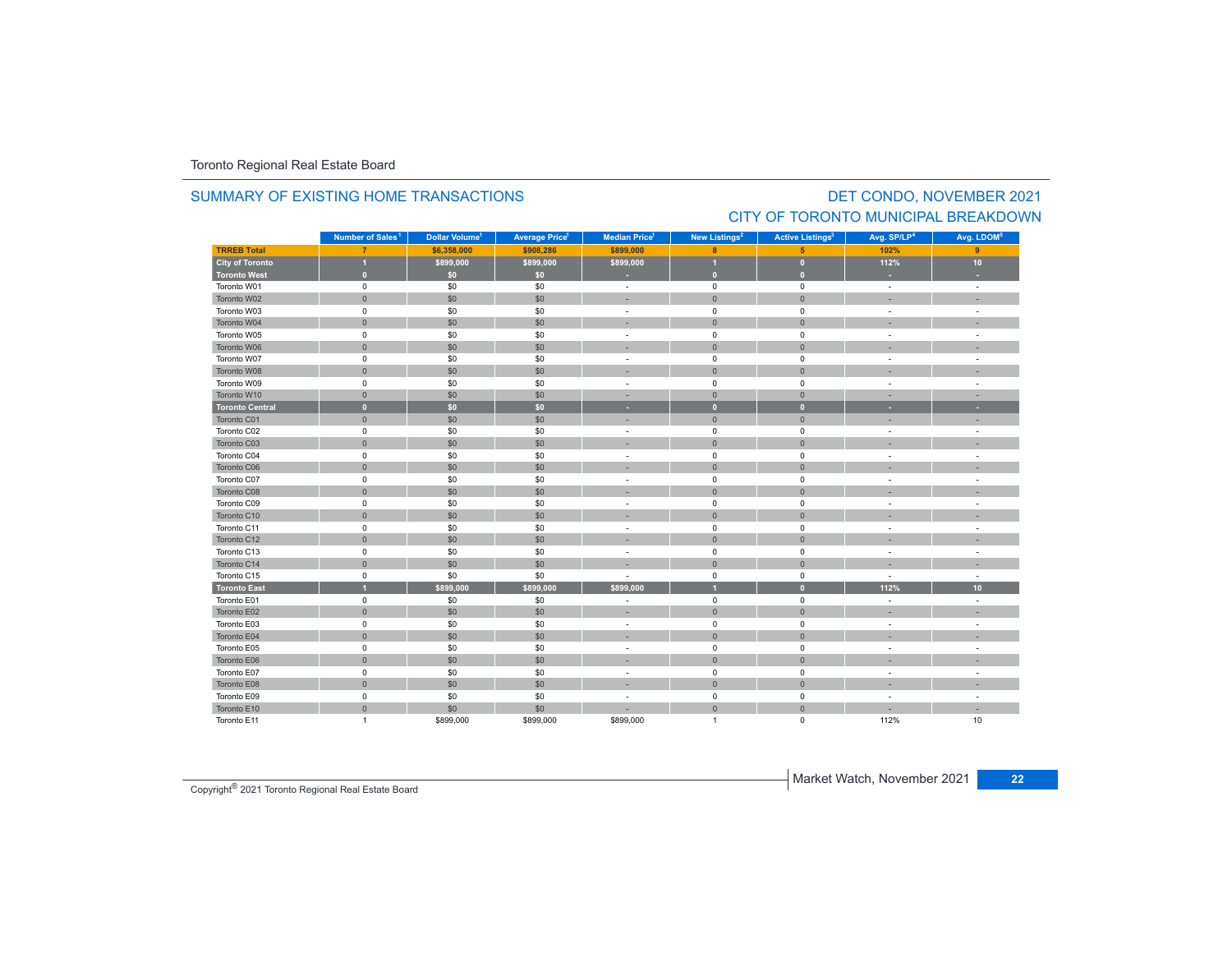Toronto Regional Real Estate Board

## SUMMARY OF EXISTING HOME TRANSACTIONS

## DET CONDO, NOVEMBER 2021
## CITY OF TORONTO MUNICIPAL BREAKDOWN

| | Number of Sales[1] | Dollar Volume[1] | Average Price[1] | Median Price[1] | New Listings[2] | Active Listings[3] | Avg. SP/LP[4] | Avg. LDOM[5] |
|---|---|---|---|---|---|---|---|---|
| **TRREB Total** | **7** | **$6,358,000** | **$908,286** | **$899,000** | **8** | **5** | **102%** | **9** |
| **City of Toronto** | **1** | **$899,000** | **$899,000** | **$899,000** | **1** | **0** | **112%** | **10** |
| **Toronto West** | **0** | **$0** | **$0** | **-** | **0** | **0** | **-** | **-** |
| Toronto W01 | 0 | $0 | $0 | - | 0 | 0 | - | - |
| Toronto W02 | 0 | $0 | $0 | - | 0 | 0 | - | - |
| Toronto W03 | 0 | $0 | $0 | - | 0 | 0 | - | - |
| Toronto W04 | 0 | $0 | $0 | - | 0 | 0 | - | - |
| Toronto W05 | 0 | $0 | $0 | - | 0 | 0 | - | - |
| Toronto W06 | 0 | $0 | $0 | - | 0 | 0 | - | - |
| Toronto W07 | 0 | $0 | $0 | - | 0 | 0 | - | - |
| Toronto W08 | 0 | $0 | $0 | - | 0 | 0 | - | - |
| Toronto W09 | 0 | $0 | $0 | - | 0 | 0 | - | - |
| Toronto W10 | 0 | $0 | $0 | - | 0 | 0 | - | - |
| **Toronto Central** | **0** | **$0** | **$0** | **-** | **0** | **0** | **-** | **-** |
| Toronto C01 | 0 | $0 | $0 | - | 0 | 0 | - | - |
| Toronto C02 | 0 | $0 | $0 | - | 0 | 0 | - | - |
| Toronto C03 | 0 | $0 | $0 | - | 0 | 0 | - | - |
| Toronto C04 | 0 | $0 | $0 | - | 0 | 0 | - | - |
| Toronto C06 | 0 | $0 | $0 | - | 0 | 0 | - | - |
| Toronto C07 | 0 | $0 | $0 | - | 0 | 0 | - | - |
| Toronto C08 | 0 | $0 | $0 | - | 0 | 0 | - | - |
| Toronto C09 | 0 | $0 | $0 | - | 0 | 0 | - | - |
| Toronto C10 | 0 | $0 | $0 | - | 0 | 0 | - | - |
| Toronto C11 | 0 | $0 | $0 | - | 0 | 0 | - | - |
| Toronto C12 | 0 | $0 | $0 | - | 0 | 0 | - | - |
| Toronto C13 | 0 | $0 | $0 | - | 0 | 0 | - | - |
| Toronto C14 | 0 | $0 | $0 | - | 0 | 0 | - | - |
| Toronto C15 | 0 | $0 | $0 | - | 0 | 0 | - | - |
| **Toronto East** | **1** | **$899,000** | **$899,000** | **$899,000** | **1** | **0** | **112%** | **10** |
| Toronto E01 | 0 | $0 | $0 | - | 0 | 0 | - | - |
| Toronto E02 | 0 | $0 | $0 | - | 0 | 0 | - | - |
| Toronto E03 | 0 | $0 | $0 | - | 0 | 0 | - | - |
| Toronto E04 | 0 | $0 | $0 | - | 0 | 0 | - | - |
| Toronto E05 | 0 | $0 | $0 | - | 0 | 0 | - | - |
| Toronto E06 | 0 | $0 | $0 | - | 0 | 0 | - | - |
| Toronto E07 | 0 | $0 | $0 | - | 0 | 0 | - | - |
| Toronto E08 | 0 | $0 | $0 | - | 0 | 0 | - | - |
| Toronto E09 | 0 | $0 | $0 | - | 0 | 0 | - | - |
| Toronto E10 | 0 | $0 | $0 | - | 0 | 0 | - | - |
| Toronto E11 | 1 | $899,000 | $899,000 | $899,000 | 1 | 0 | 112% | 10 |

Copyright® 2021 Toronto Regional Real Estate Board

Market Watch, November 2021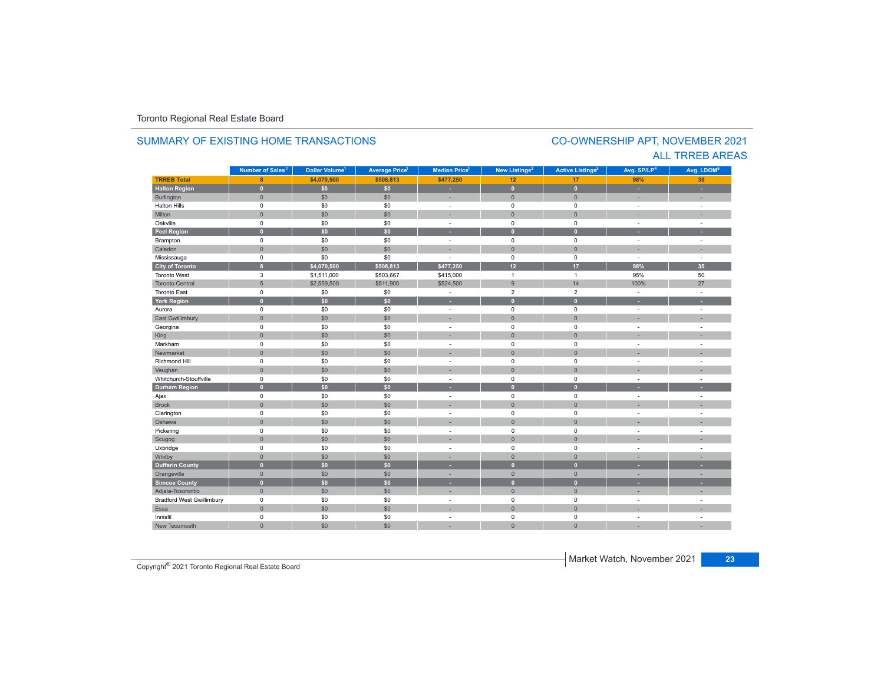Toronto Regional Real Estate Board

## SUMMARY OF EXISTING HOME TRANSACTIONS

## CO-OWNERSHIP APT, NOVEMBER 2021
## ALL TRREB AREAS

| | Number of Sales[1] | Dollar Volume[1] | Average Price[1] | Median Price[1] | New Listings[2] | Active Listings[3] | Avg. SP/LP[4] | Avg. LDOM[5] |
|---|---|---|---|---|---|---|---|---|
| **TRREB Total** | **8** | **$4,070,500** | **$508,813** | **$477,250** | **12** | **17** | **98%** | **35** |
| **Halton Region** | **0** | **$0** | **$0** | **-** | **0** | **0** | **-** | **-** |
| Burlington | 0 | $0 | $0 | - | 0 | 0 | - | - |
| Halton Hills | 0 | $0 | $0 | - | 0 | 0 | - | - |
| Milton | 0 | $0 | $0 | - | 0 | 0 | - | - |
| Oakville | 0 | $0 | $0 | - | 0 | 0 | - | - |
| **Peel Region** | **0** | **$0** | **$0** | **-** | **0** | **0** | **-** | **-** |
| Brampton | 0 | $0 | $0 | - | 0 | 0 | - | - |
| Caledon | 0 | $0 | $0 | - | 0 | 0 | - | - |
| Mississauga | 0 | $0 | $0 | - | 0 | 0 | - | - |
| **City of Toronto** | **8** | **$4,070,500** | **$508,813** | **$477,250** | **12** | **17** | **98%** | **35** |
| Toronto West | 3 | $1,511,000 | $503,667 | $415,000 | 1 | 1 | 95% | 50 |
| Toronto Central | 5 | $2,559,500 | $511,900 | $524,500 | 9 | 14 | 100% | 27 |
| Toronto East | 0 | $0 | $0 | - | 2 | 2 | - | - |
| **York Region** | **0** | **$0** | **$0** | **-** | **0** | **0** | **-** | **-** |
| Aurora | 0 | $0 | $0 | - | 0 | 0 | - | - |
| East Gwillimbury | 0 | $0 | $0 | - | 0 | 0 | - | - |
| Georgina | 0 | $0 | $0 | - | 0 | 0 | - | - |
| King | 0 | $0 | $0 | - | 0 | 0 | - | - |
| Markham | 0 | $0 | $0 | - | 0 | 0 | - | - |
| Newmarket | 0 | $0 | $0 | - | 0 | 0 | - | - |
| Richmond Hill | 0 | $0 | $0 | - | 0 | 0 | - | - |
| Vaughan | 0 | $0 | $0 | - | 0 | 0 | - | - |
| Whitchurch-Stouffville | 0 | $0 | $0 | - | 0 | 0 | - | - |
| **Durham Region** | **0** | **$0** | **$0** | **-** | **0** | **0** | **-** | **-** |
| Ajax | 0 | $0 | $0 | - | 0 | 0 | - | - |
| Brock | 0 | $0 | $0 | - | 0 | 0 | - | - |
| Clarington | 0 | $0 | $0 | - | 0 | 0 | - | - |
| Oshawa | 0 | $0 | $0 | - | 0 | 0 | - | - |
| Pickering | 0 | $0 | $0 | - | 0 | 0 | - | - |
| Scugog | 0 | $0 | $0 | - | 0 | 0 | - | - |
| Uxbridge | 0 | $0 | $0 | - | 0 | 0 | - | - |
| Whitby | 0 | $0 | $0 | - | 0 | 0 | - | - |
| **Dufferin County** | **0** | **$0** | **$0** | **-** | **0** | **0** | **-** | **-** |
| Orangeville | 0 | $0 | $0 | - | 0 | 0 | - | - |
| **Simcoe County** | **0** | **$0** | **$0** | **-** | **0** | **0** | **-** | **-** |
| Adjala-Tosorontio | 0 | $0 | $0 | - | 0 | 0 | - | - |
| Bradford West Gwillimbury | 0 | $0 | $0 | - | 0 | 0 | - | - |
| Essa | 0 | $0 | $0 | - | 0 | 0 | - | - |
| Innisfil | 0 | $0 | $0 | - | 0 | 0 | - | - |
| New Tecumseth | 0 | $0 | $0 | - | 0 | 0 | - | - |

Copyright® 2021 Toronto Regional Real Estate Board

Market Watch, November 2021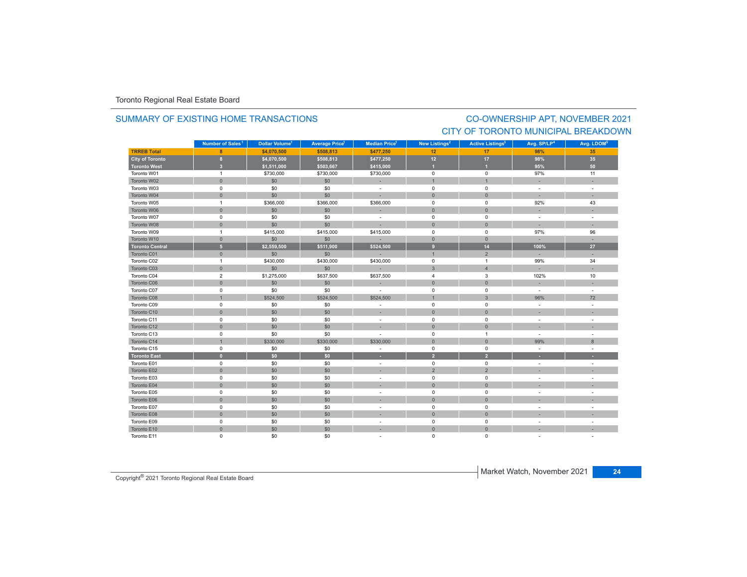Toronto Regional Real Estate Board

## SUMMARY OF EXISTING HOME TRANSACTIONS

## CO-OWNERSHIP APT, NOVEMBER 2021
## CITY OF TORONTO MUNICIPAL BREAKDOWN

| | Number of Sales[1] | Dollar Volume[1] | Average Price[1] | Median Price[1] | New Listings[2] | Active Listings[3] | Avg. SP/LP[4] | Avg. LDOM[5] |
|---|---|---|---|---|---|---|---|---|
| **TRREB Total** | **8** | **$4,070,500** | **$508,813** | **$477,250** | **12** | **17** | **98%** | **35** |
| **City of Toronto** | **8** | **$4,070,500** | **$508,813** | **$477,250** | **12** | **17** | **98%** | **35** |
| **Toronto West** | **3** | **$1,511,000** | **$503,667** | **$415,000** | **1** | **1** | **95%** | **50** |
| Toronto W01 | 1 | $730,000 | $730,000 | $730,000 | 0 | 0 | 97% | 11 |
| Toronto W02 | 0 | $0 | $0 | - | 1 | 1 | - | - |
| Toronto W03 | 0 | $0 | $0 | - | 0 | 0 | - | - |
| Toronto W04 | 0 | $0 | $0 | - | 0 | 0 | - | - |
| Toronto W05 | 1 | $366,000 | $366,000 | $366,000 | 0 | 0 | 92% | 43 |
| Toronto W06 | 0 | $0 | $0 | - | 0 | 0 | - | - |
| Toronto W07 | 0 | $0 | $0 | - | 0 | 0 | - | - |
| Toronto W08 | 0 | $0 | $0 | - | 0 | 0 | - | - |
| Toronto W09 | 1 | $415,000 | $415,000 | $415,000 | 0 | 0 | 97% | 96 |
| Toronto W10 | 0 | $0 | $0 | - | 0 | 0 | - | - |
| **Toronto Central** | **5** | **$2,559,500** | **$511,900** | **$524,500** | **9** | **14** | **100%** | **27** |
| Toronto C01 | 0 | $0 | $0 | - | 1 | 2 | - | - |
| Toronto C02 | 1 | $430,000 | $430,000 | $430,000 | 0 | 1 | 99% | 34 |
| Toronto C03 | 0 | $0 | $0 | - | 3 | 4 | - | - |
| Toronto C04 | 2 | $1,275,000 | $637,500 | $637,500 | 4 | 3 | 102% | 10 |
| Toronto C06 | 0 | $0 | $0 | - | 0 | 0 | - | - |
| Toronto C07 | 0 | $0 | $0 | - | 0 | 0 | - | - |
| Toronto C08 | 1 | $524,500 | $524,500 | $524,500 | 1 | 3 | 96% | 72 |
| Toronto C09 | 0 | $0 | $0 | - | 0 | 0 | - | - |
| Toronto C10 | 0 | $0 | $0 | - | 0 | 0 | - | - |
| Toronto C11 | 0 | $0 | $0 | - | 0 | 0 | - | - |
| Toronto C12 | 0 | $0 | $0 | - | 0 | 0 | - | - |
| Toronto C13 | 0 | $0 | $0 | - | 0 | 1 | - | - |
| Toronto C14 | 1 | $330,000 | $330,000 | $330,000 | 0 | 0 | 99% | 8 |
| Toronto C15 | 0 | $0 | $0 | - | 0 | 0 | - | - |
| **Toronto East** | **0** | **$0** | **$0** | **-** | **2** | **2** | **-** | **-** |
| Toronto E01 | 0 | $0 | $0 | - | 0 | 0 | - | - |
| Toronto E02 | 0 | $0 | $0 | - | 2 | 2 | - | - |
| Toronto E03 | 0 | $0 | $0 | - | 0 | 0 | - | - |
| Toronto E04 | 0 | $0 | $0 | - | 0 | 0 | - | - |
| Toronto E05 | 0 | $0 | $0 | - | 0 | 0 | - | - |
| Toronto E06 | 0 | $0 | $0 | - | 0 | 0 | - | - |
| Toronto E07 | 0 | $0 | $0 | - | 0 | 0 | - | - |
| Toronto E08 | 0 | $0 | $0 | - | 0 | 0 | - | - |
| Toronto E09 | 0 | $0 | $0 | - | 0 | 0 | - | - |
| Toronto E10 | 0 | $0 | $0 | - | 0 | 0 | - | - |
| Toronto E11 | 0 | $0 | $0 | - | 0 | 0 | - | - |

Copyright® 2021 Toronto Regional Real Estate Board

Market Watch, November 2021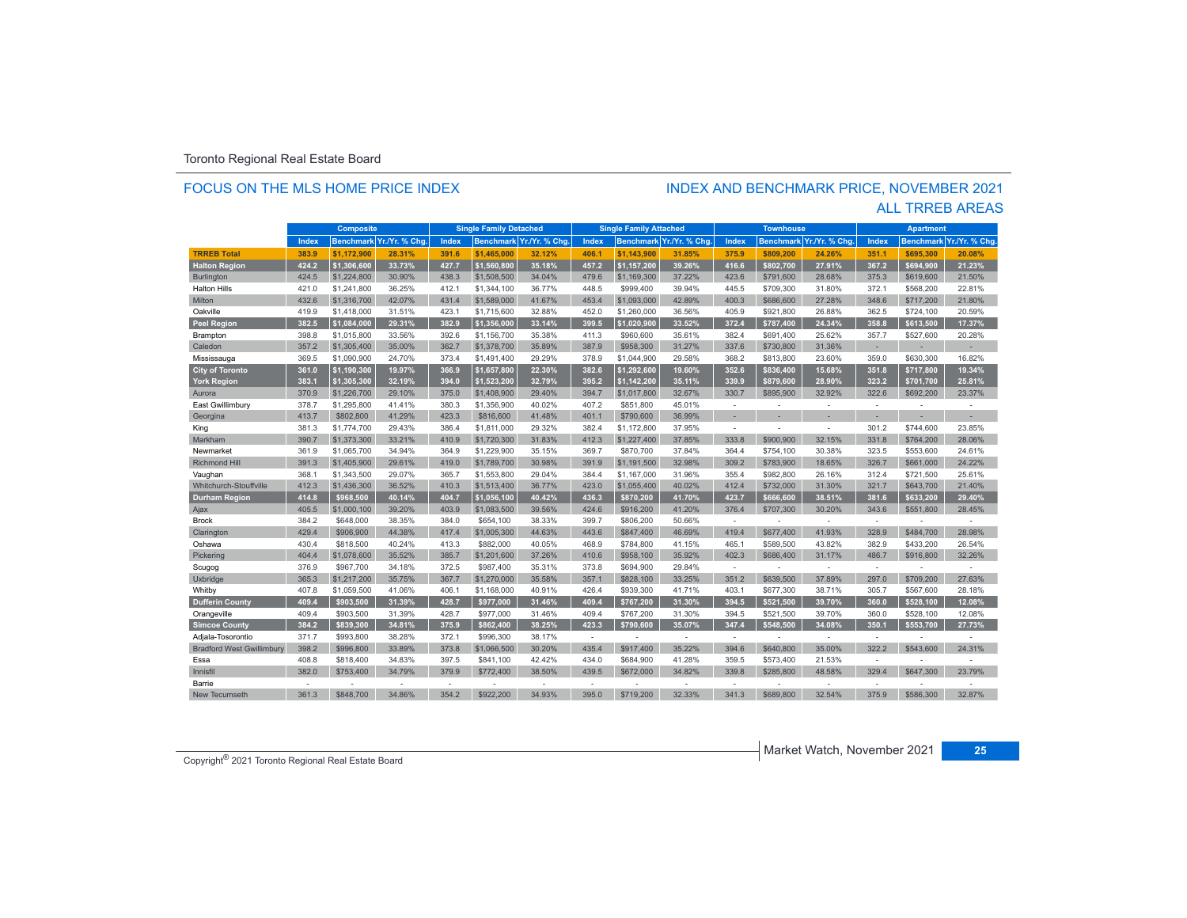Toronto Regional Real Estate Board

## FOCUS ON THE MLS HOME PRICE INDEX

## INDEX AND BENCHMARK PRICE, NOVEMBER 2021
## ALL TRREB AREAS

| | Composite | | | Single Family Detached | | | Single Family Attached | | | Townhouse | | | Apartment | | |
|---|---|---|---|---|---|---|---|---|---|---|---|---|---|---|---|
| | Index | Benchmark | Yr./Yr. % Chg. | Index | Benchmark | Yr./Yr. % Chg. | Index | Benchmark | Yr./Yr. % Chg. | Index | Benchmark | Yr./Yr. % Chg. | Index | Benchmark | Yr./Yr. % Chg. |
| **TRREB Total** | **383.9** | **$1,172,900** | **28.31%** | **391.6** | **$1,465,000** | **32.12%** | **406.1** | **$1,143,900** | **31.85%** | **375.9** | **$809,200** | **24.26%** | **351.1** | **$695,300** | **20.08%** |
| **Halton Region** | **424.2** | **$1,306,600** | **33.73%** | **427.7** | **$1,560,800** | **35.18%** | **457.2** | **$1,157,200** | **39.26%** | **416.6** | **$802,700** | **27.91%** | **367.2** | **$694,900** | **21.23%** |
| Burlington | 424.5 | $1,224,800 | 30.90% | 438.3 | $1,508,500 | 34.04% | 479.6 | $1,169,300 | 37.22% | 423.6 | $791,600 | 28.68% | 375.3 | $619,600 | 21.50% |
| Halton Hills | 421.0 | $1,241,800 | 36.25% | 412.1 | $1,344,100 | 36.77% | 448.5 | $999,400 | 39.94% | 445.5 | $709,300 | 31.80% | 372.1 | $568,200 | 22.81% |
| Milton | 432.6 | $1,316,700 | 42.07% | 431.4 | $1,589,000 | 41.67% | 453.4 | $1,093,000 | 42.89% | 400.3 | $686,600 | 27.28% | 348.6 | $717,200 | 21.80% |
| Oakville | 419.9 | $1,418,000 | 31.51% | 423.1 | $1,715,600 | 32.88% | 452.0 | $1,260,000 | 36.56% | 405.9 | $921,800 | 26.88% | 362.5 | $724,100 | 20.59% |
| **Peel Region** | **382.5** | **$1,084,000** | **29.31%** | **382.9** | **$1,356,000** | **33.14%** | **399.5** | **$1,020,900** | **33.52%** | **372.4** | **$787,400** | **24.34%** | **358.8** | **$613,500** | **17.37%** |
| Brampton | 398.8 | $1,015,800 | 33.56% | 392.6 | $1,156,700 | 35.38% | 411.3 | $960,600 | 35.61% | 382.4 | $691,400 | 25.62% | 357.7 | $527,600 | 20.28% |
| Caledon | 357.2 | $1,305,400 | 35.00% | 362.7 | $1,378,700 | 35.89% | 387.9 | $958,300 | 31.27% | 337.6 | $730,800 | 31.36% | - | - | - |
| Mississauga | 369.5 | $1,090,900 | 24.70% | 373.4 | $1,491,400 | 29.29% | 378.9 | $1,044,900 | 29.58% | 368.2 | $813,800 | 23.60% | 359.0 | $630,300 | 16.82% |
| **City of Toronto** | **361.0** | **$1,190,300** | **19.97%** | **366.9** | **$1,657,800** | **22.30%** | **382.6** | **$1,292,600** | **19.60%** | **352.6** | **$836,400** | **15.68%** | **351.8** | **$717,800** | **19.34%** |
| **York Region** | **383.1** | **$1,305,300** | **32.19%** | **394.0** | **$1,523,200** | **32.79%** | **395.2** | **$1,142,200** | **35.11%** | **339.9** | **$879,600** | **28.90%** | **323.2** | **$701,700** | **25.81%** |
| Aurora | 370.9 | $1,226,700 | 29.10% | 375.0 | $1,408,900 | 29.40% | 394.7 | $1,017,800 | 32.67% | 330.7 | $895,900 | 32.92% | 322.6 | $692,200 | 23.37% |
| East Gwillimbury | 378.7 | $1,295,800 | 41.41% | 380.3 | $1,356,900 | 40.02% | 407.2 | $851,800 | 45.01% | - | - | - | - | - | - |
| Georgina | 413.7 | $802,800 | 41.29% | 423.3 | $816,600 | 41.48% | 401.1 | $790,600 | 36.99% | - | - | - | - | - | - |
| King | 381.3 | $1,774,700 | 29.43% | 386.4 | $1,811,000 | 29.32% | 382.4 | $1,172,800 | 37.95% | - | - | - | 301.2 | $744,600 | 23.85% |
| Markham | 390.7 | $1,373,300 | 33.21% | 410.9 | $1,720,300 | 31.83% | 412.3 | $1,227,400 | 37.85% | 333.8 | $900,900 | 32.15% | 331.8 | $764,200 | 28.06% |
| Newmarket | 361.9 | $1,065,700 | 34.94% | 364.9 | $1,229,900 | 35.15% | 369.7 | $870,700 | 37.84% | 364.4 | $754,100 | 30.38% | 323.5 | $553,600 | 24.61% |
| Richmond Hill | 391.3 | $1,405,900 | 29.61% | 419.0 | $1,789,700 | 30.98% | 391.9 | $1,191,500 | 32.98% | 309.2 | $783,900 | 18.65% | 326.7 | $661,000 | 24.22% |
| Vaughan | 368.1 | $1,343,500 | 29.07% | 365.7 | $1,553,800 | 29.04% | 384.4 | $1,167,000 | 31.96% | 355.4 | $982,800 | 26.16% | 312.4 | $721,500 | 25.61% |
| Whitchurch-Stouffville | 412.3 | $1,436,300 | 36.52% | 410.3 | $1,513,400 | 36.77% | 423.0 | $1,055,400 | 40.02% | 412.4 | $732,000 | 31.30% | 321.7 | $643,700 | 21.40% |
| **Durham Region** | **414.8** | **$968,500** | **40.14%** | **404.7** | **$1,056,100** | **40.42%** | **436.3** | **$870,200** | **41.70%** | **423.7** | **$666,600** | **38.51%** | **381.6** | **$633,200** | **29.40%** |
| Ajax | 405.5 | $1,000,100 | 39.20% | 403.9 | $1,083,500 | 39.56% | 424.6 | $916,200 | 41.20% | 376.4 | $707,300 | 30.20% | 343.6 | $551,800 | 28.45% |
| Brock | 384.2 | $648,000 | 38.35% | 384.0 | $654,100 | 38.33% | 399.7 | $806,200 | 50.66% | - | - | - | - | - | - |
| Clarington | 429.4 | $906,900 | 44.38% | 417.4 | $1,005,300 | 44.63% | 443.6 | $847,400 | 46.69% | 419.4 | $677,400 | 41.93% | 328.9 | $484,700 | 28.98% |
| Oshawa | 430.4 | $818,500 | 40.24% | 413.3 | $882,000 | 40.05% | 468.9 | $784,800 | 41.15% | 465.1 | $589,500 | 43.82% | 382.9 | $433,200 | 26.54% |
| Pickering | 404.4 | $1,078,600 | 35.52% | 385.7 | $1,201,600 | 37.26% | 410.6 | $958,100 | 35.92% | 402.3 | $686,400 | 31.17% | 486.7 | $916,800 | 32.26% |
| Scugog | 376.9 | $967,700 | 34.18% | 372.5 | $987,400 | 35.31% | 373.8 | $694,900 | 29.84% | - | - | - | - | - | - |
| Uxbridge | 365.3 | $1,217,200 | 35.75% | 367.7 | $1,270,000 | 35.58% | 357.1 | $828,100 | 33.25% | 351.2 | $639,500 | 37.89% | 297.0 | $709,200 | 27.63% |
| Whitby | 407.8 | $1,059,500 | 41.06% | 406.1 | $1,168,000 | 40.91% | 426.4 | $939,300 | 41.71% | 403.1 | $677,300 | 38.71% | 305.7 | $567,600 | 28.18% |
| **Dufferin County** | **409.4** | **$903,500** | **31.39%** | **428.7** | **$977,000** | **31.46%** | **409.4** | **$767,200** | **31.30%** | **394.5** | **$521,500** | **39.70%** | **360.0** | **$528,100** | **12.08%** |
| Orangeville | 409.4 | $903,500 | 31.39% | 428.7 | $977,000 | 31.46% | 409.4 | $767,200 | 31.30% | 394.5 | $521,500 | 39.70% | 360.0 | $528,100 | 12.08% |
| **Simcoe County** | **384.2** | **$839,300** | **34.81%** | **375.9** | **$862,400** | **38.25%** | **423.3** | **$790,600** | **35.07%** | **347.4** | **$548,500** | **34.08%** | **350.1** | **$553,700** | **27.73%** |
| Adjala-Tosorontio | 371.7 | $993,800 | 38.28% | 372.1 | $996,300 | 38.17% | - | - | - | - | - | - | - | - | - |
| Bradford West Gwillimbury | 398.2 | $996,800 | 33.89% | 373.8 | $1,066,500 | 30.20% | 435.4 | $917,400 | 35.22% | 394.6 | $640,800 | 35.00% | 322.2 | $543,600 | 24.31% |
| Essa | 408.8 | $818,400 | 34.83% | 397.5 | $841,100 | 42.42% | 434.0 | $684,900 | 41.28% | 359.5 | $573,400 | 21.53% | - | - | - |
| Innisfil | 382.0 | $753,400 | 34.79% | 379.9 | $772,400 | 38.50% | 439.5 | $672,000 | 34.82% | 339.8 | $285,800 | 48.58% | 329.4 | $647,300 | 23.79% |
| Barrie | - | - | - | - | - | - | - | - | - | - | - | - | - | - | - |
| New Tecumseth | 361.3 | $848,700 | 34.86% | 354.2 | $922,200 | 34.93% | 395.0 | $719,200 | 32.33% | 341.3 | $689,800 | 32.54% | 375.9 | $586,300 | 32.87% |

Copyright® 2021 Toronto Regional Real Estate Board

Market Watch, November 2021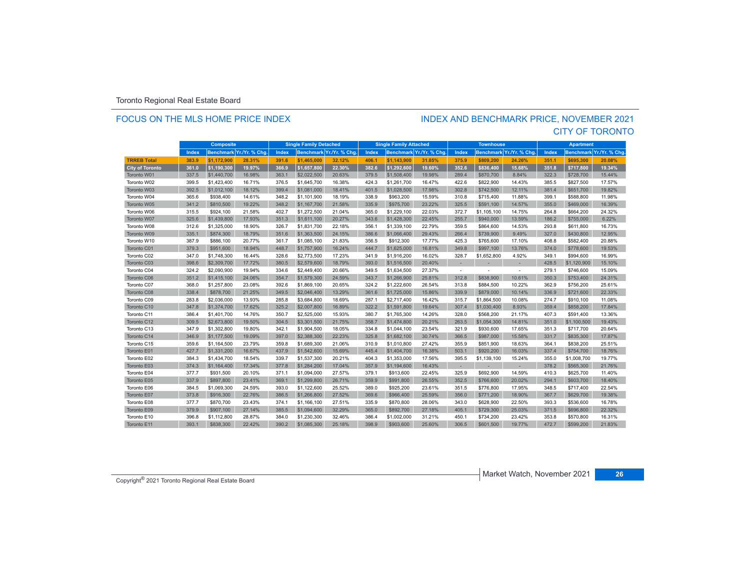Toronto Regional Real Estate Board

## FOCUS ON THE MLS HOME PRICE INDEX

## INDEX AND BENCHMARK PRICE, NOVEMBER 2021
## CITY OF TORONTO

| | Composite | | | Single Family Detached | | | Single Family Attached | | | Townhouse | | | Apartment | | |
|---|---|---|---|---|---|---|---|---|---|---|---|---|---|---|---|
| | Index | Benchmark | Yr./Yr. % Chg. | Index | Benchmark | Yr./Yr. % Chg. | Index | Benchmark | Yr./Yr. % Chg. | Index | Benchmark | Yr./Yr. % Chg. | Index | Benchmark | Yr./Yr. % Chg. |
| **TRREB Total** | **383.9** | **$1,172,900** | **28.31%** | **391.6** | **$1,465,000** | **32.12%** | **406.1** | **$1,143,900** | **31.85%** | **375.9** | **$809,200** | **24.26%** | **351.1** | **$695,300** | **20.08%** |
| **City of Toronto** | **361.0** | **$1,190,300** | **19.97%** | **366.9** | **$1,657,800** | **22.30%** | **382.6** | **$1,292,600** | **19.60%** | **352.6** | **$836,400** | **15.68%** | **351.8** | **$717,800** | **19.34%** |
| Toronto W01 | 337.5 | $1,440,700 | 16.98% | 363.1 | $2,022,500 | 20.63% | 379.5 | $1,508,400 | 19.98% | 289.4 | $870,700 | 8.84% | 322.3 | $728,700 | 15.44% |
| Toronto W02 | 399.5 | $1,423,400 | 16.71% | 376.5 | $1,645,700 | 16.38% | 424.3 | $1,261,700 | 16.47% | 422.6 | $822,900 | 14.43% | 385.5 | $827,500 | 17.57% |
| Toronto W03 | 392.5 | $1,012,100 | 18.12% | 399.4 | $1,081,000 | 18.41% | 401.5 | $1,028,500 | 17.98% | 302.8 | $742,500 | 12.11% | 381.4 | $651,700 | 19.82% |
| Toronto W04 | 365.6 | $938,400 | 14.61% | 348.2 | $1,101,900 | 18.19% | 338.9 | $963,200 | 15.59% | 310.8 | $715,400 | 11.88% | 399.1 | $588,800 | 11.98% |
| Toronto W05 | 341.2 | $810,500 | 19.22% | 348.2 | $1,167,700 | 21.58% | 335.9 | $975,700 | 23.22% | 325.5 | $591,100 | 14.57% | 355.0 | $469,000 | 16.39% |
| Toronto W06 | 315.5 | $924,100 | 21.58% | 402.7 | $1,272,500 | 21.04% | 365.0 | $1,229,100 | 22.03% | 372.7 | $1,105,100 | 14.75% | 264.8 | $664,200 | 24.32% |
| Toronto W07 | 325.6 | $1,439,800 | 17.93% | 351.3 | $1,611,100 | 20.27% | 343.6 | $1,428,300 | 22.45% | 255.7 | $940,000 | 13.59% | 186.2 | $755,000 | 6.22% |
| Toronto W08 | 312.6 | $1,325,000 | 18.90% | 326.7 | $1,831,700 | 22.18% | 356.1 | $1,339,100 | 22.79% | 359.5 | $864,600 | 14.53% | 293.8 | $611,800 | 16.73% |
| Toronto W09 | 335.1 | $874,300 | 18.79% | 351.6 | $1,363,500 | 24.15% | 386.6 | $1,066,400 | 29.43% | 266.4 | $739,900 | 9.49% | 327.0 | $430,800 | 12.95% |
| Toronto W10 | 387.9 | $886,100 | 20.77% | 361.7 | $1,085,100 | 21.83% | 356.5 | $912,300 | 17.77% | 425.3 | $765,600 | 17.10% | 408.8 | $582,400 | 20.88% |
| Toronto C01 | 379.3 | $951,600 | 18.94% | 448.7 | $1,757,900 | 16.24% | 444.7 | $1,625,000 | 16.81% | 349.8 | $997,100 | 13.76% | 374.0 | $778,600 | 19.53% |
| Toronto C02 | 347.0 | $1,748,300 | 16.44% | 328.6 | $2,773,500 | 17.23% | 341.9 | $1,916,200 | 16.02% | 328.7 | $1,652,800 | 4.92% | 349.1 | $994,600 | 16.99% |
| Toronto C03 | 398.6 | $2,309,700 | 17.72% | 380.5 | $2,579,600 | 18.79% | 393.0 | $1,516,500 | 20.40% | - | - | - | 428.5 | $1,120,900 | 15.10% |
| Toronto C04 | 324.2 | $2,090,900 | 19.94% | 334.6 | $2,449,400 | 20.66% | 349.5 | $1,634,500 | 27.37% | - | - | - | 279.1 | $746,600 | 15.09% |
| Toronto C06 | 351.2 | $1,415,100 | 24.06% | 354.7 | $1,579,300 | 24.59% | 343.7 | $1,266,900 | 25.81% | 312.8 | $838,900 | 10.61% | 350.3 | $753,400 | 24.31% |
| Toronto C07 | 368.0 | $1,257,800 | 23.08% | 392.6 | $1,869,100 | 20.65% | 324.2 | $1,222,600 | 26.54% | 313.8 | $884,500 | 10.22% | 362.9 | $756,200 | 25.61% |
| Toronto C08 | 338.4 | $878,700 | 21.25% | 349.5 | $2,046,400 | 13.29% | 361.6 | $1,725,000 | 15.86% | 339.9 | $879,000 | 10.14% | 336.9 | $721,600 | 22.33% |
| Toronto C09 | 283.8 | $2,036,000 | 13.93% | 285.8 | $3,684,800 | 18.69% | 287.1 | $2,717,400 | 16.42% | 315.7 | $1,864,500 | 10.08% | 274.7 | $910,100 | 11.08% |
| Toronto C10 | 347.8 | $1,374,700 | 17.62% | 325.2 | $2,007,800 | 16.89% | 322.2 | $1,591,800 | 19.64% | 307.4 | $1,030,400 | 8.93% | 359.4 | $858,200 | 17.84% |
| Toronto C11 | 386.4 | $1,401,700 | 14.76% | 350.7 | $2,525,000 | 15.93% | 380.7 | $1,765,300 | 14.26% | 328.0 | $568,200 | 21.17% | 407.3 | $591,400 | 13.36% |
| Toronto C12 | 309.5 | $2,673,800 | 19.50% | 304.5 | $3,301,500 | 21.75% | 358.7 | $1,474,800 | 20.21% | 263.5 | $1,054,300 | 14.81% | 351.0 | $1,100,500 | 19.43% |
| Toronto C13 | 347.9 | $1,302,800 | 19.80% | 342.1 | $1,904,500 | 18.05% | 334.8 | $1,044,100 | 23.54% | 321.9 | $930,600 | 17.65% | 351.3 | $717,700 | 20.64% |
| Toronto C14 | 346.9 | $1,177,500 | 19.09% | 397.0 | $2,388,300 | 22.23% | 325.8 | $1,682,100 | 30.74% | 366.5 | $987,000 | 15.58% | 331.7 | $835,300 | 17.87% |
| Toronto C15 | 359.6 | $1,164,500 | 23.79% | 359.8 | $1,689,300 | 21.06% | 310.9 | $1,010,800 | 27.42% | 355.9 | $851,900 | 18.63% | 364.1 | $838,200 | 25.51% |
| Toronto E01 | 427.7 | $1,331,200 | 16.67% | 437.9 | $1,542,600 | 15.69% | 445.4 | $1,404,700 | 16.38% | 503.1 | $920,200 | 16.03% | 337.4 | $754,700 | 18.76% |
| Toronto E02 | 384.3 | $1,434,700 | 18.54% | 339.7 | $1,537,300 | 20.21% | 404.3 | $1,353,000 | 17.56% | 395.5 | $1,139,100 | 15.24% | 355.0 | $1,008,700 | 19.77% |
| Toronto E03 | 374.3 | $1,164,400 | 17.34% | 377.8 | $1,284,200 | 17.04% | 357.9 | $1,194,600 | 16.43% | - | - | - | 378.2 | $565,300 | 21.76% |
| Toronto E04 | 377.7 | $931,500 | 20.10% | 371.1 | $1,094,000 | 27.57% | 379.1 | $913,600 | 22.45% | 325.9 | $692,900 | 14.59% | 410.3 | $625,700 | 11.40% |
| Toronto E05 | 337.9 | $897,800 | 23.41% | 369.1 | $1,299,800 | 26.71% | 359.9 | $991,800 | 26.55% | 352.5 | $766,600 | 20.02% | 294.1 | $603,700 | 18.40% |
| Toronto E06 | 384.5 | $1,069,300 | 24.59% | 393.0 | $1,122,600 | 25.52% | 389.0 | $925,200 | 23.61% | 351.5 | $776,800 | 17.95% | 348.5 | $717,400 | 22.54% |
| Toronto E07 | 373.8 | $916,300 | 22.76% | 386.5 | $1,266,800 | 27.52% | 369.6 | $966,400 | 25.59% | 356.0 | $771,200 | 18.90% | 367.7 | $629,700 | 19.38% |
| Toronto E08 | 377.7 | $870,700 | 23.43% | 374.1 | $1,166,100 | 27.51% | 335.9 | $870,800 | 28.06% | 343.0 | $628,900 | 22.50% | 393.3 | $536,600 | 16.78% |
| Toronto E09 | 379.9 | $907,100 | 27.14% | 385.5 | $1,094,600 | 32.29% | 365.0 | $892,700 | 27.18% | 405.1 | $729,300 | 25.03% | 371.5 | $696,800 | 22.32% |
| Toronto E10 | 396.8 | $1,112,800 | 28.87% | 384.0 | $1,230,300 | 32.46% | 386.4 | $1,002,000 | 31.21% | 450.1 | $734,200 | 23.42% | 353.8 | $570,800 | 16.31% |
| Toronto E11 | 393.1 | $838,300 | 22.42% | 390.2 | $1,085,300 | 25.18% | 398.9 | $903,600 | 25.60% | 306.5 | $601,500 | 19.77% | 472.7 | $599,200 | 21.83% |

Copyright® 2021 Toronto Regional Real Estate Board

Market Watch, November 2021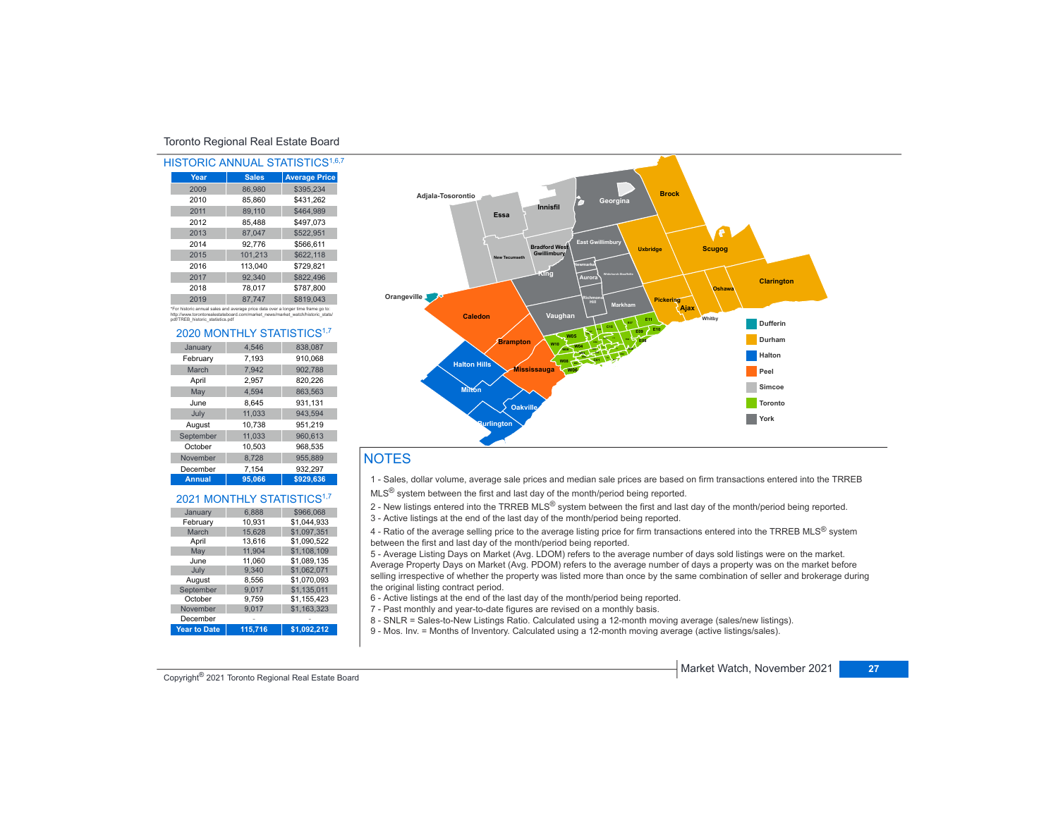Toronto Regional Real Estate Board

## HISTORIC ANNUAL STATISTICS[1,6,7]

| Year | Sales | Average Price |
|---|---|---|
| 2009 | 86,980 | $395,234 |
| 2010 | 85,860 | $431,262 |
| 2011 | 89,110 | $464,989 |
| 2012 | 85,488 | $497,073 |
| 2013 | 87,047 | $522,951 |
| 2014 | 92,776 | $566,611 |
| 2015 | 101,213 | $622,118 |
| 2016 | 113,040 | $729,821 |
| 2017 | 92,340 | $822,496 |
| 2018 | 78,017 | $787,800 |
| 2019 | 87,747 | $819,043 |

*For historic annual sales and average price data over a longer time frame go to: http://www.torontorealestateboard.com/market_news/market_watch/historic_stats/pdf/TREB_historic_statistics.pdf

## 2020 MONTHLY STATISTICS[1,7]

| | | |
|---|---|---|
| January | 4,546 | 838,087 |
| February | 7,193 | 910,068 |
| March | 7,942 | 902,788 |
| April | 2,957 | 820,226 |
| May | 4,594 | 863,563 |
| June | 8,645 | 931,131 |
| July | 11,033 | 943,594 |
| August | 10,738 | 951,219 |
| September | 11,033 | 960,613 |
| October | 10,503 | 968,535 |
| November | 8,728 | 955,889 |
| December | 7,154 | 932,297 |
| **Annual** | **95,066** | **$929,636** |

## 2021 MONTHLY STATISTICS[1,7]

| | | |
|---|---|---|
| January | 6,888 | $966,068 |
| February | 10,931 | $1,044,933 |
| March | 15,628 | $1,097,351 |
| April | 13,616 | $1,090,522 |
| May | 11,904 | $1,108,109 |
| June | 11,060 | $1,089,135 |
| July | 9,340 | $1,062,071 |
| August | 8,556 | $1,070,093 |
| September | 9,017 | $1,135,011 |
| October | 9,759 | $1,155,423 |
| November | 9,017 | $1,163,323 |
| December | - | - |
| **Year to Date** | **115,716** | **$1,092,212** |

Adjala-Tosorontio, Essa, Innisfil, Georgina, Brock, Bradford West Gwillimbury, East Gwillimbury, Uxbridge, Scugog, New Tecumseth, King, Newmarket, Aurora, Whitchurch-Stouffville, Oshawa, Clarington, Orangeville, Richmond Hill, Markham, Pickering, Ajax, Whitby, Caledon, Vaughan, Brampton, Halton Hills, Mississauga, Milton, Oakville, Burlington

Dufferin, Durham, Halton, Peel, Simcoe, Toronto, York

## NOTES

1 - Sales, dollar volume, average sale prices and median sale prices are based on firm transactions entered into the TRREB MLS® system between the first and last day of the month/period being reported.

2 - New listings entered into the TRREB MLS® system between the first and last day of the month/period being reported.

3 - Active listings at the end of the last day of the month/period being reported.

4 - Ratio of the average selling price to the average listing price for firm transactions entered into the TRREB MLS® system between the first and last day of the month/period being reported.

5 - Average Listing Days on Market (Avg. LDOM) refers to the average number of days sold listings were on the market. Average Property Days on Market (Avg. PDOM) refers to the average number of days a property was on the market before selling irrespective of whether the property was listed more than once by the same combination of seller and brokerage during the original listing contract period.

6 - Active listings at the end of the last day of the month/period being reported.

7 - Past monthly and year-to-date figures are revised on a monthly basis.

8 - SNLR = Sales-to-New Listings Ratio. Calculated using a 12-month moving average (sales/new listings).

9 - Mos. Inv. = Months of Inventory. Calculated using a 12-month moving average (active listings/sales).

Copyright® 2021 Toronto Regional Real Estate Board